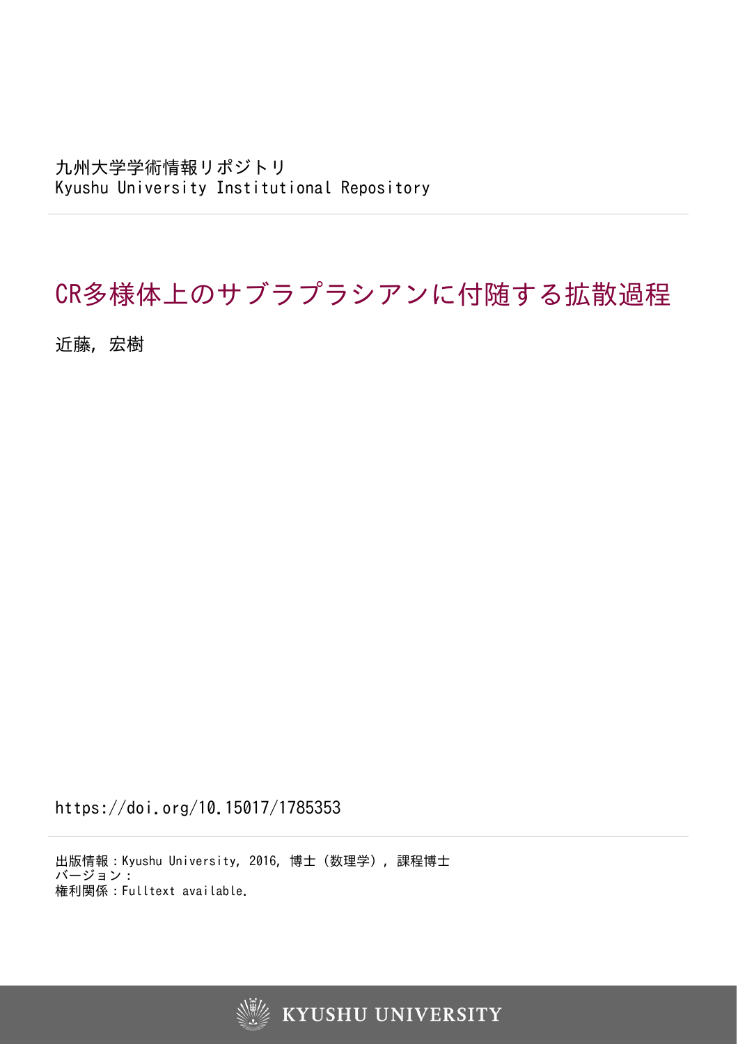九州大学学術情報リポジトリ
Kyushu University Institutional Repository

# CR多様体上のサブラプラシアンに付随する拡散過程

近藤, 宏樹

https://doi.org/10.15017/1785353

出版情報：Kyushu University, 2016, 博士（数理学）, 課程博士
バージョン：
権利関係：Fulltext available.

KYUSHU UNIVERSITY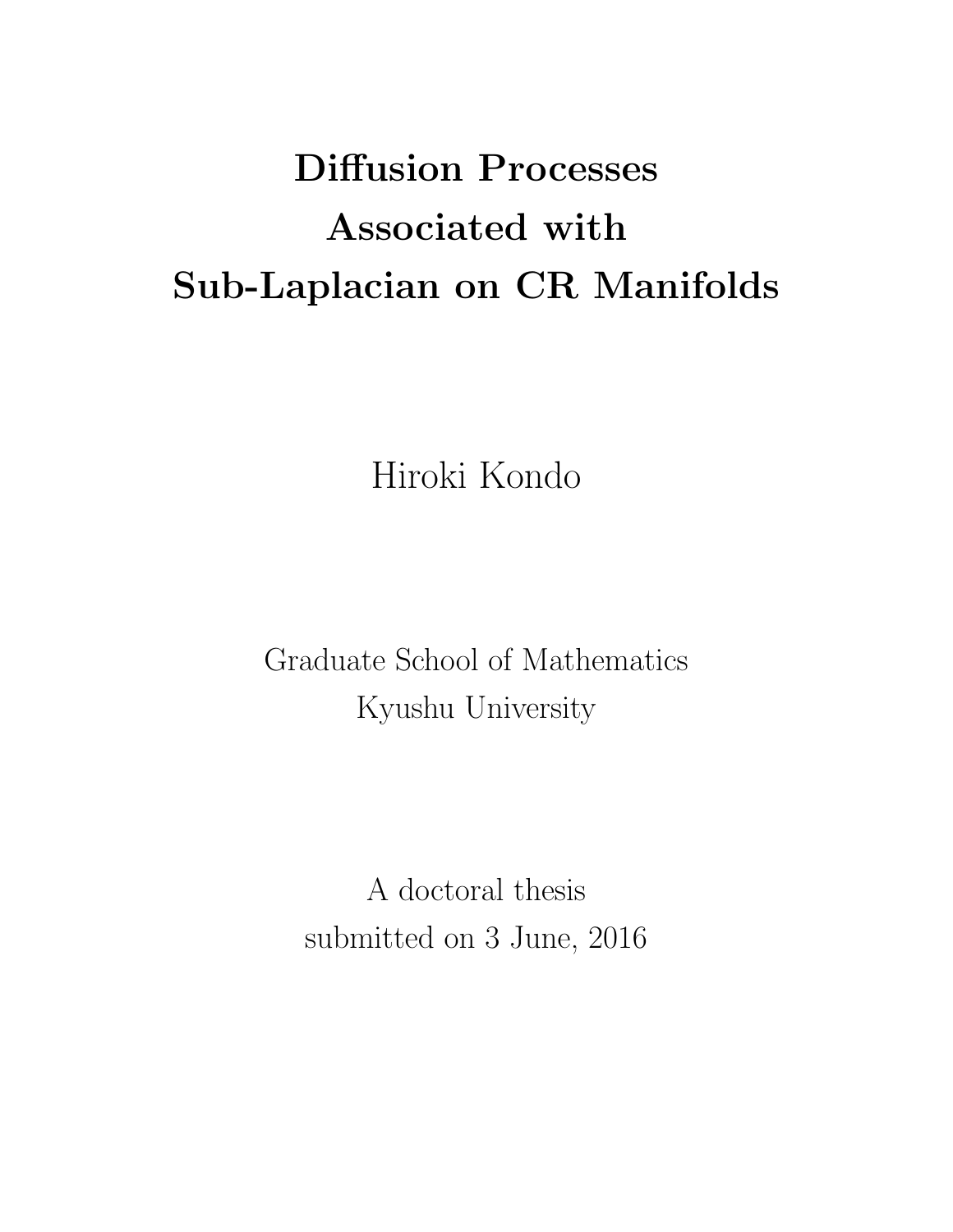# Diffusion Processes Associated with Sub-Laplacian on CR Manifolds

Hiroki Kondo

Graduate School of Mathematics
Kyushu University

A doctoral thesis
submitted on 3 June, 2016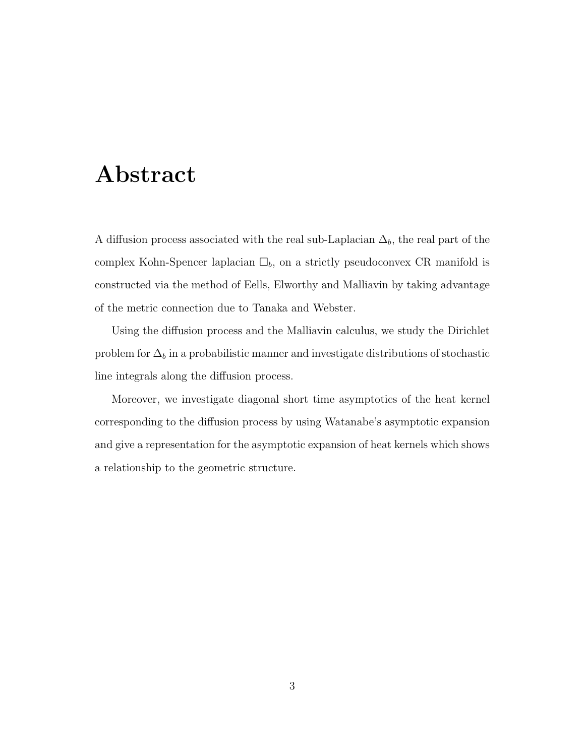# Abstract

A diffusion process associated with the real sub-Laplacian $\Delta_b$, the real part of the complex Kohn-Spencer laplacian $\Box_b$, on a strictly pseudoconvex CR manifold is constructed via the method of Eells, Elworthy and Malliavin by taking advantage of the metric connection due to Tanaka and Webster.

Using the diffusion process and the Malliavin calculus, we study the Dirichlet problem for $\Delta_b$ in a probabilistic manner and investigate distributions of stochastic line integrals along the diffusion process.

Moreover, we investigate diagonal short time asymptotics of the heat kernel corresponding to the diffusion process by using Watanabe's asymptotic expansion and give a representation for the asymptotic expansion of heat kernels which shows a relationship to the geometric structure.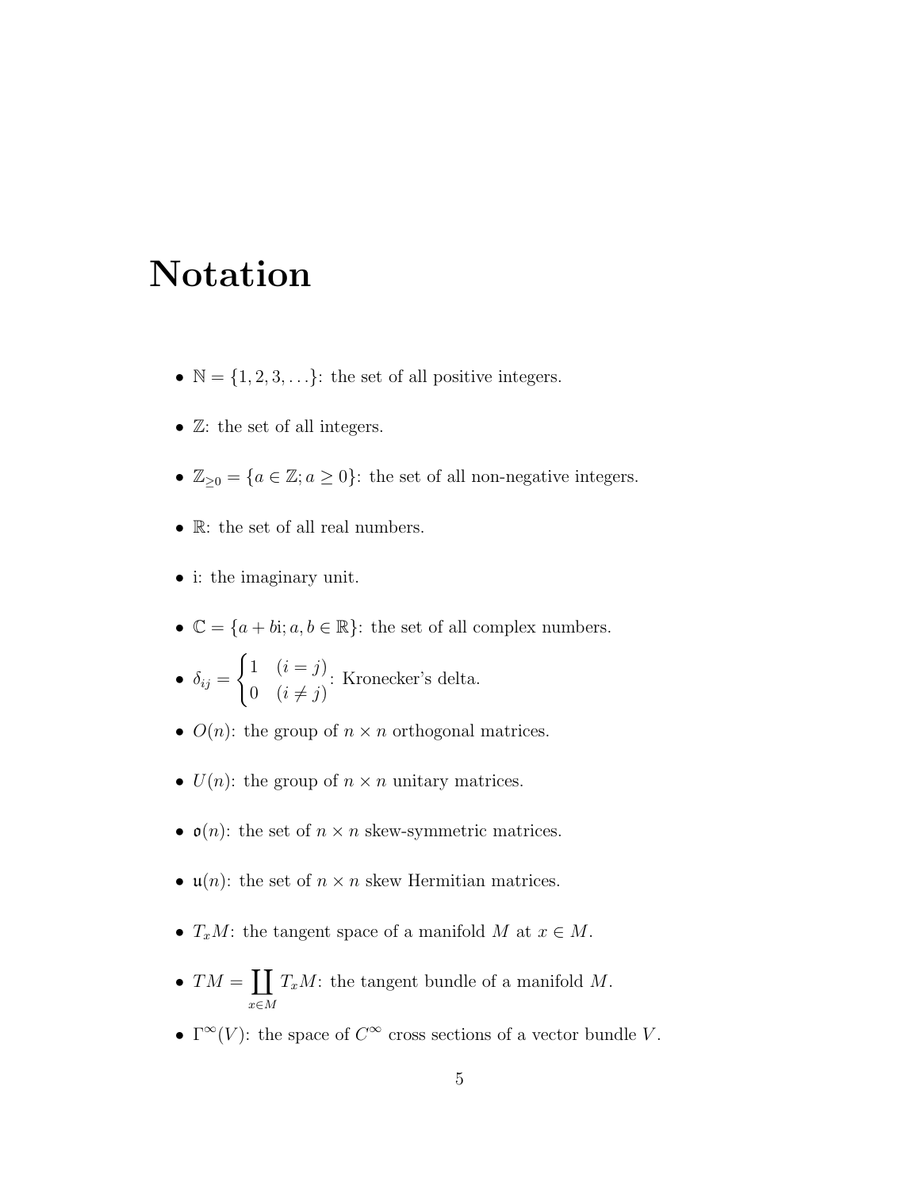# Notation

- $\mathbb{N} = \{1, 2, 3, \ldots\}$: the set of all positive integers.
- $\mathbb{Z}$: the set of all integers.
- $\mathbb{Z}_{\geq 0} = \{a \in \mathbb{Z}; a \geq 0\}$: the set of all non-negative integers.
- $\mathbb{R}$: the set of all real numbers.
- $\mathrm{i}$: the imaginary unit.
- $\mathbb{C} = \{a + b\mathrm{i}; a, b \in \mathbb{R}\}$: the set of all complex numbers.
- $\delta_{ij} = \begin{cases} 1 & (i = j) \\ 0 & (i \neq j) \end{cases}$: Kronecker's delta.
- $O(n)$: the group of $n \times n$ orthogonal matrices.
- $U(n)$: the group of $n \times n$ unitary matrices.
- $\mathfrak{o}(n)$: the set of $n \times n$ skew-symmetric matrices.
- $\mathfrak{u}(n)$: the set of $n \times n$ skew Hermitian matrices.
- $T_x M$: the tangent space of a manifold $M$ at $x \in M$.
- $TM = \coprod_{x \in M} T_x M$: the tangent bundle of a manifold $M$.
- $\Gamma^\infty(V)$: the space of $C^\infty$ cross sections of a vector bundle $V$.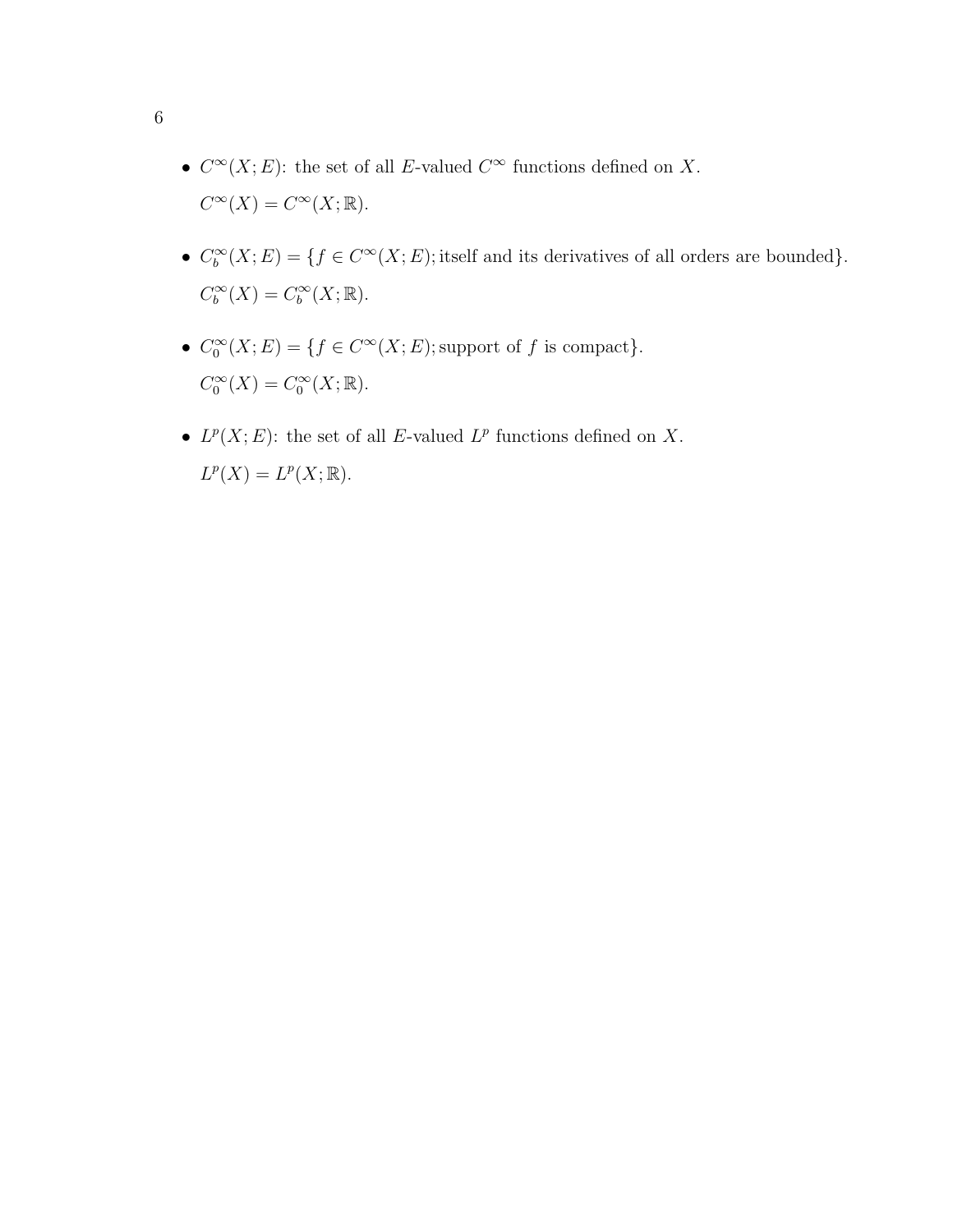- $C^\infty(X; E)$: the set of all $E$-valued $C^\infty$ functions defined on $X$.

  $C^\infty(X) = C^\infty(X; \mathbb{R})$.

- $C_b^\infty(X; E) = \{f \in C^\infty(X; E); \text{itself and its derivatives of all orders are bounded}\}$.

  $C_b^\infty(X) = C_b^\infty(X; \mathbb{R})$.

- $C_0^\infty(X; E) = \{f \in C^\infty(X; E); \text{support of } f \text{ is compact}\}$.

  $C_0^\infty(X) = C_0^\infty(X; \mathbb{R})$.

- $L^p(X; E)$: the set of all $E$-valued $L^p$ functions defined on $X$.

  $L^p(X) = L^p(X; \mathbb{R})$.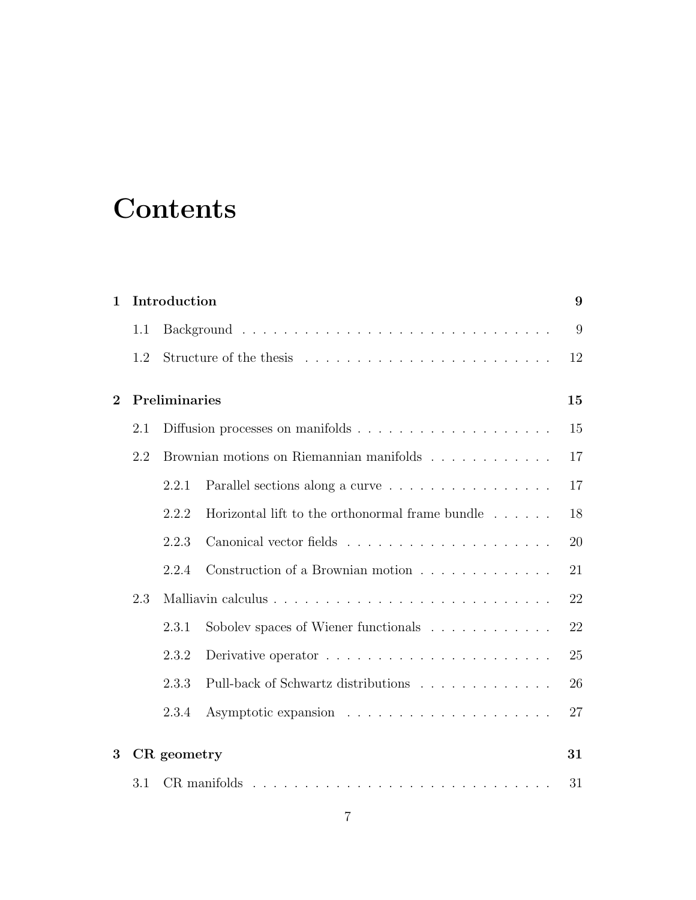# Contents

**1 Introduction** **9**

1.1 Background . . . . . . . . . . . . . . . . . . . . . . . . . . . . . . 9

1.2 Structure of the thesis . . . . . . . . . . . . . . . . . . . . . . . . 12

**2 Preliminaries** **15**

2.1 Diffusion processes on manifolds . . . . . . . . . . . . . . . . . . . 15

2.2 Brownian motions on Riemannian manifolds . . . . . . . . . . . . 17

2.2.1 Parallel sections along a curve . . . . . . . . . . . . . . . . 17

2.2.2 Horizontal lift to the orthonormal frame bundle . . . . . . 18

2.2.3 Canonical vector fields . . . . . . . . . . . . . . . . . . . . 20

2.2.4 Construction of a Brownian motion . . . . . . . . . . . . . 21

2.3 Malliavin calculus . . . . . . . . . . . . . . . . . . . . . . . . . . . 22

2.3.1 Sobolev spaces of Wiener functionals . . . . . . . . . . . . 22

2.3.2 Derivative operator . . . . . . . . . . . . . . . . . . . . . . 25

2.3.3 Pull-back of Schwartz distributions . . . . . . . . . . . . . 26

2.3.4 Asymptotic expansion . . . . . . . . . . . . . . . . . . . . 27

**3 CR geometry** **31**

3.1 CR manifolds . . . . . . . . . . . . . . . . . . . . . . . . . . . . . 31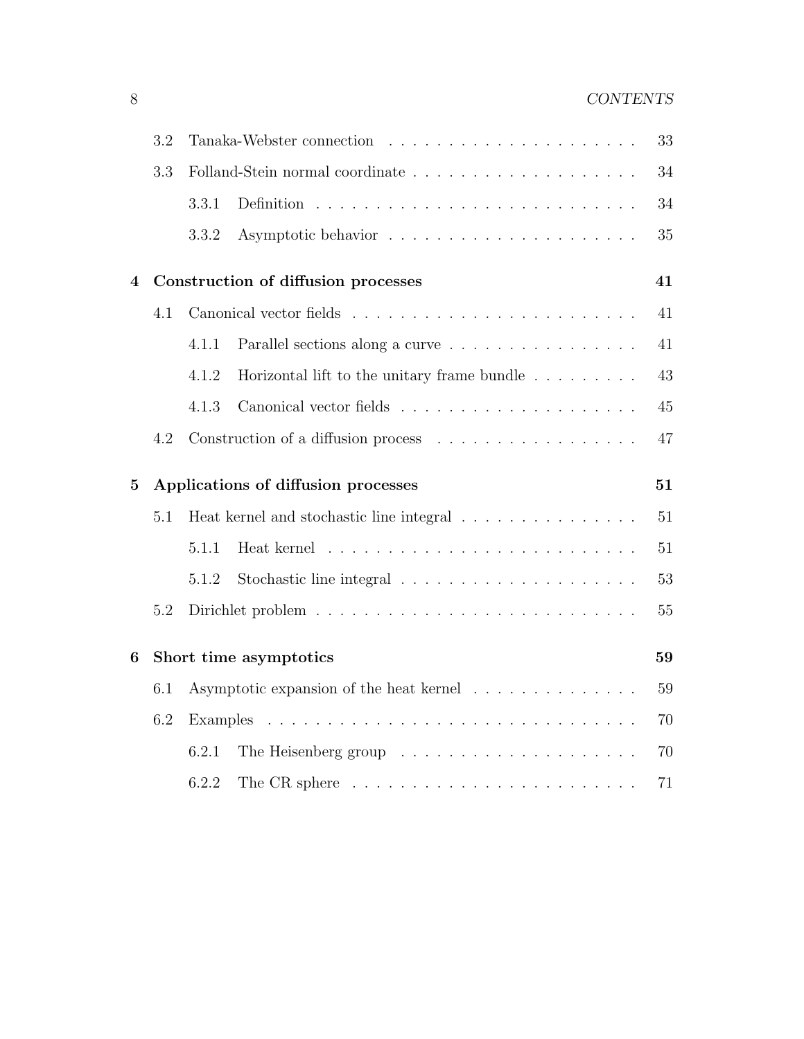3.2 Tanaka-Webster connection . . . . . . . . . . . . . . . . . . . . . 33

3.3 Folland-Stein normal coordinate . . . . . . . . . . . . . . . . . . . 34

3.3.1 Definition . . . . . . . . . . . . . . . . . . . . . . . . . . 34

3.3.2 Asymptotic behavior . . . . . . . . . . . . . . . . . . . . . 35

**4 Construction of diffusion processes** **41**

4.1 Canonical vector fields . . . . . . . . . . . . . . . . . . . . . . . . 41

4.1.1 Parallel sections along a curve . . . . . . . . . . . . . . . . 41

4.1.2 Horizontal lift to the unitary frame bundle . . . . . . . . . 43

4.1.3 Canonical vector fields . . . . . . . . . . . . . . . . . . . . 45

4.2 Construction of a diffusion process . . . . . . . . . . . . . . . . . 47

**5 Applications of diffusion processes** **51**

5.1 Heat kernel and stochastic line integral . . . . . . . . . . . . . . . 51

5.1.1 Heat kernel . . . . . . . . . . . . . . . . . . . . . . . . . . 51

5.1.2 Stochastic line integral . . . . . . . . . . . . . . . . . . . . 53

5.2 Dirichlet problem . . . . . . . . . . . . . . . . . . . . . . . . . . 55

**6 Short time asymptotics** **59**

6.1 Asymptotic expansion of the heat kernel . . . . . . . . . . . . . . 59

6.2 Examples . . . . . . . . . . . . . . . . . . . . . . . . . . . . . . 70

6.2.1 The Heisenberg group . . . . . . . . . . . . . . . . . . . . 70

6.2.2 The CR sphere . . . . . . . . . . . . . . . . . . . . . . . . 71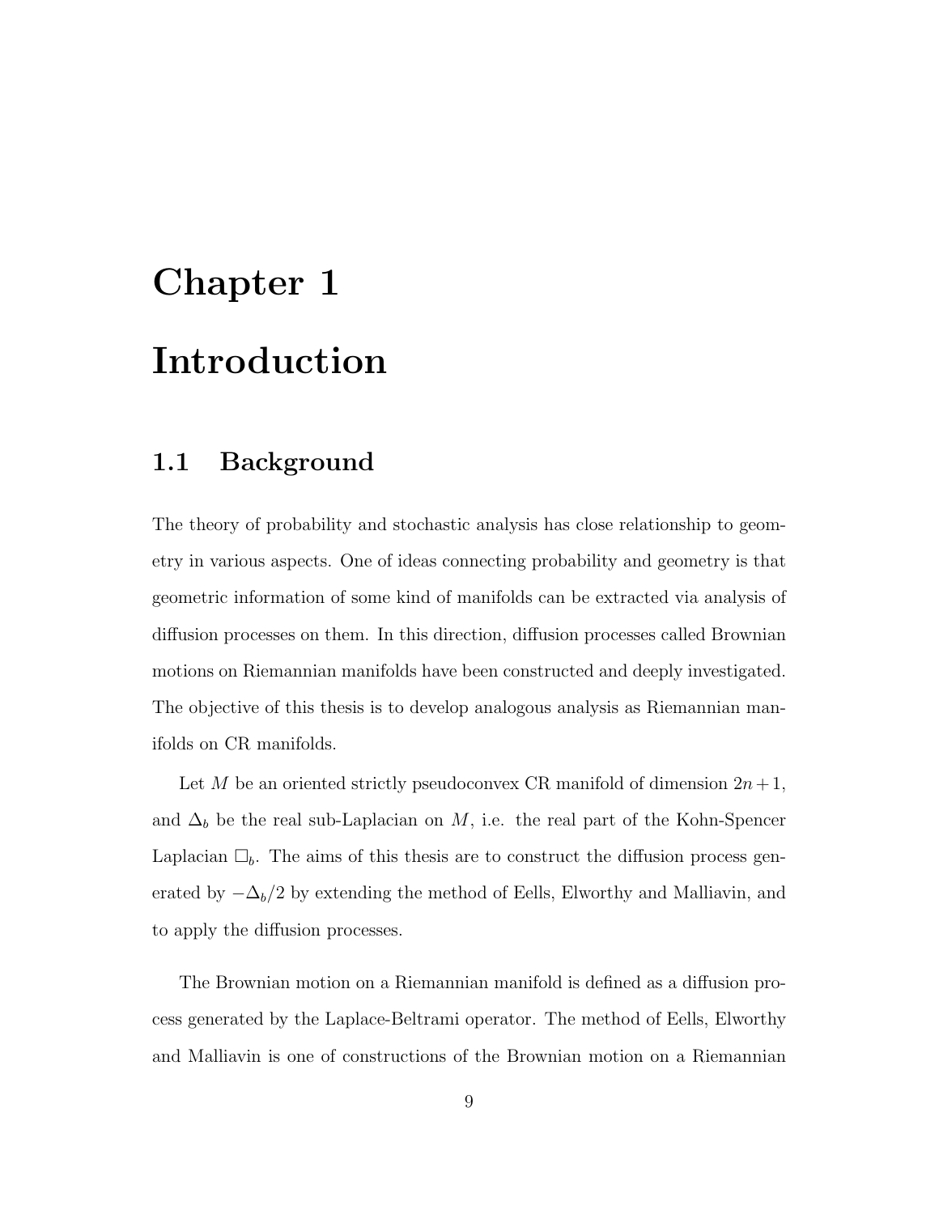# Chapter 1

# Introduction

## 1.1 Background

The theory of probability and stochastic analysis has close relationship to geometry in various aspects. One of ideas connecting probability and geometry is that geometric information of some kind of manifolds can be extracted via analysis of diffusion processes on them. In this direction, diffusion processes called Brownian motions on Riemannian manifolds have been constructed and deeply investigated. The objective of this thesis is to develop analogous analysis as Riemannian manifolds on CR manifolds.

Let $M$ be an oriented strictly pseudoconvex CR manifold of dimension $2n+1$, and $\Delta_b$ be the real sub-Laplacian on $M$, i.e. the real part of the Kohn-Spencer Laplacian $\Box_b$. The aims of this thesis are to construct the diffusion process generated by $-\Delta_b/2$ by extending the method of Eells, Elworthy and Malliavin, and to apply the diffusion processes.

The Brownian motion on a Riemannian manifold is defined as a diffusion process generated by the Laplace-Beltrami operator. The method of Eells, Elworthy and Malliavin is one of constructions of the Brownian motion on a Riemannian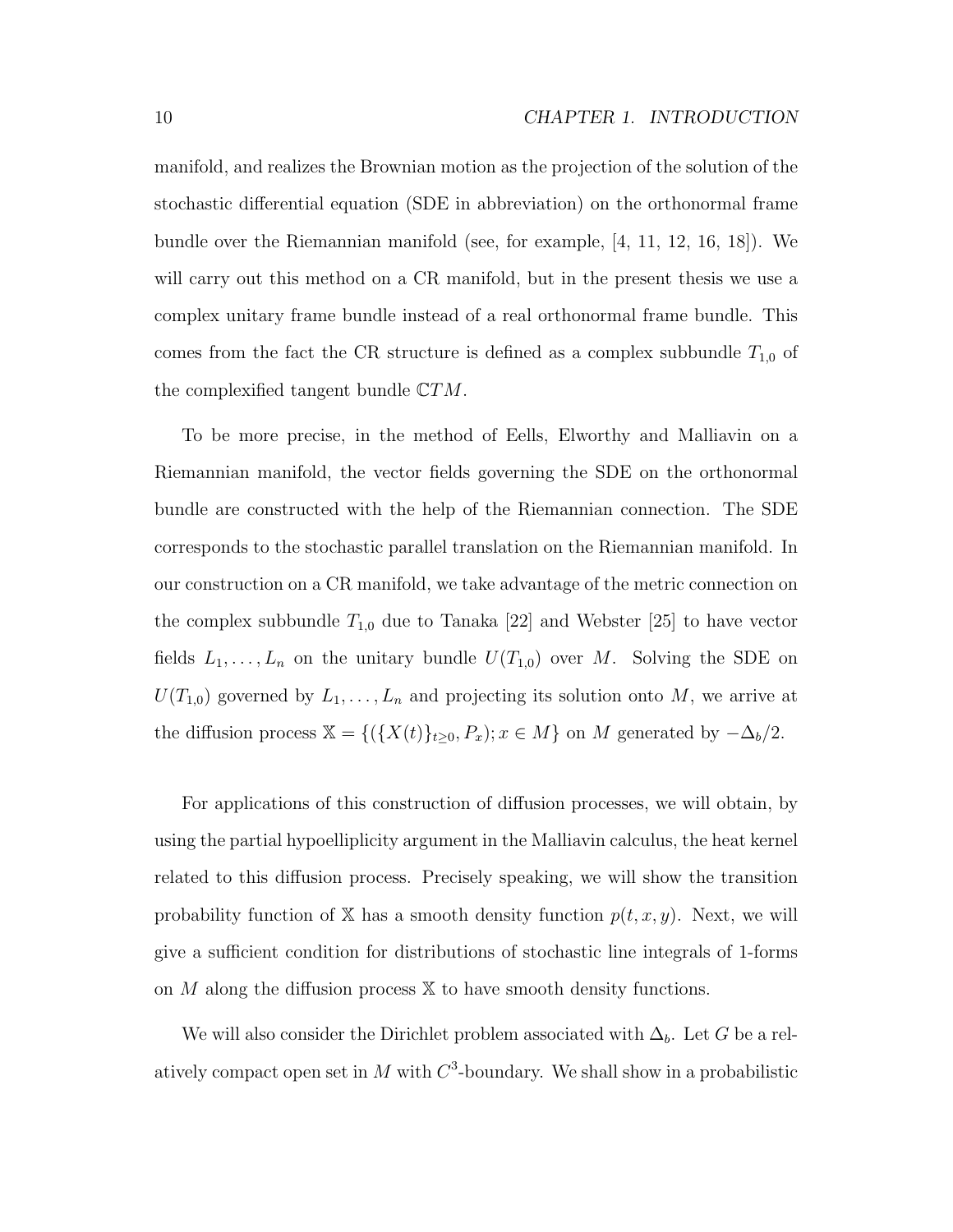manifold, and realizes the Brownian motion as the projection of the solution of the stochastic differential equation (SDE in abbreviation) on the orthonormal frame bundle over the Riemannian manifold (see, for example, [4, 11, 12, 16, 18]). We will carry out this method on a CR manifold, but in the present thesis we use a complex unitary frame bundle instead of a real orthonormal frame bundle. This comes from the fact the CR structure is defined as a complex subbundle $T_{1,0}$ of the complexified tangent bundle $\mathbb{C}TM$.

To be more precise, in the method of Eells, Elworthy and Malliavin on a Riemannian manifold, the vector fields governing the SDE on the orthonormal bundle are constructed with the help of the Riemannian connection. The SDE corresponds to the stochastic parallel translation on the Riemannian manifold. In our construction on a CR manifold, we take advantage of the metric connection on the complex subbundle $T_{1,0}$ due to Tanaka [22] and Webster [25] to have vector fields $L_1, \ldots, L_n$ on the unitary bundle $U(T_{1,0})$ over $M$. Solving the SDE on $U(T_{1,0})$ governed by $L_1, \ldots, L_n$ and projecting its solution onto $M$, we arrive at the diffusion process $\mathbb{X} = \{(\{X(t)\}_{t \geq 0}, P_x); x \in M\}$ on $M$ generated by $-\Delta_b/2$.

For applications of this construction of diffusion processes, we will obtain, by using the partial hypoelliplicity argument in the Malliavin calculus, the heat kernel related to this diffusion process. Precisely speaking, we will show the transition probability function of $\mathbb{X}$ has a smooth density function $p(t, x, y)$. Next, we will give a sufficient condition for distributions of stochastic line integrals of 1-forms on $M$ along the diffusion process $\mathbb{X}$ to have smooth density functions.

We will also consider the Dirichlet problem associated with $\Delta_b$. Let $G$ be a relatively compact open set in $M$ with $C^3$-boundary. We shall show in a probabilistic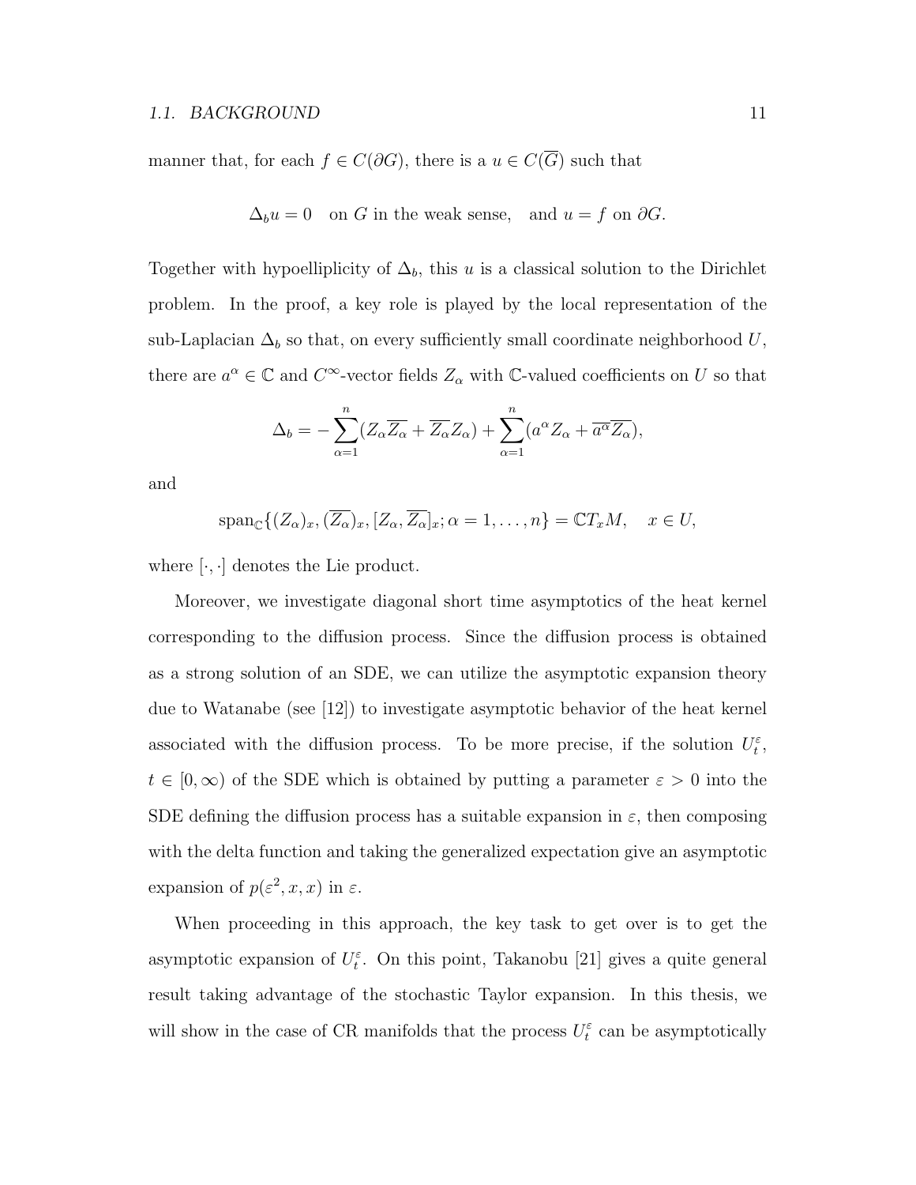manner that, for each $f \in C(\partial G)$, there is a $u \in C(\overline{G})$ such that

$$\Delta_b u = 0 \quad \text{on } G \text{ in the weak sense}, \quad \text{and } u = f \text{ on } \partial G.$$

Together with hypoelliplicity of $\Delta_b$, this $u$ is a classical solution to the Dirichlet problem. In the proof, a key role is played by the local representation of the sub-Laplacian $\Delta_b$ so that, on every sufficiently small coordinate neighborhood $U$, there are $a^\alpha \in \mathbb{C}$ and $C^\infty$-vector fields $Z_\alpha$ with $\mathbb{C}$-valued coefficients on $U$ so that

$$\Delta_b = -\sum_{\alpha=1}^{n} (Z_\alpha \overline{Z_\alpha} + \overline{Z_\alpha} Z_\alpha) + \sum_{\alpha=1}^{n} (a^\alpha Z_\alpha + \overline{a^\alpha} \overline{Z_\alpha}),$$

and

$$\operatorname{span}_{\mathbb{C}}\{(Z_\alpha)_x, (\overline{Z_\alpha})_x, [Z_\alpha, \overline{Z_\alpha}]_x; \alpha = 1, \ldots, n\} = \mathbb{C}T_x M, \quad x \in U,$$

where $[\cdot, \cdot]$ denotes the Lie product.

Moreover, we investigate diagonal short time asymptotics of the heat kernel corresponding to the diffusion process. Since the diffusion process is obtained as a strong solution of an SDE, we can utilize the asymptotic expansion theory due to Watanabe (see [12]) to investigate asymptotic behavior of the heat kernel associated with the diffusion process. To be more precise, if the solution $U_t^\varepsilon$, $t \in [0, \infty)$ of the SDE which is obtained by putting a parameter $\varepsilon > 0$ into the SDE defining the diffusion process has a suitable expansion in $\varepsilon$, then composing with the delta function and taking the generalized expectation give an asymptotic expansion of $p(\varepsilon^2, x, x)$ in $\varepsilon$.

When proceeding in this approach, the key task to get over is to get the asymptotic expansion of $U_t^\varepsilon$. On this point, Takanobu [21] gives a quite general result taking advantage of the stochastic Taylor expansion. In this thesis, we will show in the case of CR manifolds that the process $U_t^\varepsilon$ can be asymptotically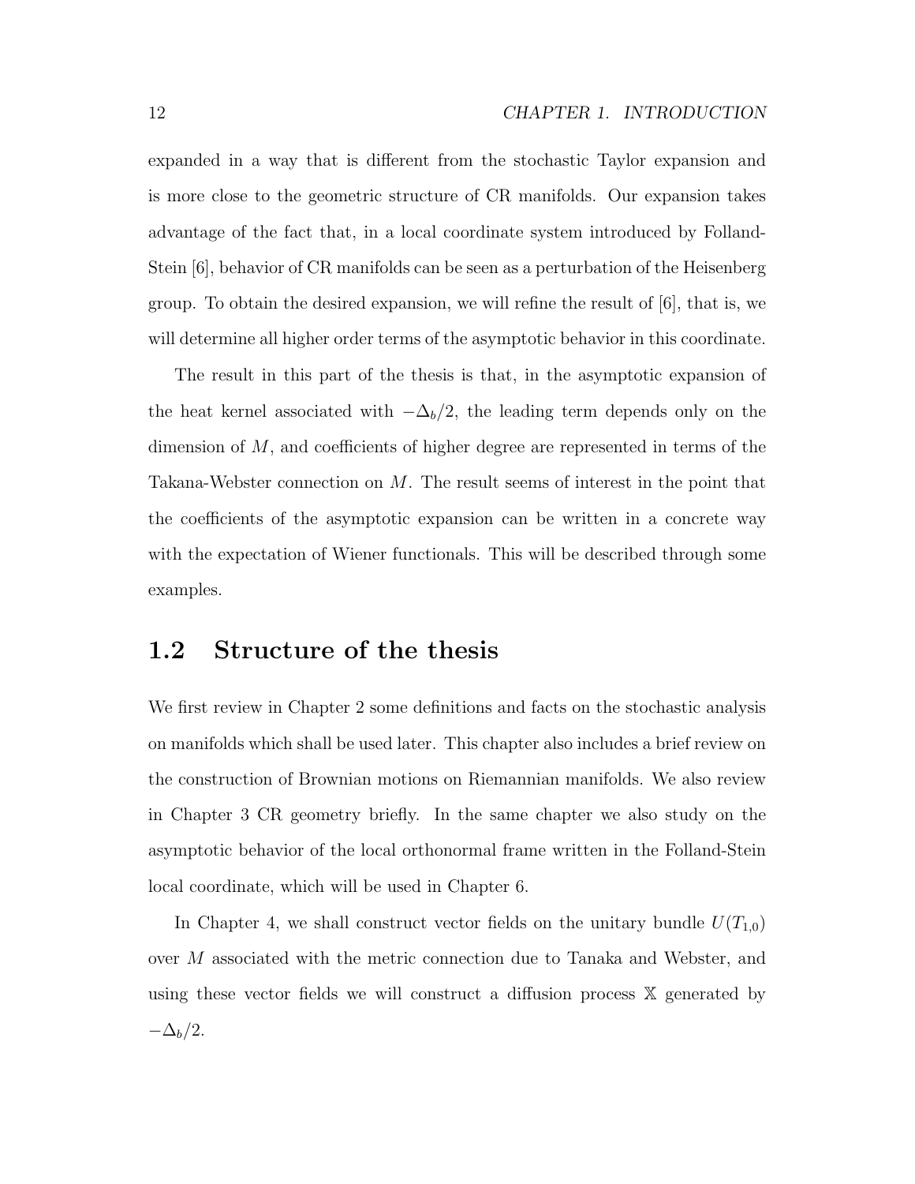expanded in a way that is different from the stochastic Taylor expansion and is more close to the geometric structure of CR manifolds. Our expansion takes advantage of the fact that, in a local coordinate system introduced by Folland-Stein [6], behavior of CR manifolds can be seen as a perturbation of the Heisenberg group. To obtain the desired expansion, we will refine the result of [6], that is, we will determine all higher order terms of the asymptotic behavior in this coordinate.

The result in this part of the thesis is that, in the asymptotic expansion of the heat kernel associated with $-\Delta_b/2$, the leading term depends only on the dimension of $M$, and coefficients of higher degree are represented in terms of the Takana-Webster connection on $M$. The result seems of interest in the point that the coefficients of the asymptotic expansion can be written in a concrete way with the expectation of Wiener functionals. This will be described through some examples.

## 1.2 Structure of the thesis

We first review in Chapter 2 some definitions and facts on the stochastic analysis on manifolds which shall be used later. This chapter also includes a brief review on the construction of Brownian motions on Riemannian manifolds. We also review in Chapter 3 CR geometry briefly. In the same chapter we also study on the asymptotic behavior of the local orthonormal frame written in the Folland-Stein local coordinate, which will be used in Chapter 6.

In Chapter 4, we shall construct vector fields on the unitary bundle $U(T_{1,0})$ over $M$ associated with the metric connection due to Tanaka and Webster, and using these vector fields we will construct a diffusion process $\mathbb{X}$ generated by $-\Delta_b/2$.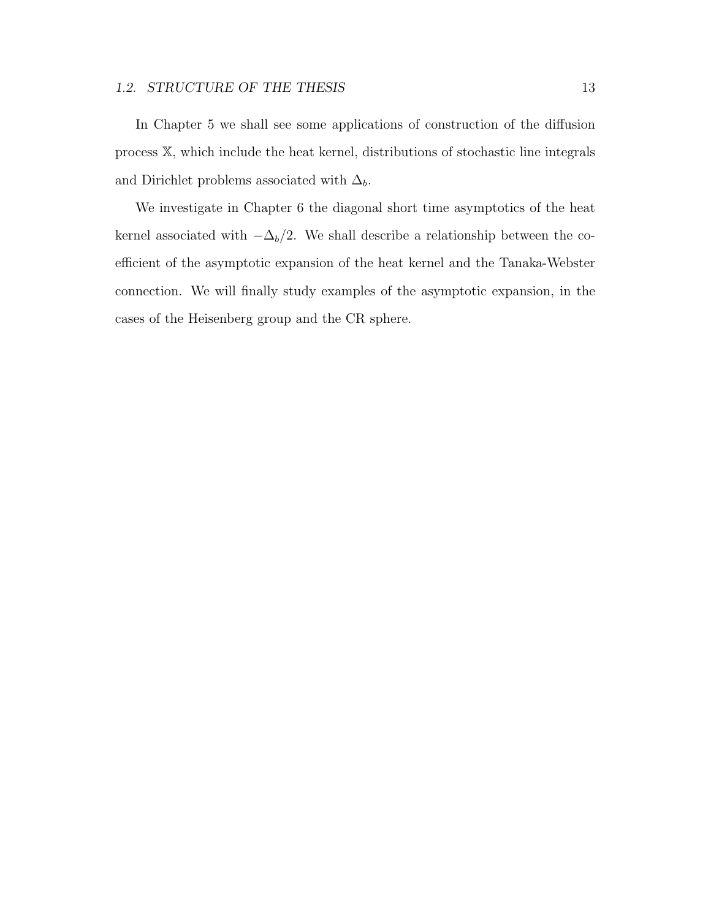In Chapter 5 we shall see some applications of construction of the diffusion process $\mathbb{X}$, which include the heat kernel, distributions of stochastic line integrals and Dirichlet problems associated with $\Delta_b$.

We investigate in Chapter 6 the diagonal short time asymptotics of the heat kernel associated with $-\Delta_b/2$. We shall describe a relationship between the coefficient of the asymptotic expansion of the heat kernel and the Tanaka-Webster connection. We will finally study examples of the asymptotic expansion, in the cases of the Heisenberg group and the CR sphere.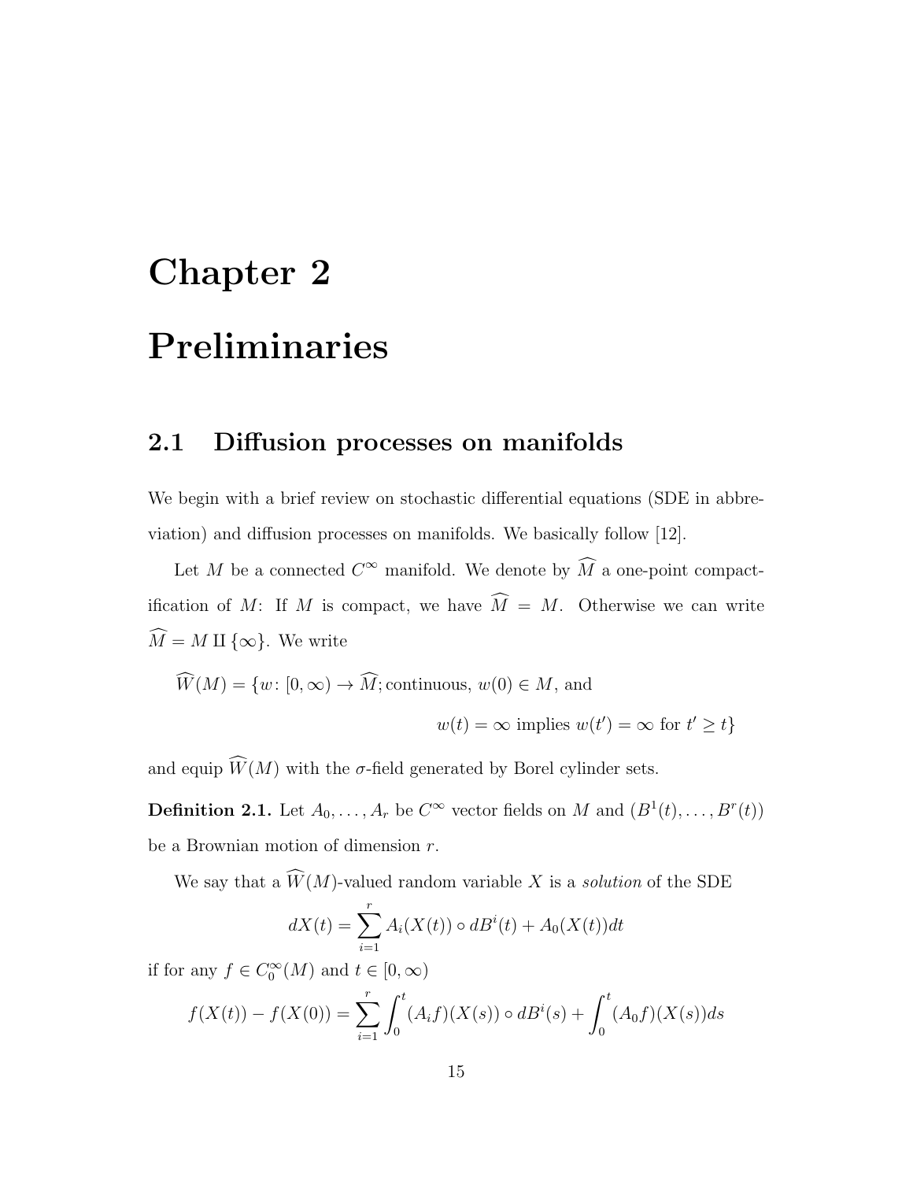# Chapter 2

# Preliminaries

## 2.1 Diffusion processes on manifolds

We begin with a brief review on stochastic differential equations (SDE in abbreviation) and diffusion processes on manifolds. We basically follow [12].

Let $M$ be a connected $C^\infty$ manifold. We denote by $\widehat{M}$ a one-point compactification of $M$: If $M$ is compact, we have $\widehat{M} = M$. Otherwise we can write $\widehat{M} = M \amalg \{\infty\}$. We write

$$\widehat{W}(M) = \{w\colon [0,\infty) \to \widehat{M}; \text{continuous, } w(0) \in M, \text{ and } w(t) = \infty \text{ implies } w(t') = \infty \text{ for } t' \geq t\}$$

and equip $\widehat{W}(M)$ with the $\sigma$-field generated by Borel cylinder sets.

**Definition 2.1.** Let $A_0, \ldots, A_r$ be $C^\infty$ vector fields on $M$ and $(B^1(t), \ldots, B^r(t))$ be a Brownian motion of dimension $r$.

We say that a $\widehat{W}(M)$-valued random variable $X$ is a *solution* of the SDE

$$dX(t) = \sum_{i=1}^{r} A_i(X(t)) \circ dB^i(t) + A_0(X(t))dt$$

if for any $f \in C_0^\infty(M)$ and $t \in [0,\infty)$

$$f(X(t)) - f(X(0)) = \sum_{i=1}^{r} \int_0^t (A_i f)(X(s)) \circ dB^i(s) + \int_0^t (A_0 f)(X(s))ds$$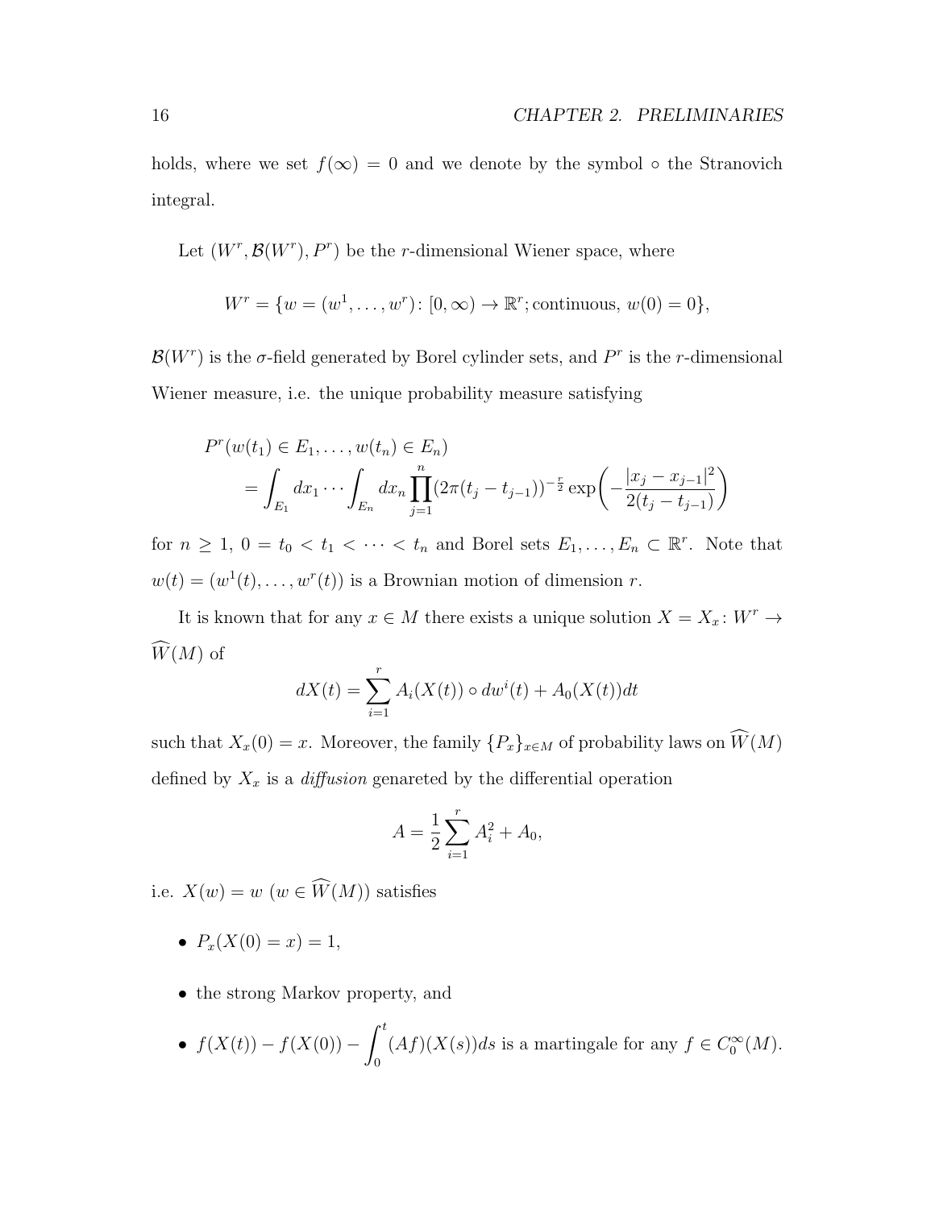holds, where we set $f(\infty) = 0$ and we denote by the symbol $\circ$ the Stranovich integral.

Let $(W^r, \mathcal{B}(W^r), P^r)$ be the $r$-dimensional Wiener space, where

$$W^r = \{w = (w^1, \ldots, w^r) \colon [0, \infty) \to \mathbb{R}^r; \text{continuous, } w(0) = 0\},$$

$\mathcal{B}(W^r)$ is the $\sigma$-field generated by Borel cylinder sets, and $P^r$ is the $r$-dimensional Wiener measure, i.e. the unique probability measure satisfying

$$\begin{aligned} &P^r(w(t_1) \in E_1, \ldots, w(t_n) \in E_n) \\ &\quad = \int_{E_1} dx_1 \cdots \int_{E_n} dx_n \prod_{j=1}^{n} (2\pi(t_j - t_{j-1}))^{-\frac{r}{2}} \exp\biggl(-\frac{|x_j - x_{j-1}|^2}{2(t_j - t_{j-1})}\biggr) \end{aligned}$$

for $n \geq 1$, $0 = t_0 < t_1 < \cdots < t_n$ and Borel sets $E_1, \ldots, E_n \subset \mathbb{R}^r$. Note that $w(t) = (w^1(t), \ldots, w^r(t))$ is a Brownian motion of dimension $r$.

It is known that for any $x \in M$ there exists a unique solution $X = X_x \colon W^r \to \widehat{W}(M)$ of

$$dX(t) = \sum_{i=1}^{r} A_i(X(t)) \circ dw^i(t) + A_0(X(t))dt$$

such that $X_x(0) = x$. Moreover, the family $\{P_x\}_{x \in M}$ of probability laws on $\widehat{W}(M)$ defined by $X_x$ is a *diffusion* genareted by the differential operation

$$A = \frac{1}{2} \sum_{i=1}^{r} A_i^2 + A_0,$$

i.e. $X(w) = w$ ($w \in \widehat{W}(M)$) satisfies

- $P_x(X(0) = x) = 1$,
- the strong Markov property, and
- $f(X(t)) - f(X(0)) - \displaystyle\int_0^t (Af)(X(s))ds$ is a martingale for any $f \in C_0^\infty(M)$.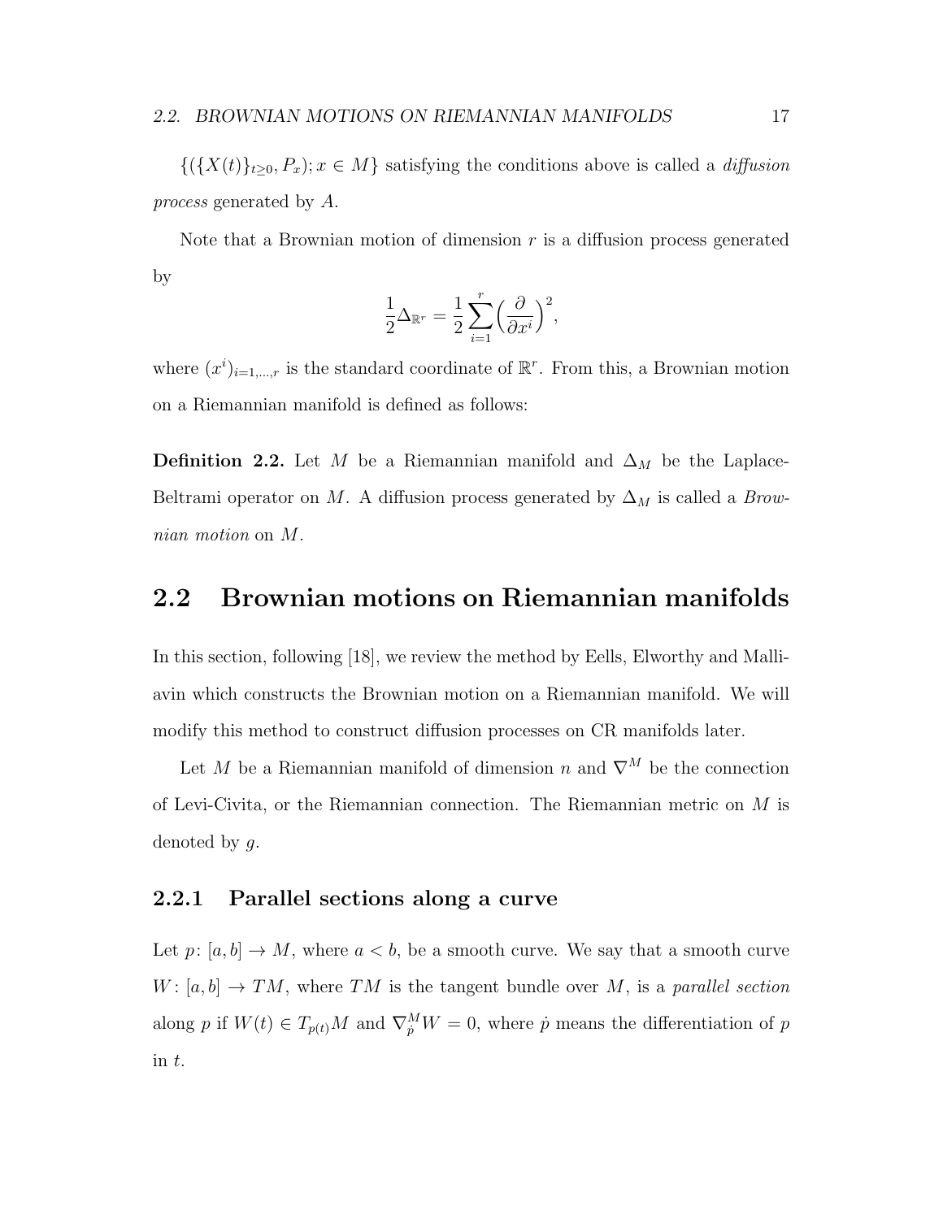$\{(\{X(t)\}_{t\geq 0}, P_x); x \in M\}$ satisfying the conditions above is called a *diffusion process* generated by $A$.

Note that a Brownian motion of dimension $r$ is a diffusion process generated by

$$\frac{1}{2}\Delta_{\mathbb{R}^r} = \frac{1}{2}\sum_{i=1}^{r}\Big(\frac{\partial}{\partial x^i}\Big)^2,$$

where $(x^i)_{i=1,\dots,r}$ is the standard coordinate of $\mathbb{R}^r$. From this, a Brownian motion on a Riemannian manifold is defined as follows:

**Definition 2.2.** Let $M$ be a Riemannian manifold and $\Delta_M$ be the Laplace-Beltrami operator on $M$. A diffusion process generated by $\Delta_M$ is called a *Brownian motion* on $M$.

## 2.2 Brownian motions on Riemannian manifolds

In this section, following [18], we review the method by Eells, Elworthy and Malliavin which constructs the Brownian motion on a Riemannian manifold. We will modify this method to construct diffusion processes on CR manifolds later.

Let $M$ be a Riemannian manifold of dimension $n$ and $\nabla^M$ be the connection of Levi-Civita, or the Riemannian connection. The Riemannian metric on $M$ is denoted by $g$.

### 2.2.1 Parallel sections along a curve

Let $p\colon [a,b] \to M$, where $a < b$, be a smooth curve. We say that a smooth curve $W\colon [a,b] \to TM$, where $TM$ is the tangent bundle over $M$, is a *parallel section* along $p$ if $W(t) \in T_{p(t)}M$ and $\nabla^M_{\dot{p}} W = 0$, where $\dot{p}$ means the differentiation of $p$ in $t$.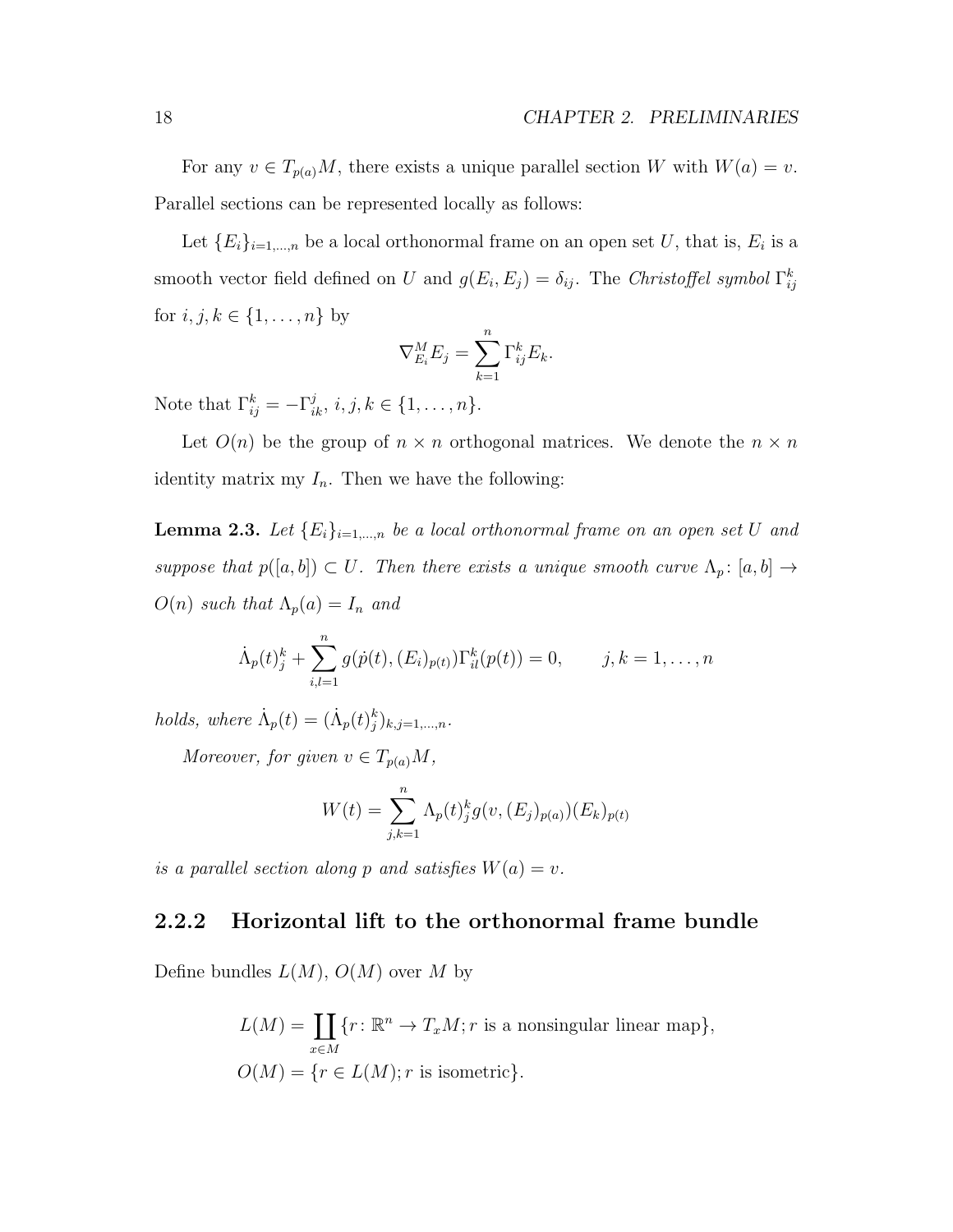For any $v \in T_{p(a)}M$, there exists a unique parallel section $W$ with $W(a) = v$. Parallel sections can be represented locally as follows:

Let $\{E_i\}_{i=1,\dots,n}$ be a local orthonormal frame on an open set $U$, that is, $E_i$ is a smooth vector field defined on $U$ and $g(E_i, E_j) = \delta_{ij}$. The *Christoffel symbol* $\Gamma_{ij}^k$ for $i, j, k \in \{1, \dots, n\}$ by

$$\nabla_{E_i}^M E_j = \sum_{k=1}^n \Gamma_{ij}^k E_k.$$

Note that $\Gamma_{ij}^k = -\Gamma_{ik}^j$, $i, j, k \in \{1, \dots, n\}$.

Let $O(n)$ be the group of $n \times n$ orthogonal matrices. We denote the $n \times n$ identity matrix my $I_n$. Then we have the following:

**Lemma 2.3.** *Let $\{E_i\}_{i=1,\dots,n}$ be a local orthonormal frame on an open set $U$ and suppose that $p([a,b]) \subset U$. Then there exists a unique smooth curve $\Lambda_p \colon [a,b] \to O(n)$ such that $\Lambda_p(a) = I_n$ and*

$$\dot{\Lambda}_p(t)_j^k + \sum_{i,l=1}^n g(\dot{p}(t), (E_i)_{p(t)}) \Gamma_{il}^k(p(t)) = 0, \qquad j, k = 1, \dots, n$$

*holds, where $\dot{\Lambda}_p(t) = (\dot{\Lambda}_p(t)_j^k)_{k,j=1,\dots,n}$.*

*Moreover, for given $v \in T_{p(a)}M$,*

$$W(t) = \sum_{j,k=1}^n \Lambda_p(t)_j^k g(v, (E_j)_{p(a)}) (E_k)_{p(t)}$$

*is a parallel section along $p$ and satisfies $W(a) = v$.*

### 2.2.2 Horizontal lift to the orthonormal frame bundle

Define bundles $L(M)$, $O(M)$ over $M$ by

$$\begin{aligned}
L(M) &= \coprod_{x \in M} \{r \colon \mathbb{R}^n \to T_x M; r \text{ is a nonsingular linear map}\}, \\
O(M) &= \{r \in L(M); r \text{ is isometric}\}.
\end{aligned}$$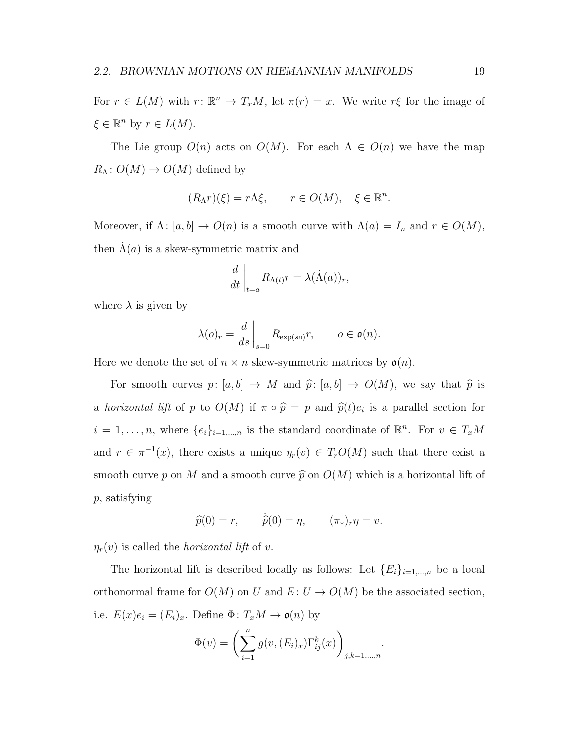For $r \in L(M)$ with $r\colon \mathbb{R}^n \to T_xM$, let $\pi(r) = x$. We write $r\xi$ for the image of $\xi \in \mathbb{R}^n$ by $r \in L(M)$.

The Lie group $O(n)$ acts on $O(M)$. For each $\Lambda \in O(n)$ we have the map $R_\Lambda\colon O(M) \to O(M)$ defined by

$$(R_\Lambda r)(\xi) = r\Lambda\xi, \qquad r \in O(M), \quad \xi \in \mathbb{R}^n.$$

Moreover, if $\Lambda\colon [a,b] \to O(n)$ is a smooth curve with $\Lambda(a) = I_n$ and $r \in O(M)$, then $\dot{\Lambda}(a)$ is a skew-symmetric matrix and

$$\left.\frac{d}{dt}\right|_{t=a} R_{\Lambda(t)} r = \lambda(\dot{\Lambda}(a))_r,$$

where $\lambda$ is given by

$$\lambda(o)_r = \left.\frac{d}{ds}\right|_{s=0} R_{\exp(so)} r, \qquad o \in \mathfrak{o}(n).$$

Here we denote the set of $n \times n$ skew-symmetric matrices by $\mathfrak{o}(n)$.

For smooth curves $p\colon [a,b] \to M$ and $\widehat{p}\colon [a,b] \to O(M)$, we say that $\widehat{p}$ is a *horizontal lift* of $p$ to $O(M)$ if $\pi \circ \widehat{p} = p$ and $\widehat{p}(t)e_i$ is a parallel section for $i = 1, \ldots, n$, where $\{e_i\}_{i=1,\ldots,n}$ is the standard coordinate of $\mathbb{R}^n$. For $v \in T_xM$ and $r \in \pi^{-1}(x)$, there exists a unique $\eta_r(v) \in T_rO(M)$ such that there exist a smooth curve $p$ on $M$ and a smooth curve $\widehat{p}$ on $O(M)$ which is a horizontal lift of $p$, satisfying

$$\widehat{p}(0) = r, \qquad \dot{\widehat{p}}(0) = \eta, \qquad (\pi_*)_r\eta = v.$$

$\eta_r(v)$ is called the *horizontal lift* of $v$.

The horizontal lift is described locally as follows: Let $\{E_i\}_{i=1,\ldots,n}$ be a local orthonormal frame for $O(M)$ on $U$ and $E\colon U \to O(M)$ be the associated section, i.e. $E(x)e_i = (E_i)_x$. Define $\Phi\colon T_xM \to \mathfrak{o}(n)$ by

$$\Phi(v) = \left(\sum_{i=1}^{n} g(v, (E_i)_x)\Gamma_{ij}^k(x)\right)_{j,k=1,\ldots,n}.$$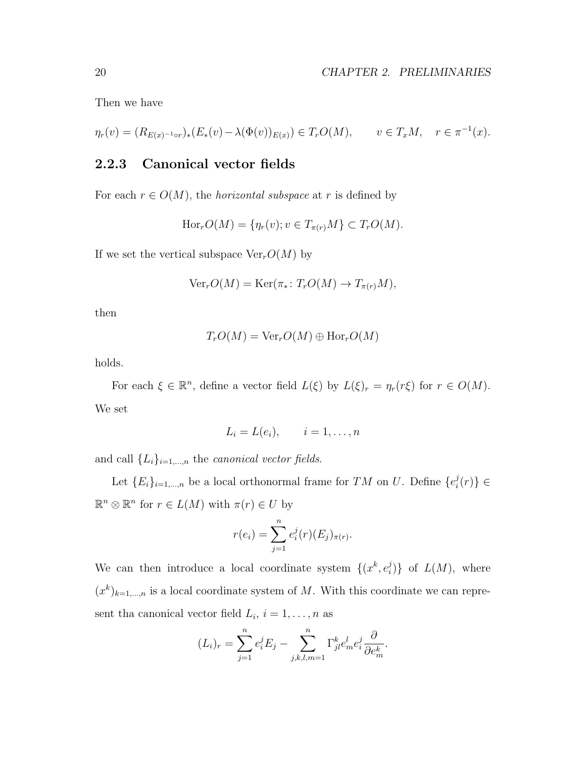Then we have

$$\eta_r(v) = (R_{E(x)^{-1}\circ r})_*(E_*(v) - \lambda(\Phi(v))_{E(x)}) \in T_rO(M), \qquad v \in T_xM, \quad r \in \pi^{-1}(x).$$

### 2.2.3 Canonical vector fields

For each $r \in O(M)$, the *horizontal subspace* at $r$ is defined by

$$\mathrm{Hor}_rO(M) = \{\eta_r(v); v \in T_{\pi(r)}M\} \subset T_rO(M).$$

If we set the vertical subspace $\mathrm{Ver}_rO(M)$ by

$$\mathrm{Ver}_rO(M) = \mathrm{Ker}(\pi_* \colon T_rO(M) \to T_{\pi(r)}M),$$

then

$$T_rO(M) = \mathrm{Ver}_rO(M) \oplus \mathrm{Hor}_rO(M)$$

holds.

For each $\xi \in \mathbb{R}^n$, define a vector field $L(\xi)$ by $L(\xi)_r = \eta_r(r\xi)$ for $r \in O(M)$. We set

$$L_i = L(e_i), \qquad i = 1, \ldots, n$$

and call $\{L_i\}_{i=1,\ldots,n}$ the *canonical vector fields*.

Let $\{E_i\}_{i=1,\ldots,n}$ be a local orthonormal frame for $TM$ on $U$. Define $\{e_i^j(r)\} \in \mathbb{R}^n \otimes \mathbb{R}^n$ for $r \in L(M)$ with $\pi(r) \in U$ by

$$r(e_i) = \sum_{j=1}^n e_i^j(r)(E_j)_{\pi(r)}.$$

We can then introduce a local coordinate system $\{(x^k, e_i^j)\}$ of $L(M)$, where $(x^k)_{k=1,\ldots,n}$ is a local coordinate system of $M$. With this coordinate we can represent tha canonical vector field $L_i$, $i = 1, \ldots, n$ as

$$(L_i)_r = \sum_{j=1}^n e_i^j E_j - \sum_{j,k,l,m=1}^n \Gamma_{jl}^k e_m^l e_i^j \frac{\partial}{\partial e_m^k}.$$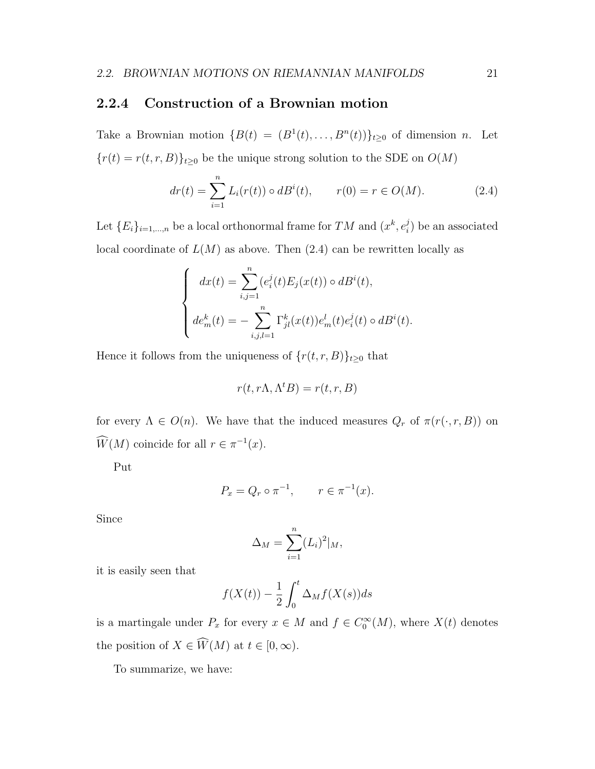### 2.2.4 Construction of a Brownian motion

Take a Brownian motion $\{B(t) = (B^1(t), \ldots, B^n(t))\}_{t\geq 0}$ of dimension $n$. Let $\{r(t) = r(t, r, B)\}_{t\geq 0}$ be the unique strong solution to the SDE on $O(M)$

$$dr(t) = \sum_{i=1}^{n} L_i(r(t)) \circ dB^i(t), \qquad r(0) = r \in O(M). \tag{2.4}$$

Let $\{E_i\}_{i=1,\ldots,n}$ be a local orthonormal frame for $TM$ and $(x^k, e_i^j)$ be an associated local coordinate of $L(M)$ as above. Then (2.4) can be rewritten locally as

$$\begin{cases} dx(t) = \displaystyle\sum_{i,j=1}^{n} (e_i^j(t) E_j(x(t)) \circ dB^i(t), \\ de_m^k(t) = - \displaystyle\sum_{i,j,l=1}^{n} \Gamma_{jl}^k(x(t)) e_m^l(t) e_i^j(t) \circ dB^i(t). \end{cases}$$

Hence it follows from the uniqueness of $\{r(t, r, B)\}_{t\geq 0}$ that

$$r(t, r\Lambda, \Lambda^t B) = r(t, r, B)$$

for every $\Lambda \in O(n)$. We have that the induced measures $Q_r$ of $\pi(r(\cdot, r, B))$ on $\widehat{W}(M)$ coincide for all $r \in \pi^{-1}(x)$.

Put

$$P_x = Q_r \circ \pi^{-1}, \qquad r \in \pi^{-1}(x).$$

Since

$$\Delta_M = \sum_{i=1}^{n} (L_i)^2|_M,$$

it is easily seen that

$$f(X(t)) - \frac{1}{2}\int_0^t \Delta_M f(X(s))ds$$

is a martingale under $P_x$ for every $x \in M$ and $f \in C_0^\infty(M)$, where $X(t)$ denotes the position of $X \in \widehat{W}(M)$ at $t \in [0, \infty)$.

To summarize, we have: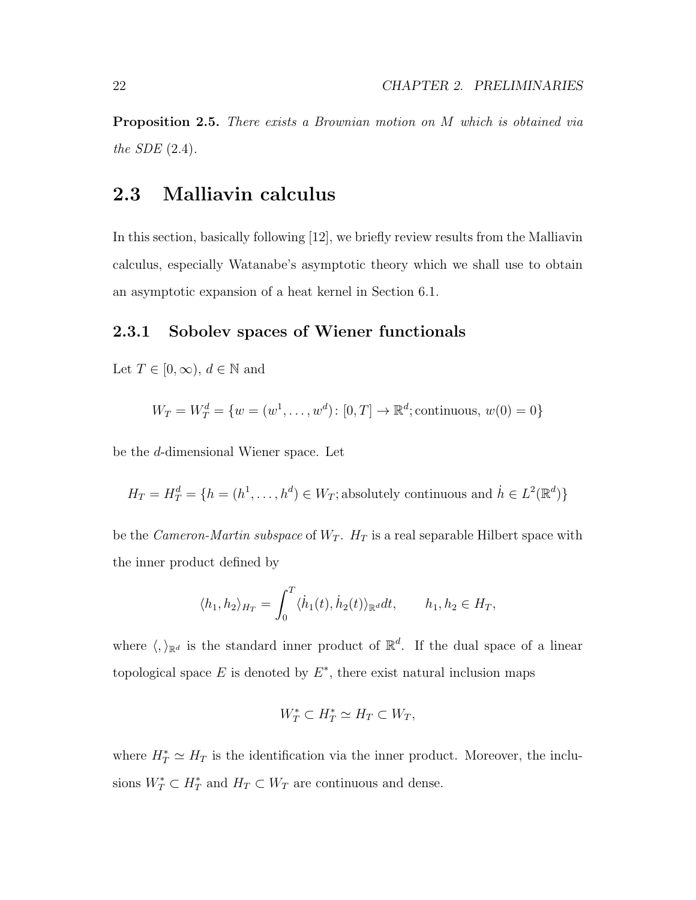**Proposition 2.5.** *There exists a Brownian motion on $M$ which is obtained via the SDE* (2.4).

## 2.3 Malliavin calculus

In this section, basically following [12], we briefly review results from the Malliavin calculus, especially Watanabe's asymptotic theory which we shall use to obtain an asymptotic expansion of a heat kernel in Section 6.1.

### 2.3.1 Sobolev spaces of Wiener functionals

Let $T \in [0, \infty)$, $d \in \mathbb{N}$ and

$$W_T = W_T^d = \{w = (w^1, \ldots, w^d) \colon [0, T] \to \mathbb{R}^d; \text{continuous}, \ w(0) = 0\}$$

be the $d$-dimensional Wiener space. Let

$$H_T = H_T^d = \{h = (h^1, \ldots, h^d) \in W_T; \text{absolutely continuous and } \dot{h} \in L^2(\mathbb{R}^d)\}$$

be the *Cameron-Martin subspace* of $W_T$. $H_T$ is a real separable Hilbert space with the inner product defined by

$$\langle h_1, h_2 \rangle_{H_T} = \int_0^T \langle \dot{h}_1(t), \dot{h}_2(t) \rangle_{\mathbb{R}^d} dt, \qquad h_1, h_2 \in H_T,$$

where $\langle , \rangle_{\mathbb{R}^d}$ is the standard inner product of $\mathbb{R}^d$. If the dual space of a linear topological space $E$ is denoted by $E^*$, there exist natural inclusion maps

$$W_T^* \subset H_T^* \simeq H_T \subset W_T,$$

where $H_T^* \simeq H_T$ is the identification via the inner product. Moreover, the inclusions $W_T^* \subset H_T^*$ and $H_T \subset W_T$ are continuous and dense.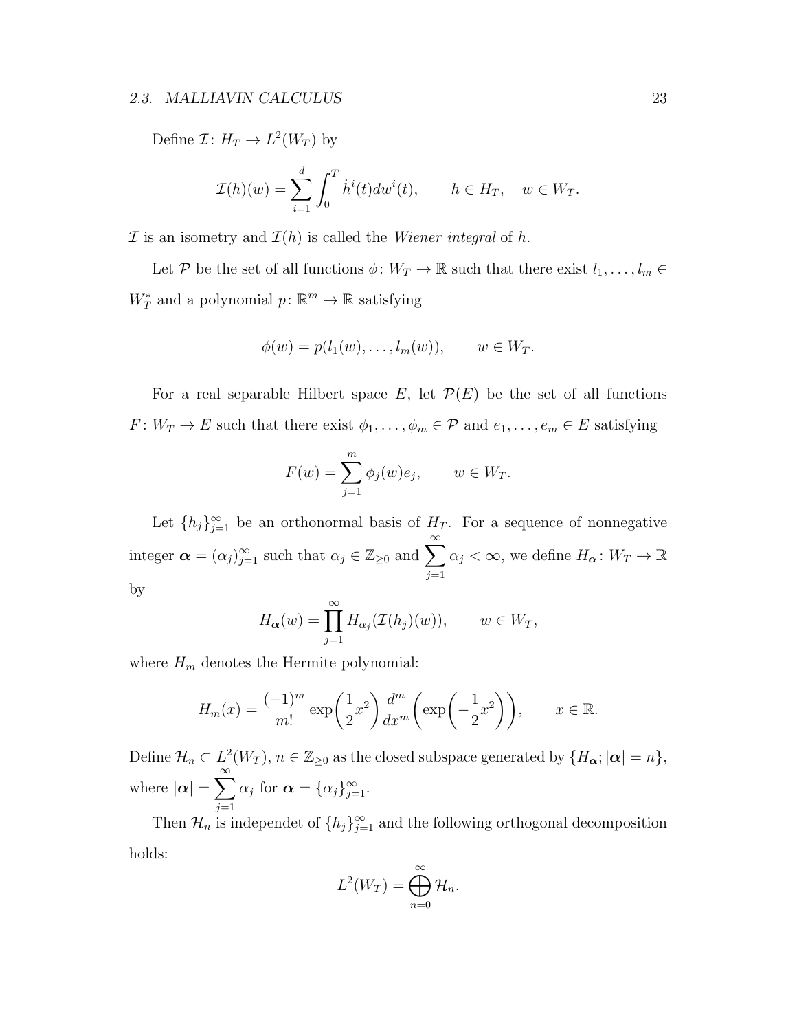Define $\mathcal{I}\colon H_T \to L^2(W_T)$ by

$$\mathcal{I}(h)(w) = \sum_{i=1}^{d} \int_0^T \dot{h}^i(t)dw^i(t), \qquad h \in H_T, \quad w \in W_T.$$

$\mathcal{I}$ is an isometry and $\mathcal{I}(h)$ is called the *Wiener integral* of $h$.

Let $\mathcal{P}$ be the set of all functions $\phi\colon W_T \to \mathbb{R}$ such that there exist $l_1, \ldots, l_m \in W_T^*$ and a polynomial $p\colon \mathbb{R}^m \to \mathbb{R}$ satisfying

$$\phi(w) = p(l_1(w), \ldots, l_m(w)), \qquad w \in W_T.$$

For a real separable Hilbert space $E$, let $\mathcal{P}(E)$ be the set of all functions $F\colon W_T \to E$ such that there exist $\phi_1, \ldots, \phi_m \in \mathcal{P}$ and $e_1, \ldots, e_m \in E$ satisfying

$$F(w) = \sum_{j=1}^{m} \phi_j(w) e_j, \qquad w \in W_T.$$

Let $\{h_j\}_{j=1}^{\infty}$ be an orthonormal basis of $H_T$. For a sequence of nonnegative integer $\boldsymbol{\alpha} = (\alpha_j)_{j=1}^{\infty}$ such that $\alpha_j \in \mathbb{Z}_{\geq 0}$ and $\displaystyle\sum_{j=1}^{\infty} \alpha_j < \infty$, we define $H_{\boldsymbol{\alpha}}\colon W_T \to \mathbb{R}$ by

$$H_{\boldsymbol{\alpha}}(w) = \prod_{j=1}^{\infty} H_{\alpha_j}(\mathcal{I}(h_j)(w)), \qquad w \in W_T,$$

where $H_m$ denotes the Hermite polynomial:

$$H_m(x) = \frac{(-1)^m}{m!} \exp\left(\frac{1}{2}x^2\right) \frac{d^m}{dx^m}\left(\exp\left(-\frac{1}{2}x^2\right)\right), \qquad x \in \mathbb{R}.$$

Define $\mathcal{H}_n \subset L^2(W_T)$, $n \in \mathbb{Z}_{\geq 0}$ as the closed subspace generated by $\{H_{\boldsymbol{\alpha}}; |\boldsymbol{\alpha}| = n\}$, where $|\boldsymbol{\alpha}| = \displaystyle\sum_{j=1}^{\infty} \alpha_j$ for $\boldsymbol{\alpha} = \{\alpha_j\}_{j=1}^{\infty}$.

Then $\mathcal{H}_n$ is independet of $\{h_j\}_{j=1}^{\infty}$ and the following orthogonal decomposition holds:

$$L^2(W_T) = \bigoplus_{n=0}^{\infty} \mathcal{H}_n.$$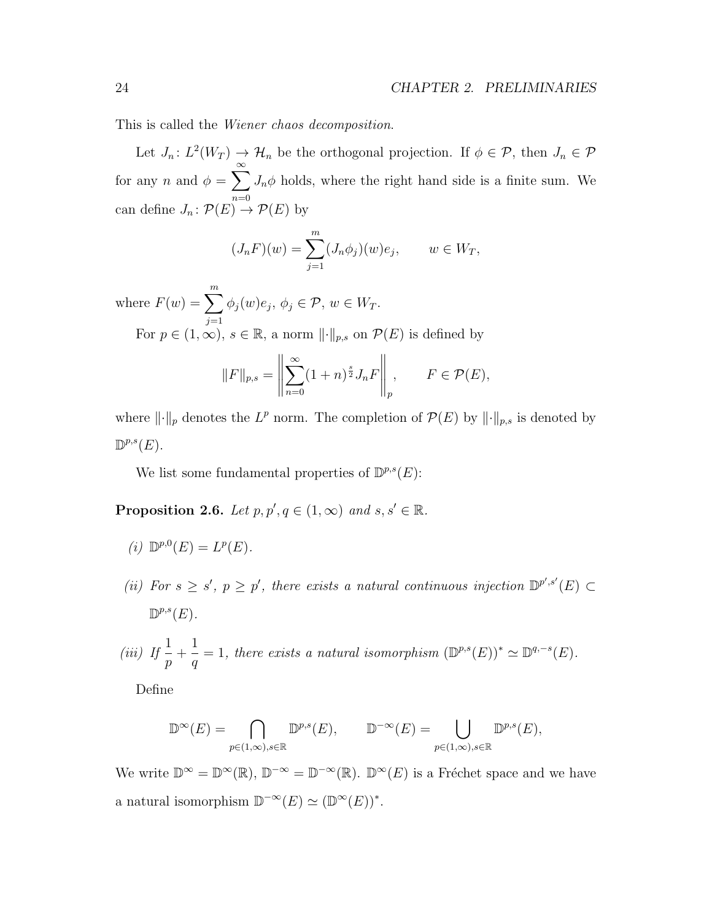This is called the *Wiener chaos decomposition.*

Let $J_n \colon L^2(W_T) \to \mathcal{H}_n$ be the orthogonal projection. If $\phi \in \mathcal{P}$, then $J_n \in \mathcal{P}$ for any $n$ and $\phi = \sum_{n=0}^{\infty} J_n \phi$ holds, where the right hand side is a finite sum. We can define $J_n \colon \mathcal{P}(E) \to \mathcal{P}(E)$ by

$$(J_n F)(w) = \sum_{j=1}^{m} (J_n \phi_j)(w) e_j, \qquad w \in W_T,$$

where $F(w) = \sum_{j=1}^{m} \phi_j(w) e_j$, $\phi_j \in \mathcal{P}$, $w \in W_T$.

For $p \in (1, \infty)$, $s \in \mathbb{R}$, a norm $\|\cdot\|_{p,s}$ on $\mathcal{P}(E)$ is defined by

$$\|F\|_{p,s} = \left\| \sum_{n=0}^{\infty} (1+n)^{\frac{s}{2}} J_n F \right\|_p, \qquad F \in \mathcal{P}(E),$$

where $\|\cdot\|_p$ denotes the $L^p$ norm. The completion of $\mathcal{P}(E)$ by $\|\cdot\|_{p,s}$ is denoted by $\mathbb{D}^{p,s}(E)$.

We list some fundamental properties of $\mathbb{D}^{p,s}(E)$:

**Proposition 2.6.** *Let $p, p', q \in (1, \infty)$ and $s, s' \in \mathbb{R}$.*

*(i)* $\mathbb{D}^{p,0}(E) = L^p(E)$.

*(ii) For $s \geq s'$, $p \geq p'$, there exists a natural continuous injection $\mathbb{D}^{p',s'}(E) \subset \mathbb{D}^{p,s}(E)$.*

*(iii) If $\dfrac{1}{p} + \dfrac{1}{q} = 1$, there exists a natural isomorphism $(\mathbb{D}^{p,s}(E))^* \simeq \mathbb{D}^{q,-s}(E)$.*

Define

$$\mathbb{D}^{\infty}(E) = \bigcap_{p \in (1,\infty), s \in \mathbb{R}} \mathbb{D}^{p,s}(E), \qquad \mathbb{D}^{-\infty}(E) = \bigcup_{p \in (1,\infty), s \in \mathbb{R}} \mathbb{D}^{p,s}(E),$$

We write $\mathbb{D}^{\infty} = \mathbb{D}^{\infty}(\mathbb{R})$, $\mathbb{D}^{-\infty} = \mathbb{D}^{-\infty}(\mathbb{R})$. $\mathbb{D}^{\infty}(E)$ is a Fréchet space and we have a natural isomorphism $\mathbb{D}^{-\infty}(E) \simeq (\mathbb{D}^{\infty}(E))^*$.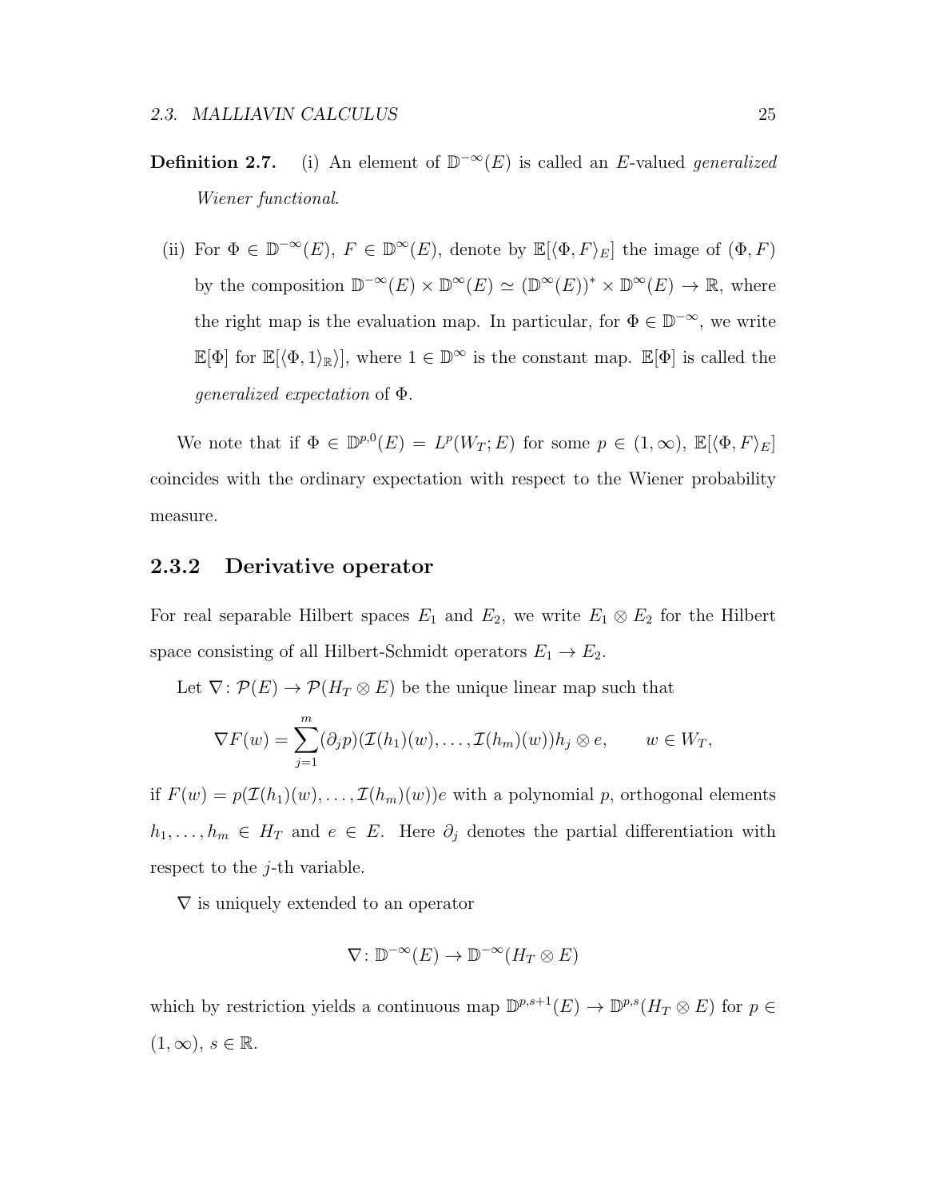**Definition 2.7.** (i) An element of $\mathbb{D}^{-\infty}(E)$ is called an $E$-valued *generalized Wiener functional*.

(ii) For $\Phi \in \mathbb{D}^{-\infty}(E)$, $F \in \mathbb{D}^{\infty}(E)$, denote by $\mathbb{E}[\langle \Phi, F\rangle_E]$ the image of $(\Phi, F)$ by the composition $\mathbb{D}^{-\infty}(E) \times \mathbb{D}^{\infty}(E) \simeq (\mathbb{D}^{\infty}(E))^* \times \mathbb{D}^{\infty}(E) \to \mathbb{R}$, where the right map is the evaluation map. In particular, for $\Phi \in \mathbb{D}^{-\infty}$, we write $\mathbb{E}[\Phi]$ for $\mathbb{E}[\langle \Phi, 1\rangle_{\mathbb{R}}\rangle]$, where $1 \in \mathbb{D}^{\infty}$ is the constant map. $\mathbb{E}[\Phi]$ is called the *generalized expectation* of $\Phi$.

We note that if $\Phi \in \mathbb{D}^{p,0}(E) = L^p(W_T; E)$ for some $p \in (1, \infty)$, $\mathbb{E}[\langle \Phi, F\rangle_E]$ coincides with the ordinary expectation with respect to the Wiener probability measure.

### 2.3.2 Derivative operator

For real separable Hilbert spaces $E_1$ and $E_2$, we write $E_1 \otimes E_2$ for the Hilbert space consisting of all Hilbert-Schmidt operators $E_1 \to E_2$.

Let $\nabla\colon \mathcal{P}(E) \to \mathcal{P}(H_T \otimes E)$ be the unique linear map such that

$$\nabla F(w) = \sum_{j=1}^{m} (\partial_j p)(\mathcal{I}(h_1)(w), \ldots, \mathcal{I}(h_m)(w)) h_j \otimes e, \qquad w \in W_T,$$

if $F(w) = p(\mathcal{I}(h_1)(w), \ldots, \mathcal{I}(h_m)(w))e$ with a polynomial $p$, orthogonal elements $h_1, \ldots, h_m \in H_T$ and $e \in E$. Here $\partial_j$ denotes the partial differentiation with respect to the $j$-th variable.

$\nabla$ is uniquely extended to an operator

$$\nabla\colon \mathbb{D}^{-\infty}(E) \to \mathbb{D}^{-\infty}(H_T \otimes E)$$

which by restriction yields a continuous map $\mathbb{D}^{p,s+1}(E) \to \mathbb{D}^{p,s}(H_T \otimes E)$ for $p \in (1, \infty)$, $s \in \mathbb{R}$.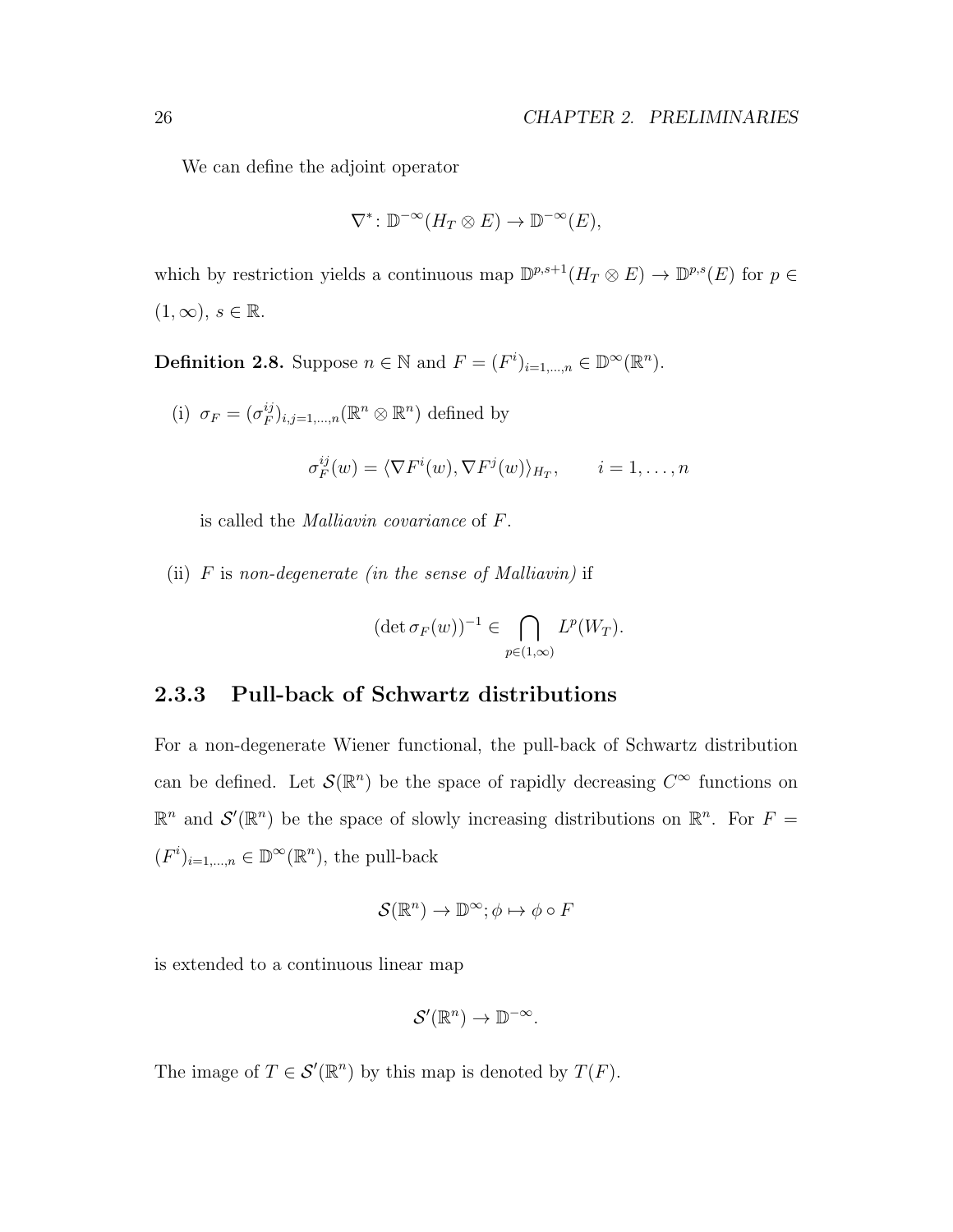We can define the adjoint operator

$$\nabla^* \colon \mathbb{D}^{-\infty}(H_T \otimes E) \to \mathbb{D}^{-\infty}(E),$$

which by restriction yields a continuous map $\mathbb{D}^{p,s+1}(H_T \otimes E) \to \mathbb{D}^{p,s}(E)$ for $p \in (1, \infty)$, $s \in \mathbb{R}$.

**Definition 2.8.** Suppose $n \in \mathbb{N}$ and $F = (F^i)_{i=1,\ldots,n} \in \mathbb{D}^\infty(\mathbb{R}^n)$.

(i) $\sigma_F = (\sigma_F^{ij})_{i,j=1,\ldots,n}(\mathbb{R}^n \otimes \mathbb{R}^n)$ defined by

$$\sigma_F^{ij}(w) = \langle \nabla F^i(w), \nabla F^j(w) \rangle_{H_T}, \qquad i = 1, \ldots, n$$

is called the *Malliavin covariance* of $F$.

(ii) $F$ is *non-degenerate (in the sense of Malliavin)* if

$$(\det \sigma_F(w))^{-1} \in \bigcap_{p \in (1,\infty)} L^p(W_T).$$

### 2.3.3 Pull-back of Schwartz distributions

For a non-degenerate Wiener functional, the pull-back of Schwartz distribution can be defined. Let $\mathcal{S}(\mathbb{R}^n)$ be the space of rapidly decreasing $C^\infty$ functions on $\mathbb{R}^n$ and $\mathcal{S}'(\mathbb{R}^n)$ be the space of slowly increasing distributions on $\mathbb{R}^n$. For $F = (F^i)_{i=1,\ldots,n} \in \mathbb{D}^\infty(\mathbb{R}^n)$, the pull-back

$$\mathcal{S}(\mathbb{R}^n) \to \mathbb{D}^\infty; \phi \mapsto \phi \circ F$$

is extended to a continuous linear map

$$\mathcal{S}'(\mathbb{R}^n) \to \mathbb{D}^{-\infty}.$$

The image of $T \in \mathcal{S}'(\mathbb{R}^n)$ by this map is denoted by $T(F)$.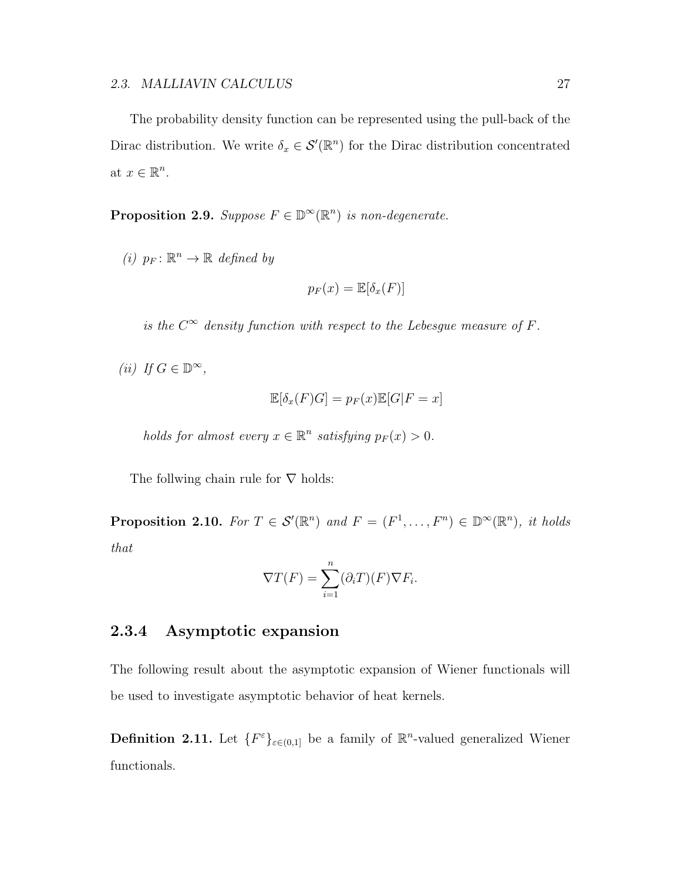The probability density function can be represented using the pull-back of the Dirac distribution. We write $\delta_x \in \mathcal{S}'(\mathbb{R}^n)$ for the Dirac distribution concentrated at $x \in \mathbb{R}^n$.

**Proposition 2.9.** *Suppose $F \in \mathbb{D}^\infty(\mathbb{R}^n)$ is non-degenerate.*

*(i) $p_F \colon \mathbb{R}^n \to \mathbb{R}$ defined by*

$$p_F(x) = \mathbb{E}[\delta_x(F)]$$

*is the $C^\infty$ density function with respect to the Lebesgue measure of $F$.*

*(ii) If $G \in \mathbb{D}^\infty$,*

$$\mathbb{E}[\delta_x(F)G] = p_F(x)\mathbb{E}[G|F = x]$$

*holds for almost every $x \in \mathbb{R}^n$ satisfying $p_F(x) > 0$.*

The follwing chain rule for $\nabla$ holds:

**Proposition 2.10.** *For $T \in \mathcal{S}'(\mathbb{R}^n)$ and $F = (F^1, \ldots, F^n) \in \mathbb{D}^\infty(\mathbb{R}^n)$, it holds that*

$$\nabla T(F) = \sum_{i=1}^n (\partial_i T)(F) \nabla F_i.$$

### 2.3.4 Asymptotic expansion

The following result about the asymptotic expansion of Wiener functionals will be used to investigate asymptotic behavior of heat kernels.

**Definition 2.11.** Let $\{F^\varepsilon\}_{\varepsilon \in (0,1]}$ be a family of $\mathbb{R}^n$-valued generalized Wiener functionals.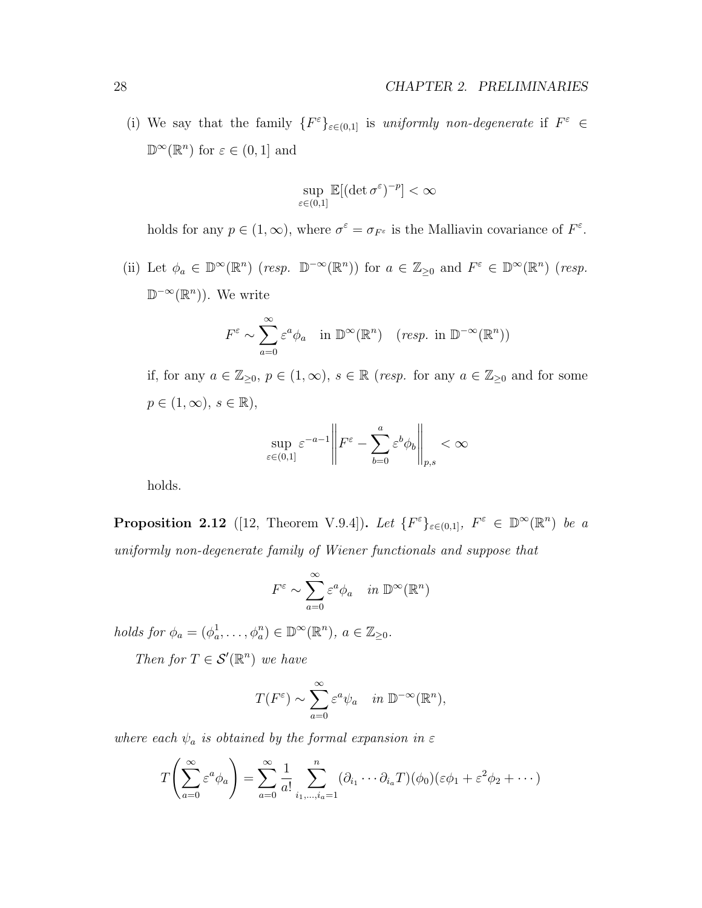(i) We say that the family $\{F^\varepsilon\}_{\varepsilon\in(0,1]}$ is *uniformly non-degenerate* if $F^\varepsilon \in \mathbb{D}^\infty(\mathbb{R}^n)$ for $\varepsilon \in (0,1]$ and

$$\sup_{\varepsilon\in(0,1]} \mathbb{E}[(\det \sigma^\varepsilon)^{-p}] < \infty$$

holds for any $p \in (1,\infty)$, where $\sigma^\varepsilon = \sigma_{F^\varepsilon}$ is the Malliavin covariance of $F^\varepsilon$.

(ii) Let $\phi_a \in \mathbb{D}^\infty(\mathbb{R}^n)$ (*resp.* $\mathbb{D}^{-\infty}(\mathbb{R}^n)$) for $a \in \mathbb{Z}_{\geq 0}$ and $F^\varepsilon \in \mathbb{D}^\infty(\mathbb{R}^n)$ (*resp.* $\mathbb{D}^{-\infty}(\mathbb{R}^n)$). We write

$$F^\varepsilon \sim \sum_{a=0}^{\infty} \varepsilon^a \phi_a \quad \text{in } \mathbb{D}^\infty(\mathbb{R}^n) \quad (\textit{resp.} \text{ in } \mathbb{D}^{-\infty}(\mathbb{R}^n))$$

if, for any $a \in \mathbb{Z}_{\geq 0}$, $p \in (1,\infty)$, $s \in \mathbb{R}$ (*resp.* for any $a \in \mathbb{Z}_{\geq 0}$ and for some $p \in (1,\infty)$, $s \in \mathbb{R}$),

$$\sup_{\varepsilon\in(0,1]} \varepsilon^{-a-1} \left\| F^\varepsilon - \sum_{b=0}^{a} \varepsilon^b \phi_b \right\|_{p,s} < \infty$$

holds.

**Proposition 2.12** ([12, Theorem V.9.4]). *Let $\{F^\varepsilon\}_{\varepsilon\in(0,1]}$, $F^\varepsilon \in \mathbb{D}^\infty(\mathbb{R}^n)$ be a uniformly non-degenerate family of Wiener functionals and suppose that*

$$F^\varepsilon \sim \sum_{a=0}^{\infty} \varepsilon^a \phi_a \quad \textit{in } \mathbb{D}^\infty(\mathbb{R}^n)$$

*holds for $\phi_a = (\phi_a^1, \ldots, \phi_a^n) \in \mathbb{D}^\infty(\mathbb{R}^n)$, $a \in \mathbb{Z}_{\geq 0}$.*

*Then for $T \in \mathcal{S}'(\mathbb{R}^n)$ we have*

$$T(F^\varepsilon) \sim \sum_{a=0}^{\infty} \varepsilon^a \psi_a \quad \textit{in } \mathbb{D}^{-\infty}(\mathbb{R}^n),$$

*where each $\psi_a$ is obtained by the formal expansion in $\varepsilon$*

$$T\left(\sum_{a=0}^{\infty} \varepsilon^a \phi_a\right) = \sum_{a=0}^{\infty} \frac{1}{a!} \sum_{i_1,\ldots,i_a=1}^{n} (\partial_{i_1} \cdots \partial_{i_a} T)(\phi_0)(\varepsilon\phi_1 + \varepsilon^2\phi_2 + \cdots)$$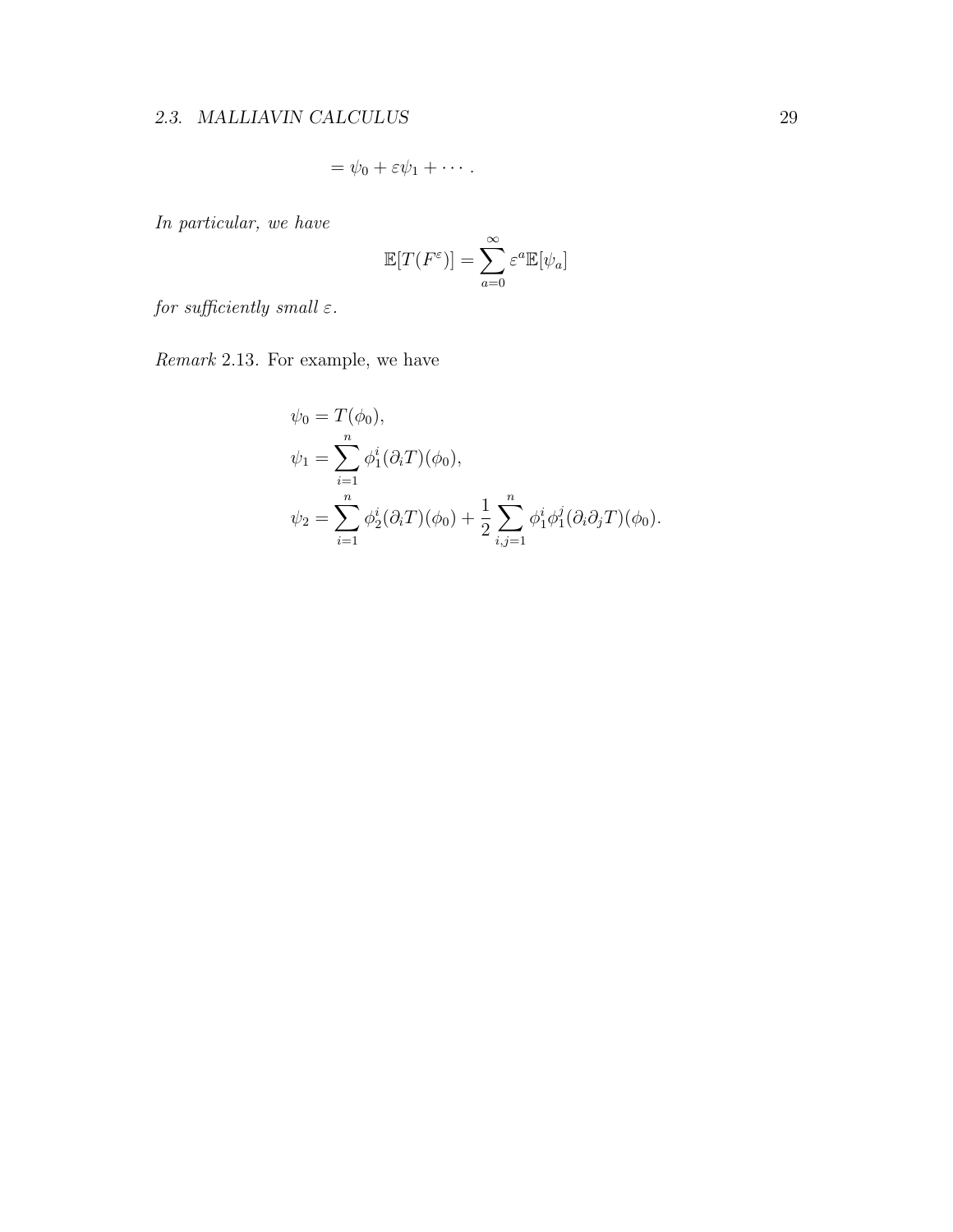$$= \psi_0 + \varepsilon\psi_1 + \cdots .$$

*In particular, we have*

$$\mathbb{E}[T(F^\varepsilon)] = \sum_{a=0}^{\infty} \varepsilon^a \mathbb{E}[\psi_a]$$

*for sufficiently small $\varepsilon$.*

*Remark* 2.13. For example, we have

$$\begin{aligned}
\psi_0 &= T(\phi_0), \\
\psi_1 &= \sum_{i=1}^{n} \phi_1^i (\partial_i T)(\phi_0), \\
\psi_2 &= \sum_{i=1}^{n} \phi_2^i (\partial_i T)(\phi_0) + \frac{1}{2} \sum_{i,j=1}^{n} \phi_1^i \phi_1^j (\partial_i \partial_j T)(\phi_0).
\end{aligned}$$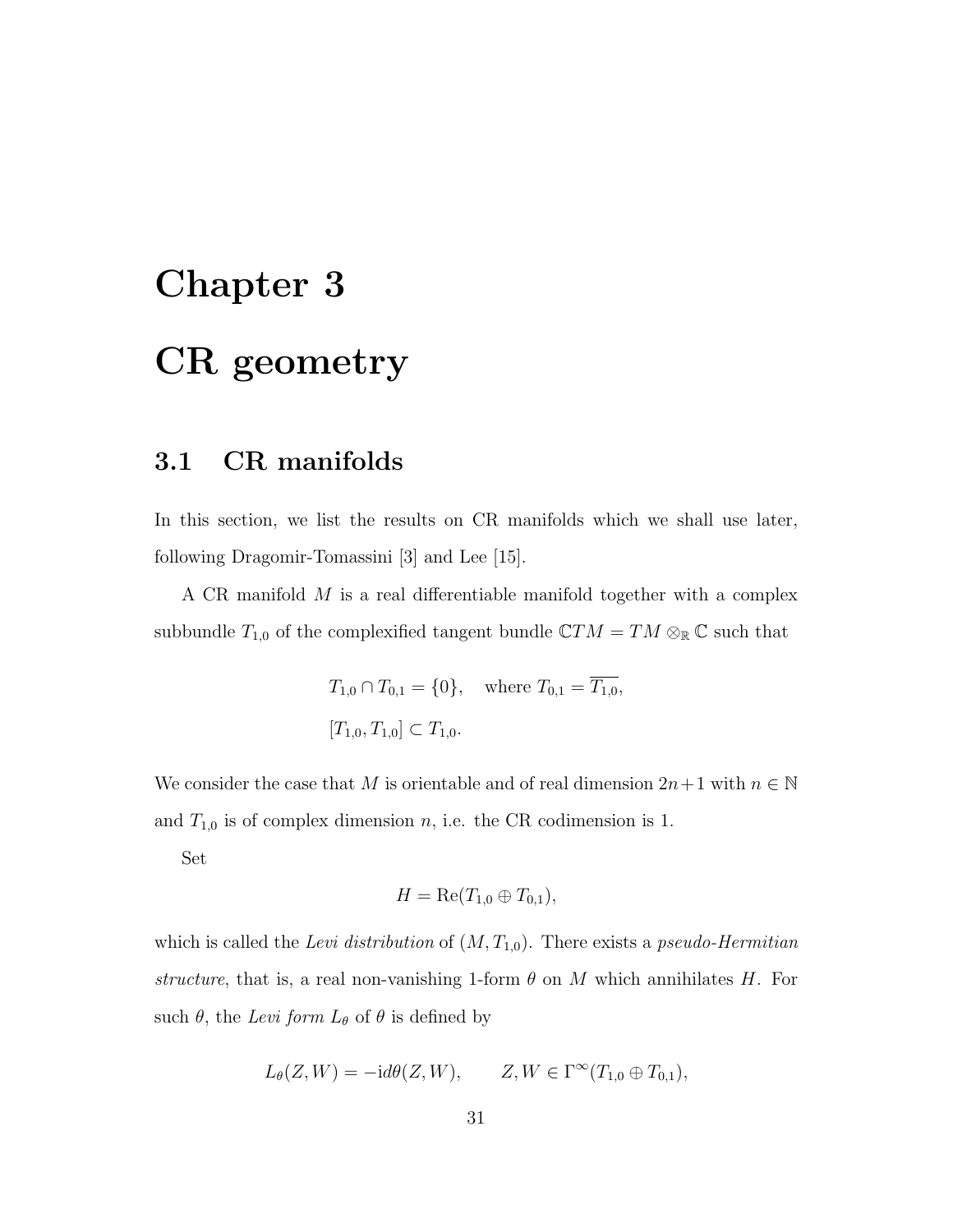# Chapter 3

# CR geometry

## 3.1 CR manifolds

In this section, we list the results on CR manifolds which we shall use later, following Dragomir-Tomassini [3] and Lee [15].

A CR manifold $M$ is a real differentiable manifold together with a complex subbundle $T_{1,0}$ of the complexified tangent bundle $\mathbb{C}TM = TM \otimes_{\mathbb{R}} \mathbb{C}$ such that

$$
\begin{aligned}
&T_{1,0} \cap T_{0,1} = \{0\}, \quad \text{where } T_{0,1} = \overline{T_{1,0}}, \\
&[T_{1,0}, T_{1,0}] \subset T_{1,0}.
\end{aligned}
$$

We consider the case that $M$ is orientable and of real dimension $2n+1$ with $n \in \mathbb{N}$ and $T_{1,0}$ is of complex dimension $n$, i.e. the CR codimension is 1.

Set

$$
H = \mathrm{Re}(T_{1,0} \oplus T_{0,1}),
$$

which is called the *Levi distribution* of $(M, T_{1,0})$. There exists a *pseudo-Hermitian structure*, that is, a real non-vanishing 1-form $\theta$ on $M$ which annihilates $H$. For such $\theta$, the *Levi form* $L_\theta$ of $\theta$ is defined by

$$
L_\theta(Z, W) = -\mathrm{i} d\theta(Z, W), \qquad Z, W \in \Gamma^\infty(T_{1,0} \oplus T_{0,1}),
$$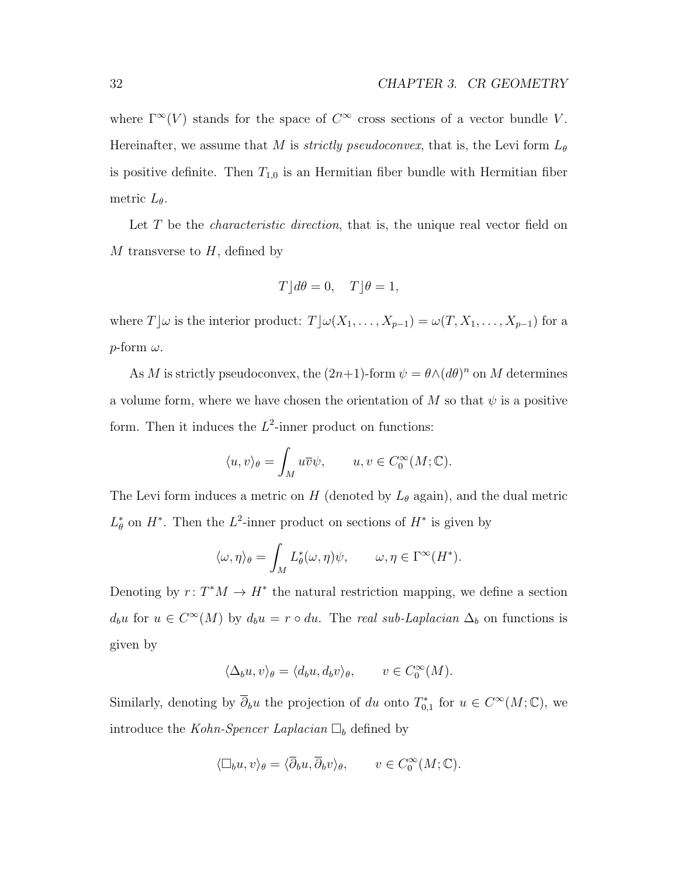where $\Gamma^\infty(V)$ stands for the space of $C^\infty$ cross sections of a vector bundle $V$. Hereinafter, we assume that $M$ is *strictly pseudoconvex*, that is, the Levi form $L_\theta$ is positive definite. Then $T_{1,0}$ is an Hermitian fiber bundle with Hermitian fiber metric $L_\theta$.

Let $T$ be the *characteristic direction*, that is, the unique real vector field on $M$ transverse to $H$, defined by

$$T \rfloor d\theta = 0, \quad T \rfloor \theta = 1,$$

where $T\rfloor\omega$ is the interior product: $T\rfloor\omega(X_1, \ldots, X_{p-1}) = \omega(T, X_1, \ldots, X_{p-1})$ for a $p$-form $\omega$.

As $M$ is strictly pseudoconvex, the $(2n+1)$-form $\psi = \theta\wedge(d\theta)^n$ on $M$ determines a volume form, where we have chosen the orientation of $M$ so that $\psi$ is a positive form. Then it induces the $L^2$-inner product on functions:

$$\langle u, v\rangle_\theta = \int_M u\overline{v}\psi, \qquad u, v \in C_0^\infty(M; \mathbb{C}).$$

The Levi form induces a metric on $H$ (denoted by $L_\theta$ again), and the dual metric $L_\theta^*$ on $H^*$. Then the $L^2$-inner product on sections of $H^*$ is given by

$$\langle \omega, \eta\rangle_\theta = \int_M L_\theta^*(\omega, \eta)\psi, \qquad \omega, \eta \in \Gamma^\infty(H^*).$$

Denoting by $r\colon T^*M \to H^*$ the natural restriction mapping, we define a section $d_b u$ for $u \in C^\infty(M)$ by $d_b u = r \circ du$. The *real sub-Laplacian* $\Delta_b$ on functions is given by

$$\langle \Delta_b u, v\rangle_\theta = \langle d_b u, d_b v\rangle_\theta, \qquad v \in C_0^\infty(M).$$

Similarly, denoting by $\overline{\partial}_b u$ the projection of $du$ onto $T_{0,1}^*$ for $u \in C^\infty(M; \mathbb{C})$, we introduce the *Kohn-Spencer Laplacian* $\Box_b$ defined by

$$\langle \Box_b u, v\rangle_\theta = \langle \overline{\partial}_b u, \overline{\partial}_b v\rangle_\theta, \qquad v \in C_0^\infty(M; \mathbb{C}).$$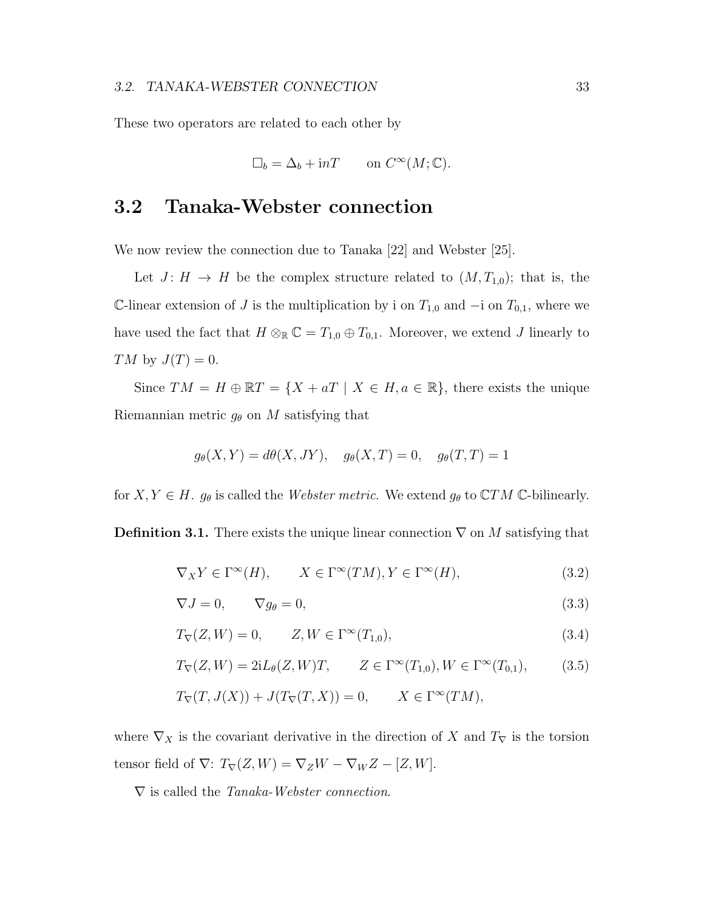These two operators are related to each other by

$$\Box_b = \Delta_b + \mathrm{i}nT \qquad \text{on } C^\infty(M;\mathbb{C}).$$

## 3.2 Tanaka-Webster connection

We now review the connection due to Tanaka [22] and Webster [25].

Let $J\colon H \to H$ be the complex structure related to $(M, T_{1,0})$; that is, the $\mathbb{C}$-linear extension of $J$ is the multiplication by i on $T_{1,0}$ and $-\mathrm{i}$ on $T_{0,1}$, where we have used the fact that $H \otimes_{\mathbb{R}} \mathbb{C} = T_{1,0} \oplus T_{0,1}$. Moreover, we extend $J$ linearly to $TM$ by $J(T) = 0$.

Since $TM = H \oplus \mathbb{R}T = \{X + aT \mid X \in H, a \in \mathbb{R}\}$, there exists the unique Riemannian metric $g_\theta$ on $M$ satisfying that

$$g_\theta(X,Y) = d\theta(X, JY), \quad g_\theta(X,T) = 0, \quad g_\theta(T,T) = 1$$

for $X, Y \in H$. $g_\theta$ is called the *Webster metric*. We extend $g_\theta$ to $\mathbb{C}TM$ $\mathbb{C}$-bilinearly.

**Definition 3.1.** There exists the unique linear connection $\nabla$ on $M$ satisfying that

$$\nabla_X Y \in \Gamma^\infty(H), \qquad X \in \Gamma^\infty(TM), Y \in \Gamma^\infty(H), \tag{3.2}$$

$$\nabla J = 0, \qquad \nabla g_\theta = 0, \tag{3.3}$$

$$T_\nabla(Z,W) = 0, \qquad Z, W \in \Gamma^\infty(T_{1,0}), \tag{3.4}$$

$$T_\nabla(Z,W) = 2\mathrm{i}L_\theta(Z,W)T, \qquad Z \in \Gamma^\infty(T_{1,0}), W \in \Gamma^\infty(T_{0,1}), \tag{3.5}$$

$$T_\nabla(T, J(X)) + J(T_\nabla(T,X)) = 0, \qquad X \in \Gamma^\infty(TM),$$

where $\nabla_X$ is the covariant derivative in the direction of $X$ and $T_\nabla$ is the torsion tensor field of $\nabla$: $T_\nabla(Z,W) = \nabla_Z W - \nabla_W Z - [Z,W]$.

$\nabla$ is called the *Tanaka-Webster connection*.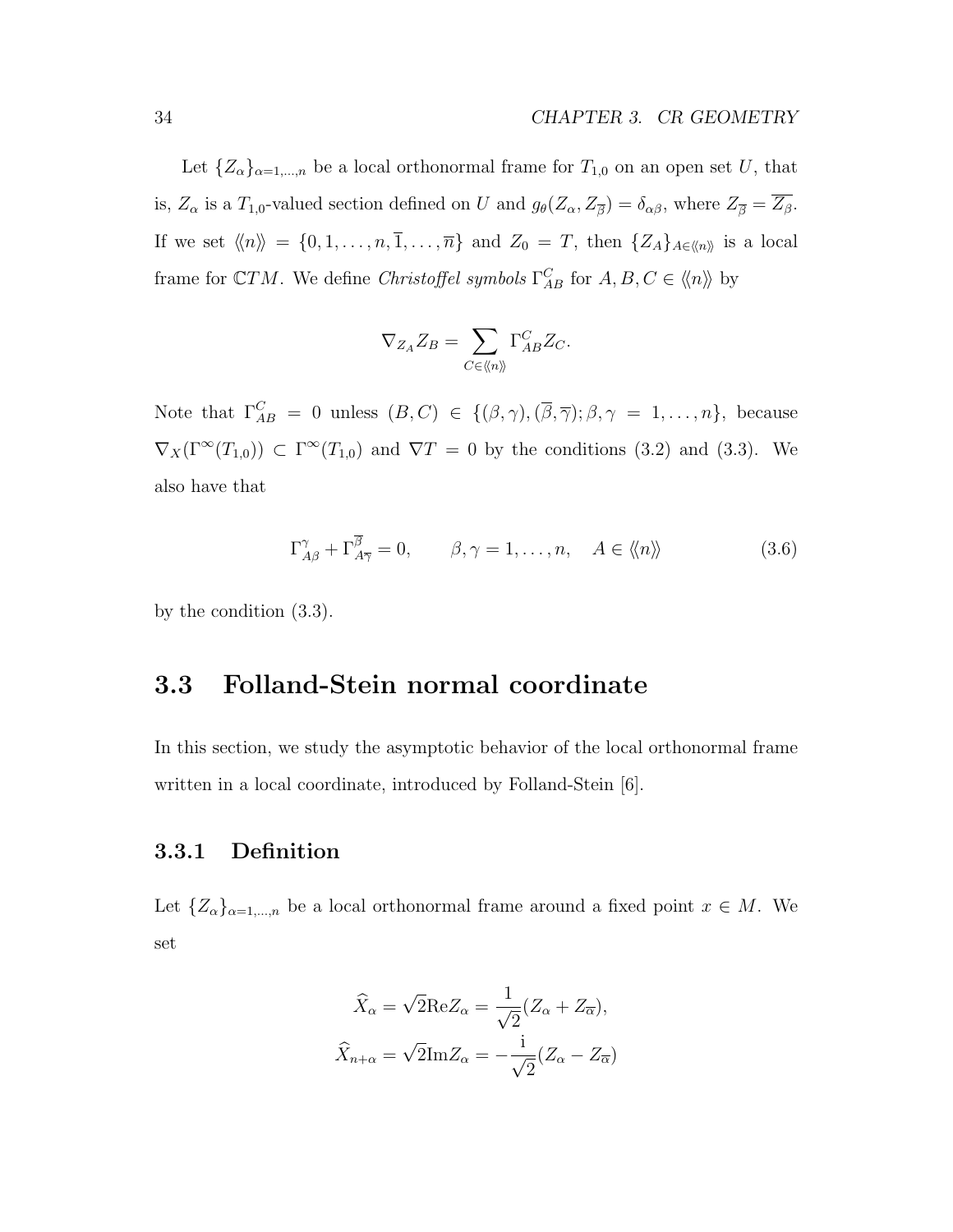Let $\{Z_\alpha\}_{\alpha=1,\dots,n}$ be a local orthonormal frame for $T_{1,0}$ on an open set $U$, that is, $Z_\alpha$ is a $T_{1,0}$-valued section defined on $U$ and $g_\theta(Z_\alpha, Z_{\overline{\beta}}) = \delta_{\alpha\beta}$, where $Z_{\overline{\beta}} = \overline{Z_\beta}$. If we set $\langle\!\langle n \rangle\!\rangle = \{0, 1, \dots, n, \overline{1}, \dots, \overline{n}\}$ and $Z_0 = T$, then $\{Z_A\}_{A \in \langle\!\langle n \rangle\!\rangle}$ is a local frame for $\mathbb{C}TM$. We define *Christoffel symbols* $\Gamma^C_{AB}$ for $A, B, C \in \langle\!\langle n \rangle\!\rangle$ by

$$\nabla_{Z_A} Z_B = \sum_{C \in \langle\!\langle n \rangle\!\rangle} \Gamma^C_{AB} Z_C.$$

Note that $\Gamma^C_{AB} = 0$ unless $(B, C) \in \{(\beta, \gamma), (\overline{\beta}, \overline{\gamma}); \beta, \gamma = 1, \dots, n\}$, because $\nabla_X(\Gamma^\infty(T_{1,0})) \subset \Gamma^\infty(T_{1,0})$ and $\nabla T = 0$ by the conditions (3.2) and (3.3). We also have that

$$\Gamma^\gamma_{A\beta} + \Gamma^{\overline{\beta}}_{A\overline{\gamma}} = 0, \qquad \beta, \gamma = 1, \dots, n, \quad A \in \langle\!\langle n \rangle\!\rangle \tag{3.6}$$

by the condition (3.3).

## 3.3 Folland-Stein normal coordinate

In this section, we study the asymptotic behavior of the local orthonormal frame written in a local coordinate, introduced by Folland-Stein [6].

### 3.3.1 Definition

Let $\{Z_\alpha\}_{\alpha=1,\dots,n}$ be a local orthonormal frame around a fixed point $x \in M$. We set

$$\widehat{X}_\alpha = \sqrt{2}\mathrm{Re} Z_\alpha = \frac{1}{\sqrt{2}}(Z_\alpha + Z_{\overline{\alpha}}),$$

$$\widehat{X}_{n+\alpha} = \sqrt{2}\mathrm{Im} Z_\alpha = -\frac{\mathrm{i}}{\sqrt{2}}(Z_\alpha - Z_{\overline{\alpha}})$$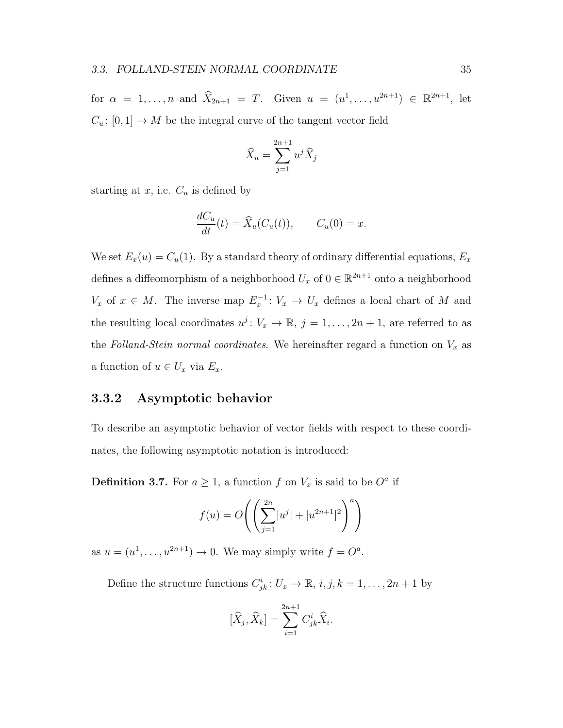for $\alpha = 1, \dots, n$ and $\widehat{X}_{2n+1} = T$. Given $u = (u^1, \dots, u^{2n+1}) \in \mathbb{R}^{2n+1}$, let $C_u \colon [0,1] \to M$ be the integral curve of the tangent vector field

$$\widehat{X}_u = \sum_{j=1}^{2n+1} u^j \widehat{X}_j$$

starting at $x$, i.e. $C_u$ is defined by

$$\frac{dC_u}{dt}(t) = \widehat{X}_u(C_u(t)), \qquad C_u(0) = x.$$

We set $E_x(u) = C_u(1)$. By a standard theory of ordinary differential equations, $E_x$ defines a diffeomorphism of a neighborhood $U_x$ of $0 \in \mathbb{R}^{2n+1}$ onto a neighborhood $V_x$ of $x \in M$. The inverse map $E_x^{-1} \colon V_x \to U_x$ defines a local chart of $M$ and the resulting local coordinates $u^j \colon V_x \to \mathbb{R}$, $j = 1, \dots, 2n+1$, are referred to as the *Folland-Stein normal coordinates*. We hereinafter regard a function on $V_x$ as a function of $u \in U_x$ via $E_x$.

### 3.3.2 Asymptotic behavior

To describe an asymptotic behavior of vector fields with respect to these coordinates, the following asymptotic notation is introduced:

**Definition 3.7.** For $a \geq 1$, a function $f$ on $V_x$ is said to be $O^a$ if

$$f(u) = O\left( \left( \sum_{j=1}^{2n} |u^j| + |u^{2n+1}|^2 \right)^a \right)$$

as $u = (u^1, \dots, u^{2n+1}) \to 0$. We may simply write $f = O^a$.

Define the structure functions $C^i_{jk} \colon U_x \to \mathbb{R}$, $i, j, k = 1, \dots, 2n+1$ by

$$[\widehat{X}_j, \widehat{X}_k] = \sum_{i=1}^{2n+1} C^i_{jk} \widehat{X}_i.$$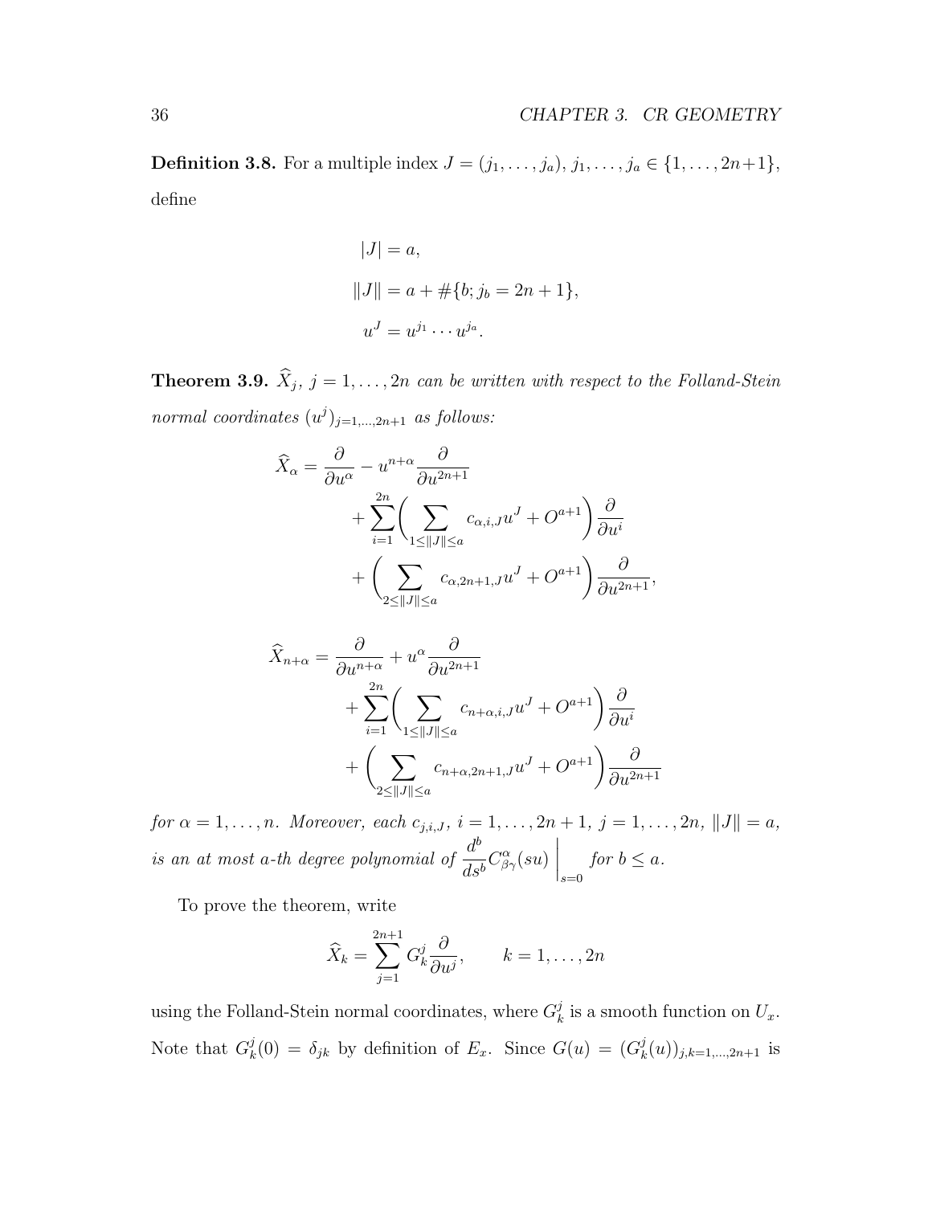**Definition 3.8.** For a multiple index $J = (j_1, \ldots, j_a)$, $j_1, \ldots, j_a \in \{1, \ldots, 2n+1\}$, define

$$
\begin{aligned}
|J| &= a, \\
\|J\| &= a + \#\{b; j_b = 2n+1\}, \\
u^J &= u^{j_1} \cdots u^{j_a}.
\end{aligned}
$$

**Theorem 3.9.** *$\widehat{X}_j$, $j = 1, \ldots, 2n$ can be written with respect to the Folland-Stein normal coordinates $(u^j)_{j=1,\ldots,2n+1}$ as follows:*

$$
\begin{aligned}
\widehat{X}_\alpha = \frac{\partial}{\partial u^\alpha} &- u^{n+\alpha} \frac{\partial}{\partial u^{2n+1}} \\
&+ \sum_{i=1}^{2n} \bigg( \sum_{1 \le \|J\| \le a} c_{\alpha,i,J} u^J + O^{a+1} \bigg) \frac{\partial}{\partial u^i} \\
&+ \bigg( \sum_{2 \le \|J\| \le a} c_{\alpha,2n+1,J} u^J + O^{a+1} \bigg) \frac{\partial}{\partial u^{2n+1}},
\end{aligned}
$$

$$
\begin{aligned}
\widehat{X}_{n+\alpha} = \frac{\partial}{\partial u^{n+\alpha}} &+ u^\alpha \frac{\partial}{\partial u^{2n+1}} \\
&+ \sum_{i=1}^{2n} \bigg( \sum_{1 \le \|J\| \le a} c_{n+\alpha,i,J} u^J + O^{a+1} \bigg) \frac{\partial}{\partial u^i} \\
&+ \bigg( \sum_{2 \le \|J\| \le a} c_{n+\alpha,2n+1,J} u^J + O^{a+1} \bigg) \frac{\partial}{\partial u^{2n+1}}
\end{aligned}
$$

*for $\alpha = 1, \ldots, n$. Moreover, each $c_{j,i,J}$, $i = 1, \ldots, 2n+1$, $j = 1, \ldots, 2n$, $\|J\| = a$, is an at most $a$-th degree polynomial of $\displaystyle \frac{d^b}{ds^b} C^\alpha_{\beta\gamma}(su) \bigg|_{s=0}$ for $b \le a$.*

To prove the theorem, write

$$
\widehat{X}_k = \sum_{j=1}^{2n+1} G^j_k \frac{\partial}{\partial u^j}, \qquad k = 1, \ldots, 2n
$$

using the Folland-Stein normal coordinates, where $G^j_k$ is a smooth function on $U_x$. Note that $G^j_k(0) = \delta_{jk}$ by definition of $E_x$. Since $G(u) = (G^j_k(u))_{j,k=1,\ldots,2n+1}$ is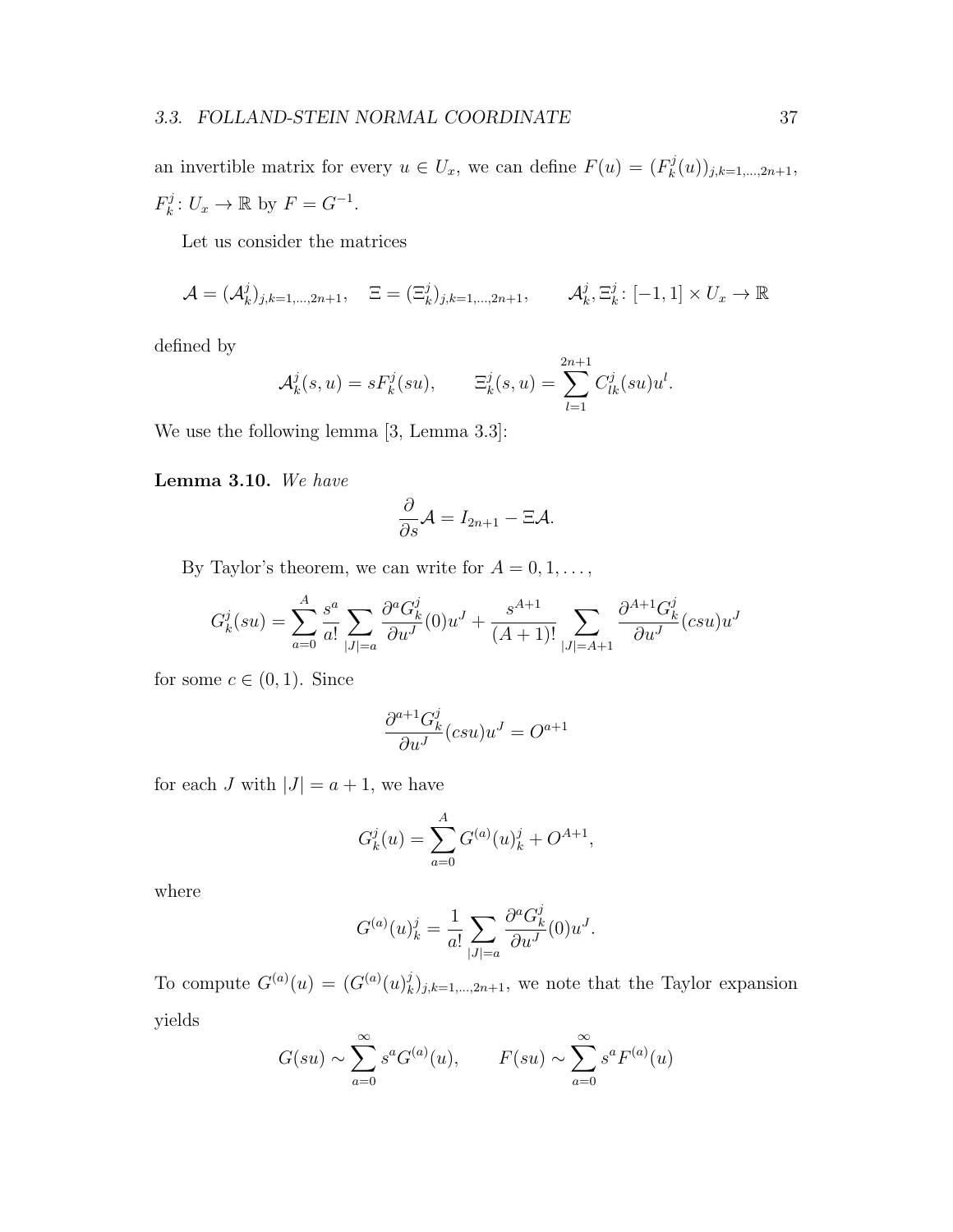an invertible matrix for every $u \in U_x$, we can define $F(u) = (F^j_k(u))_{j,k=1,\dots,2n+1}$, $F^j_k \colon U_x \to \mathbb{R}$ by $F = G^{-1}$.

Let us consider the matrices

$$\mathcal{A} = (\mathcal{A}^j_k)_{j,k=1,\dots,2n+1}, \quad \Xi = (\Xi^j_k)_{j,k=1,\dots,2n+1}, \qquad \mathcal{A}^j_k, \Xi^j_k \colon [-1,1] \times U_x \to \mathbb{R}$$

defined by

$$\mathcal{A}^j_k(s,u) = sF^j_k(su), \qquad \Xi^j_k(s,u) = \sum_{l=1}^{2n+1} C^j_{lk}(su)u^l.$$

We use the following lemma [3, Lemma 3.3]:

**Lemma 3.10.** *We have*

$$\frac{\partial}{\partial s}\mathcal{A} = I_{2n+1} - \Xi\mathcal{A}.$$

By Taylor's theorem, we can write for $A = 0, 1, \dots,$

$$G^j_k(su) = \sum_{a=0}^{A} \frac{s^a}{a!} \sum_{|J|=a} \frac{\partial^a G^j_k}{\partial u^J}(0)u^J + \frac{s^{A+1}}{(A+1)!} \sum_{|J|=A+1} \frac{\partial^{A+1} G^j_k}{\partial u^J}(csu)u^J$$

for some $c \in (0,1)$. Since

$$\frac{\partial^{a+1} G^j_k}{\partial u^J}(csu)u^J = O^{a+1}$$

for each $J$ with $|J| = a+1$, we have

$$G^j_k(u) = \sum_{a=0}^{A} G^{(a)}(u)^j_k + O^{A+1},$$

where

$$G^{(a)}(u)^j_k = \frac{1}{a!} \sum_{|J|=a} \frac{\partial^a G^j_k}{\partial u^J}(0)u^J.$$

To compute $G^{(a)}(u) = (G^{(a)}(u)^j_k)_{j,k=1,\dots,2n+1}$, we note that the Taylor expansion yields

$$G(su) \sim \sum_{a=0}^{\infty} s^a G^{(a)}(u), \qquad F(su) \sim \sum_{a=0}^{\infty} s^a F^{(a)}(u)$$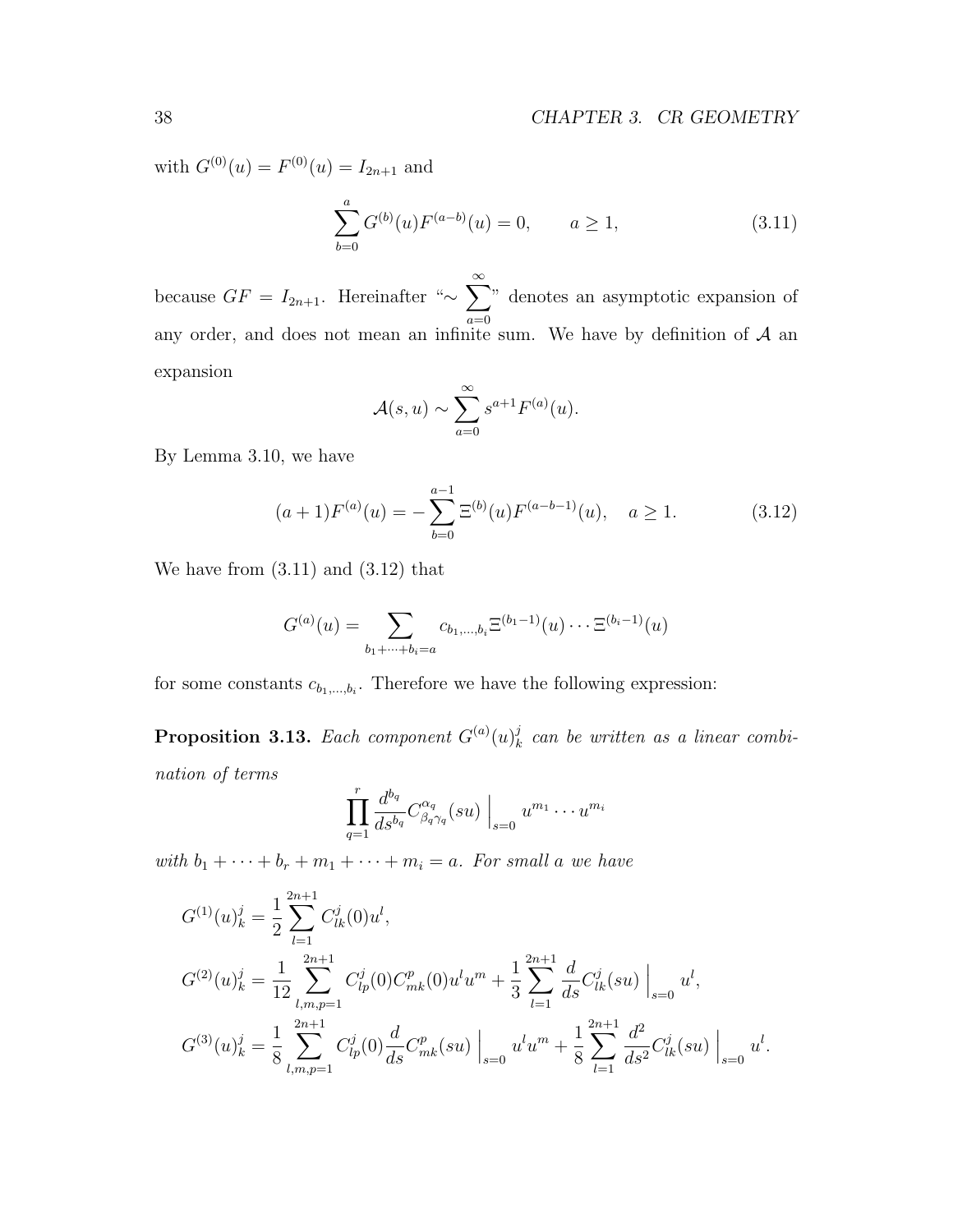with $G^{(0)}(u) = F^{(0)}(u) = I_{2n+1}$ and

$$\sum_{b=0}^{a} G^{(b)}(u)F^{(a-b)}(u) = 0, \qquad a \geq 1, \tag{3.11}$$

because $GF = I_{2n+1}$. Hereinafter "$\sim \sum_{a=0}^{\infty}$" denotes an asymptotic expansion of any order, and does not mean an infinite sum. We have by definition of $\mathcal{A}$ an expansion

$$\mathcal{A}(s,u) \sim \sum_{a=0}^{\infty} s^{a+1} F^{(a)}(u).$$

By Lemma 3.10, we have

$$(a+1)F^{(a)}(u) = -\sum_{b=0}^{a-1} \Xi^{(b)}(u)F^{(a-b-1)}(u), \quad a \geq 1. \tag{3.12}$$

We have from (3.11) and (3.12) that

$$G^{(a)}(u) = \sum_{b_1+\cdots+b_i=a} c_{b_1,\ldots,b_i} \Xi^{(b_1-1)}(u) \cdots \Xi^{(b_i-1)}(u)$$

for some constants $c_{b_1,\ldots,b_i}$. Therefore we have the following expression:

**Proposition 3.13.** *Each component $G^{(a)}(u)^j_k$ can be written as a linear combination of terms*

$$\prod_{q=1}^{r} \frac{d^{b_q}}{ds^{b_q}} C^{\alpha_q}_{\beta_q\gamma_q}(su) \Big|_{s=0} u^{m_1} \cdots u^{m_i}$$

*with $b_1 + \cdots + b_r + m_1 + \cdots + m_i = a$. For small $a$ we have*

$$G^{(1)}(u)^j_k = \frac{1}{2}\sum_{l=1}^{2n+1} C^j_{lk}(0)u^l,$$

$$G^{(2)}(u)^j_k = \frac{1}{12}\sum_{l,m,p=1}^{2n+1} C^j_{lp}(0)C^p_{mk}(0)u^l u^m + \frac{1}{3}\sum_{l=1}^{2n+1} \frac{d}{ds}C^j_{lk}(su)\Big|_{s=0} u^l,$$

$$G^{(3)}(u)^j_k = \frac{1}{8}\sum_{l,m,p=1}^{2n+1} C^j_{lp}(0)\frac{d}{ds}C^p_{mk}(su)\Big|_{s=0} u^l u^m + \frac{1}{8}\sum_{l=1}^{2n+1} \frac{d^2}{ds^2}C^j_{lk}(su)\Big|_{s=0} u^l.$$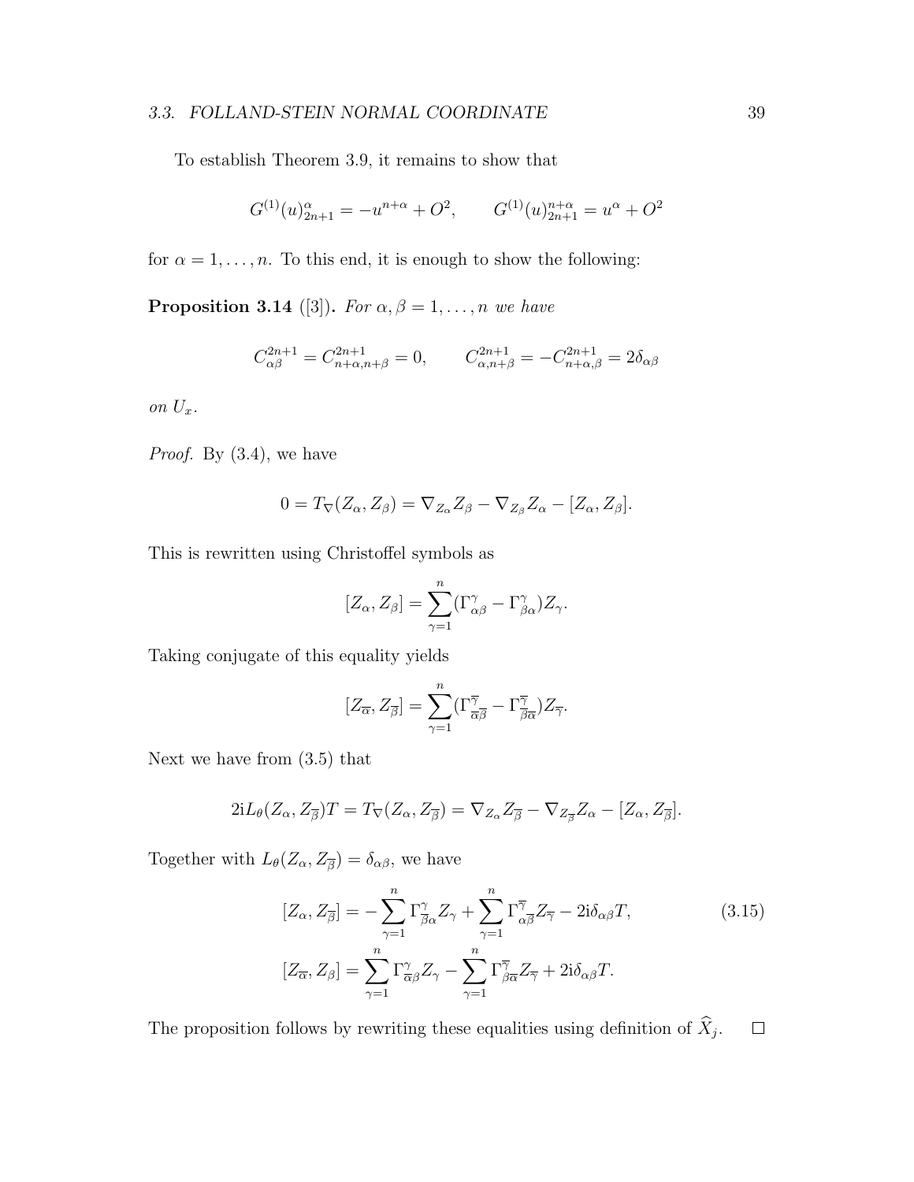To establish Theorem 3.9, it remains to show that

$$G^{(1)}(u)^{\alpha}_{2n+1} = -u^{n+\alpha} + O^2, \qquad G^{(1)}(u)^{n+\alpha}_{2n+1} = u^{\alpha} + O^2$$

for $\alpha = 1, \ldots, n$. To this end, it is enough to show the following:

**Proposition 3.14** ([3])**.** *For $\alpha, \beta = 1, \ldots, n$ we have*

$$C^{2n+1}_{\alpha\beta} = C^{2n+1}_{n+\alpha,n+\beta} = 0, \qquad C^{2n+1}_{\alpha,n+\beta} = -C^{2n+1}_{n+\alpha,\beta} = 2\delta_{\alpha\beta}$$

*on $U_x$.*

*Proof.* By (3.4), we have

$$0 = T_{\nabla}(Z_\alpha, Z_\beta) = \nabla_{Z_\alpha} Z_\beta - \nabla_{Z_\beta} Z_\alpha - [Z_\alpha, Z_\beta].$$

This is rewritten using Christoffel symbols as

$$[Z_\alpha, Z_\beta] = \sum_{\gamma=1}^{n} (\Gamma^{\gamma}_{\alpha\beta} - \Gamma^{\gamma}_{\beta\alpha}) Z_\gamma.$$

Taking conjugate of this equality yields

$$[Z_{\overline{\alpha}}, Z_{\overline{\beta}}] = \sum_{\gamma=1}^{n} (\Gamma^{\overline{\gamma}}_{\overline{\alpha}\overline{\beta}} - \Gamma^{\overline{\gamma}}_{\overline{\beta}\overline{\alpha}}) Z_{\overline{\gamma}}.$$

Next we have from (3.5) that

$$2\mathrm{i} L_\theta(Z_\alpha, Z_{\overline{\beta}}) T = T_{\nabla}(Z_\alpha, Z_{\overline{\beta}}) = \nabla_{Z_\alpha} Z_{\overline{\beta}} - \nabla_{Z_{\overline{\beta}}} Z_\alpha - [Z_\alpha, Z_{\overline{\beta}}].$$

Together with $L_\theta(Z_\alpha, Z_{\overline{\beta}}) = \delta_{\alpha\beta}$, we have

$$\begin{aligned} [Z_\alpha, Z_{\overline{\beta}}] &= -\sum_{\gamma=1}^{n} \Gamma^{\gamma}_{\overline{\beta}\alpha} Z_\gamma + \sum_{\gamma=1}^{n} \Gamma^{\overline{\gamma}}_{\alpha\overline{\beta}} Z_{\overline{\gamma}} - 2\mathrm{i}\delta_{\alpha\beta} T, \\ [Z_{\overline{\alpha}}, Z_\beta] &= \sum_{\gamma=1}^{n} \Gamma^{\gamma}_{\overline{\alpha}\beta} Z_\gamma - \sum_{\gamma=1}^{n} \Gamma^{\overline{\gamma}}_{\beta\overline{\alpha}} Z_{\overline{\gamma}} + 2\mathrm{i}\delta_{\alpha\beta} T. \end{aligned} \tag{3.15}$$

The proposition follows by rewriting these equalities using definition of $\widehat{X}_j$. $\square$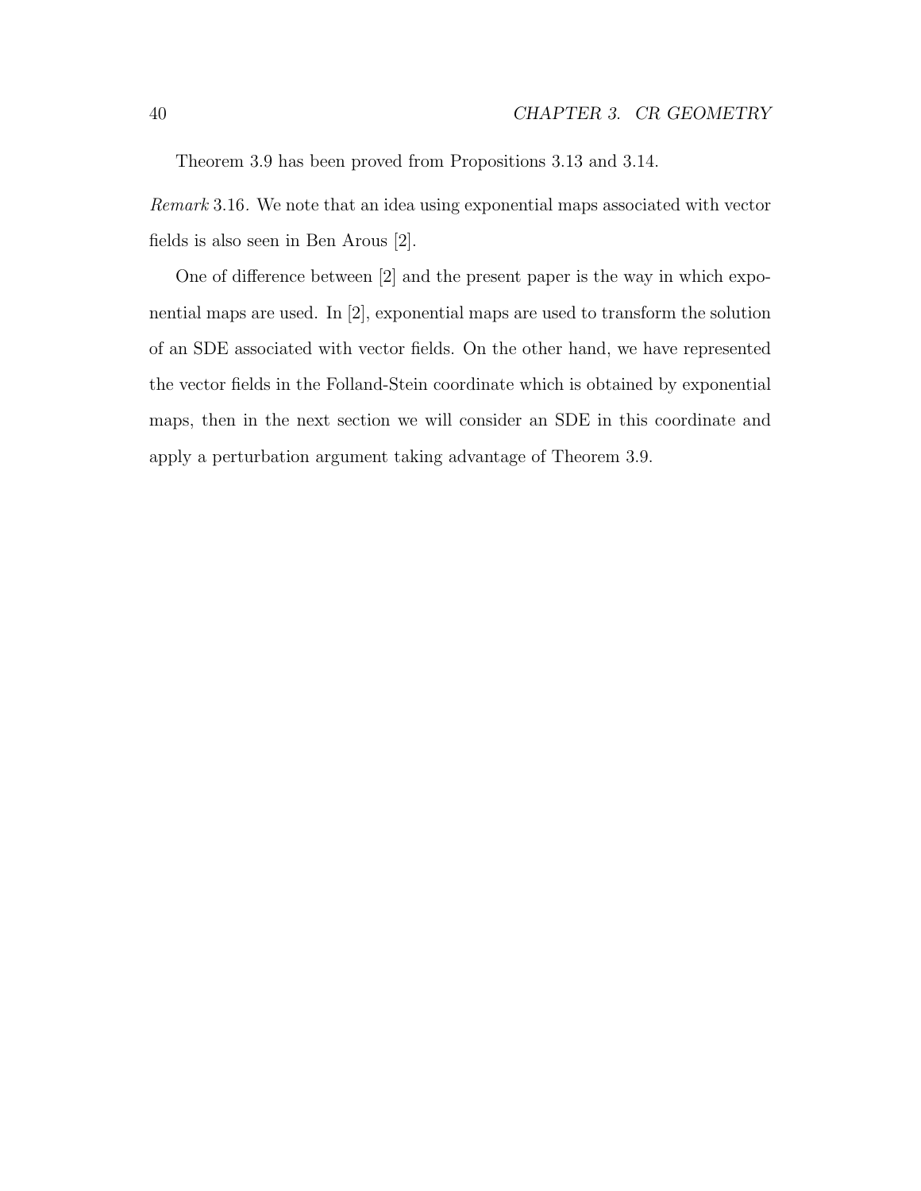Theorem 3.9 has been proved from Propositions 3.13 and 3.14.

*Remark* 3.16. We note that an idea using exponential maps associated with vector fields is also seen in Ben Arous [2].

One of difference between [2] and the present paper is the way in which exponential maps are used. In [2], exponential maps are used to transform the solution of an SDE associated with vector fields. On the other hand, we have represented the vector fields in the Folland-Stein coordinate which is obtained by exponential maps, then in the next section we will consider an SDE in this coordinate and apply a perturbation argument taking advantage of Theorem 3.9.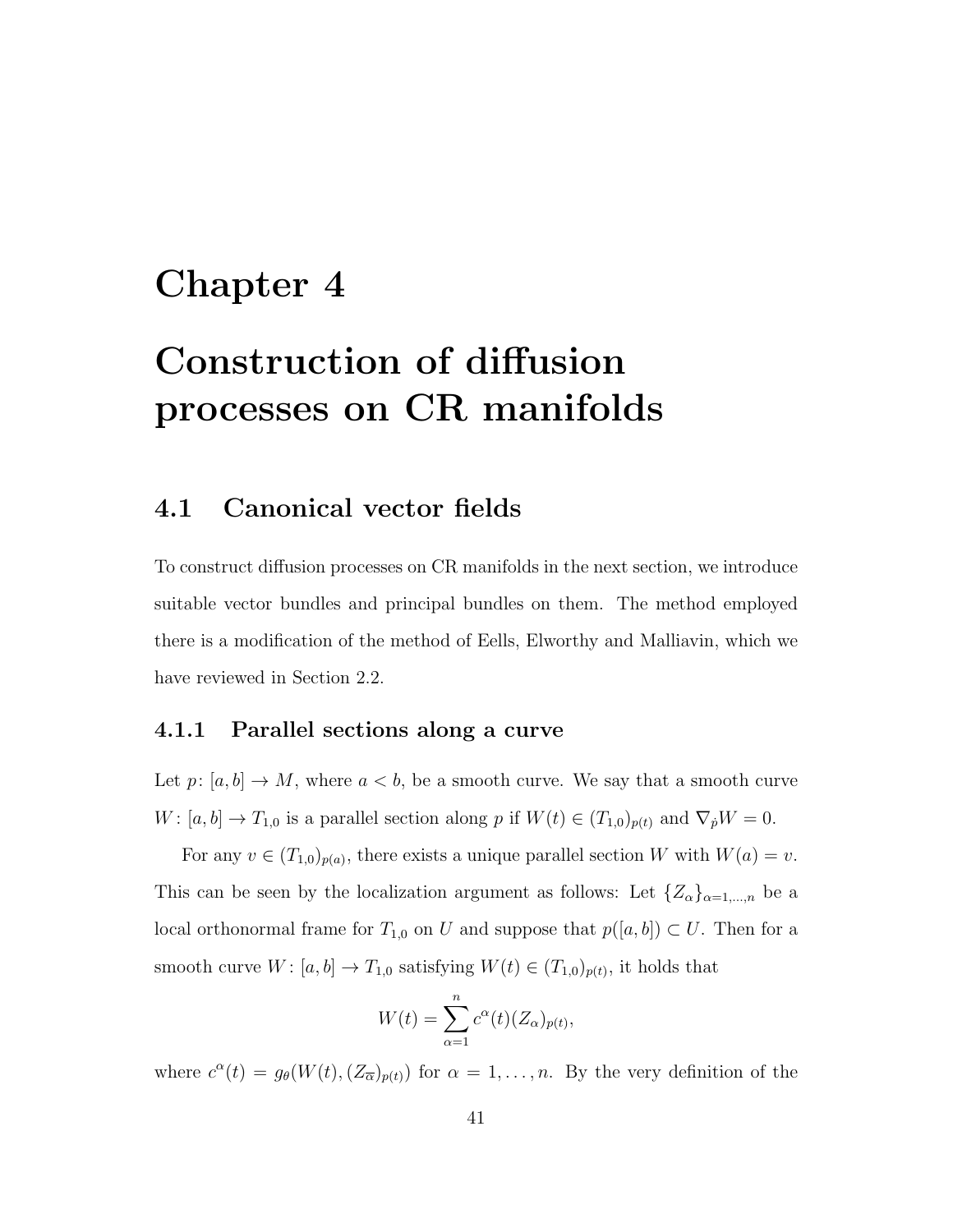# Chapter 4

# Construction of diffusion processes on CR manifolds

## 4.1 Canonical vector fields

To construct diffusion processes on CR manifolds in the next section, we introduce suitable vector bundles and principal bundles on them. The method employed there is a modification of the method of Eells, Elworthy and Malliavin, which we have reviewed in Section 2.2.

### 4.1.1 Parallel sections along a curve

Let $p\colon [a,b] \to M$, where $a < b$, be a smooth curve. We say that a smooth curve $W\colon [a,b] \to T_{1,0}$ is a parallel section along $p$ if $W(t) \in (T_{1,0})_{p(t)}$ and $\nabla_{\dot{p}} W = 0$.

For any $v \in (T_{1,0})_{p(a)}$, there exists a unique parallel section $W$ with $W(a) = v$. This can be seen by the localization argument as follows: Let $\{Z_\alpha\}_{\alpha=1,\ldots,n}$ be a local orthonormal frame for $T_{1,0}$ on $U$ and suppose that $p([a,b]) \subset U$. Then for a smooth curve $W\colon [a,b] \to T_{1,0}$ satisfying $W(t) \in (T_{1,0})_{p(t)}$, it holds that

$$W(t) = \sum_{\alpha=1}^{n} c^\alpha(t) (Z_\alpha)_{p(t)},$$

where $c^\alpha(t) = g_\theta(W(t), (Z_{\overline{\alpha}})_{p(t)})$ for $\alpha = 1, \ldots, n$. By the very definition of the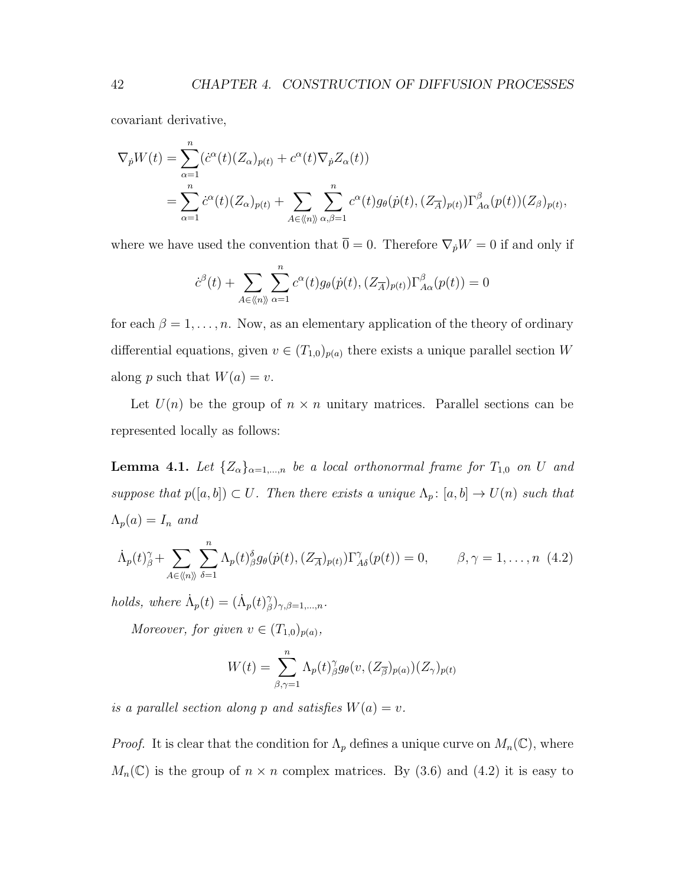covariant derivative,

$$
\begin{aligned}
\nabla_{\dot{p}} W(t) &= \sum_{\alpha=1}^{n} (\dot{c}^{\alpha}(t)(Z_{\alpha})_{p(t)} + c^{\alpha}(t)\nabla_{\dot{p}} Z_{\alpha}(t)) \\
&= \sum_{\alpha=1}^{n} \dot{c}^{\alpha}(t)(Z_{\alpha})_{p(t)} + \sum_{A\in\langle\!\langle n\rangle\!\rangle} \sum_{\alpha,\beta=1}^{n} c^{\alpha}(t) g_{\theta}(\dot{p}(t), (Z_{\overline{A}})_{p(t)}) \Gamma^{\beta}_{A\alpha}(p(t))(Z_{\beta})_{p(t)},
\end{aligned}
$$

where we have used the convention that $\overline{0} = 0$. Therefore $\nabla_{\dot{p}} W = 0$ if and only if

$$
\dot{c}^{\beta}(t) + \sum_{A\in\langle\!\langle n\rangle\!\rangle} \sum_{\alpha=1}^{n} c^{\alpha}(t) g_{\theta}(\dot{p}(t), (Z_{\overline{A}})_{p(t)}) \Gamma^{\beta}_{A\alpha}(p(t)) = 0
$$

for each $\beta = 1, \ldots, n$. Now, as an elementary application of the theory of ordinary differential equations, given $v \in (T_{1,0})_{p(a)}$ there exists a unique parallel section $W$ along $p$ such that $W(a) = v$.

Let $U(n)$ be the group of $n \times n$ unitary matrices. Parallel sections can be represented locally as follows:

**Lemma 4.1.** *Let $\{Z_{\alpha}\}_{\alpha=1,\ldots,n}$ be a local orthonormal frame for $T_{1,0}$ on $U$ and suppose that $p([a,b]) \subset U$. Then there exists a unique $\Lambda_p \colon [a,b] \to U(n)$ such that $\Lambda_p(a) = I_n$ and*

$$
\dot{\Lambda}_p(t)^{\gamma}_{\beta} + \sum_{A\in\langle\!\langle n\rangle\!\rangle} \sum_{\delta=1}^{n} \Lambda_p(t)^{\delta}_{\beta} g_{\theta}(\dot{p}(t), (Z_{\overline{A}})_{p(t)}) \Gamma^{\gamma}_{A\delta}(p(t)) = 0, \qquad \beta, \gamma = 1, \ldots, n \quad (4.2)
$$

*holds, where $\dot{\Lambda}_p(t) = (\dot{\Lambda}_p(t)^{\gamma}_{\beta})_{\gamma,\beta=1,\ldots,n}$.*

*Moreover, for given $v \in (T_{1,0})_{p(a)}$,*

$$
W(t) = \sum_{\beta,\gamma=1}^{n} \Lambda_p(t)^{\gamma}_{\beta} g_{\theta}(v, (Z_{\overline{\beta}})_{p(a)})(Z_{\gamma})_{p(t)}
$$

*is a parallel section along $p$ and satisfies $W(a) = v$.*

*Proof.* It is clear that the condition for $\Lambda_p$ defines a unique curve on $M_n(\mathbb{C})$, where $M_n(\mathbb{C})$ is the group of $n \times n$ complex matrices. By (3.6) and (4.2) it is easy to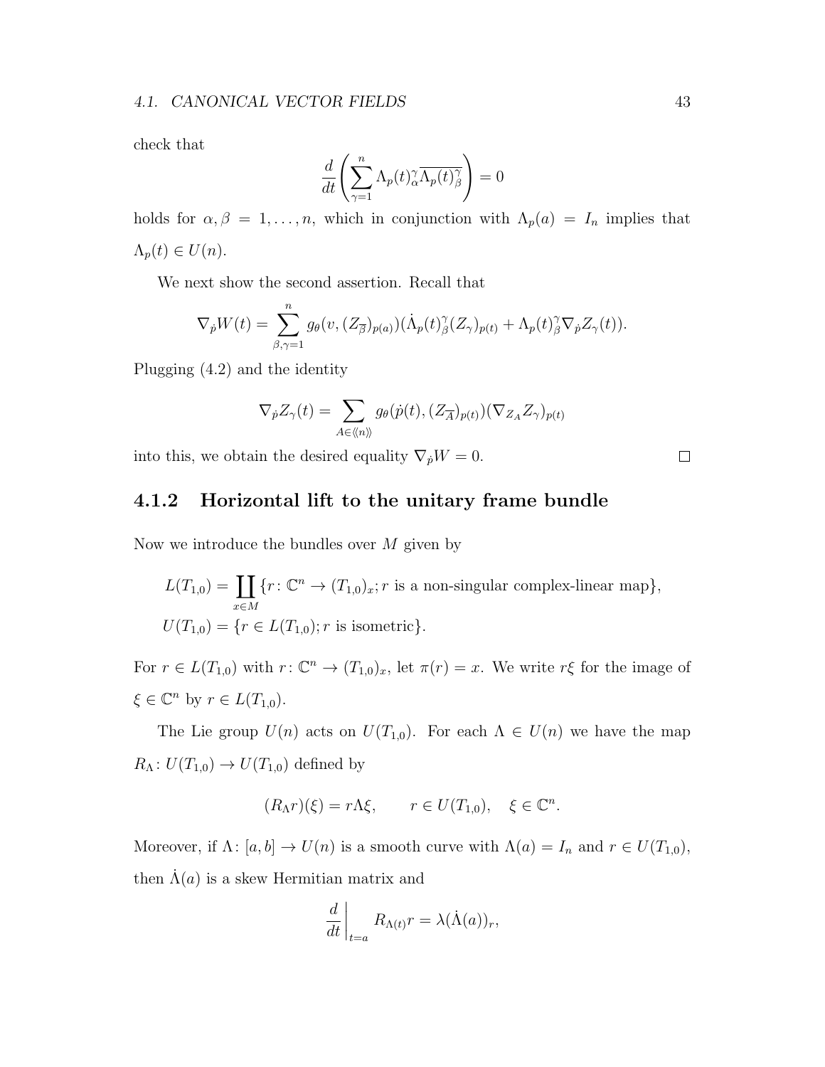check that

$$\frac{d}{dt}\left(\sum_{\gamma=1}^{n} \Lambda_p(t)^{\gamma}_{\alpha}\overline{\Lambda_p(t)^{\gamma}_{\beta}}\right) = 0$$

holds for $\alpha, \beta = 1, \ldots, n$, which in conjunction with $\Lambda_p(a) = I_n$ implies that $\Lambda_p(t) \in U(n)$.

We next show the second assertion. Recall that

$$\nabla_{\dot{p}} W(t) = \sum_{\beta,\gamma=1}^{n} g_\theta(v, (Z_{\overline{\beta}})_{p(a)})(\dot{\Lambda}_p(t)^{\gamma}_{\beta}(Z_\gamma)_{p(t)} + \Lambda_p(t)^{\gamma}_{\beta}\nabla_{\dot{p}} Z_\gamma(t)).$$

Plugging (4.2) and the identity

$$\nabla_{\dot{p}} Z_\gamma(t) = \sum_{A \in \langle\langle n \rangle\rangle} g_\theta(\dot{p}(t), (Z_{\overline{A}})_{p(t)})(\nabla_{Z_A} Z_\gamma)_{p(t)}$$

into this, we obtain the desired equality $\nabla_{\dot{p}} W = 0$. □

### 4.1.2 Horizontal lift to the unitary frame bundle

Now we introduce the bundles over $M$ given by

$$L(T_{1,0}) = \coprod_{x \in M} \{r \colon \mathbb{C}^n \to (T_{1,0})_x ; r \text{ is a non-singular complex-linear map}\},$$
$$U(T_{1,0}) = \{r \in L(T_{1,0}); r \text{ is isometric}\}.$$

For $r \in L(T_{1,0})$ with $r \colon \mathbb{C}^n \to (T_{1,0})_x$, let $\pi(r) = x$. We write $r\xi$ for the image of $\xi \in \mathbb{C}^n$ by $r \in L(T_{1,0})$.

The Lie group $U(n)$ acts on $U(T_{1,0})$. For each $\Lambda \in U(n)$ we have the map $R_\Lambda \colon U(T_{1,0}) \to U(T_{1,0})$ defined by

$$(R_\Lambda r)(\xi) = r\Lambda\xi, \qquad r \in U(T_{1,0}), \quad \xi \in \mathbb{C}^n.$$

Moreover, if $\Lambda \colon [a, b] \to U(n)$ is a smooth curve with $\Lambda(a) = I_n$ and $r \in U(T_{1,0})$, then $\dot{\Lambda}(a)$ is a skew Hermitian matrix and

$$\left.\frac{d}{dt}\right|_{t=a} R_{\Lambda(t)} r = \lambda(\dot{\Lambda}(a))_r,$$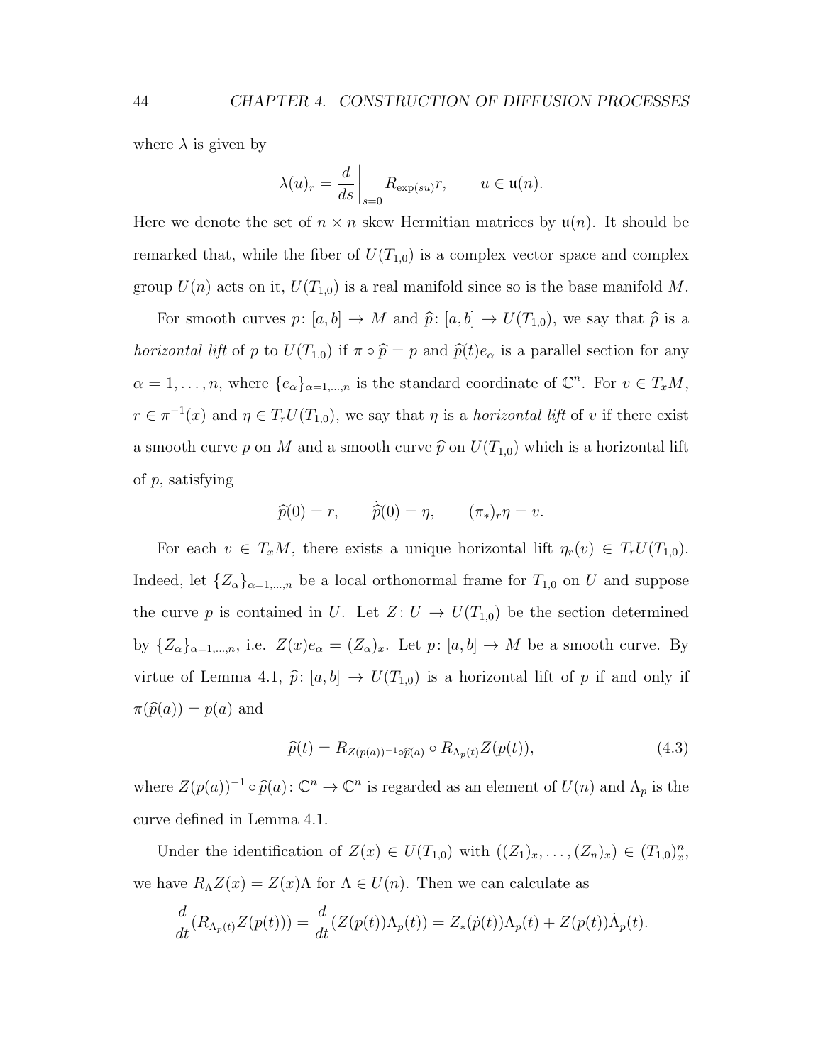where $\lambda$ is given by

$$\lambda(u)_r = \left.\frac{d}{ds}\right|_{s=0} R_{\exp(su)} r, \qquad u \in \mathfrak{u}(n).$$

Here we denote the set of $n \times n$ skew Hermitian matrices by $\mathfrak{u}(n)$. It should be remarked that, while the fiber of $U(T_{1,0})$ is a complex vector space and complex group $U(n)$ acts on it, $U(T_{1,0})$ is a real manifold since so is the base manifold $M$.

For smooth curves $p\colon [a,b] \to M$ and $\widehat{p}\colon [a,b] \to U(T_{1,0})$, we say that $\widehat{p}$ is a *horizontal lift* of $p$ to $U(T_{1,0})$ if $\pi \circ \widehat{p} = p$ and $\widehat{p}(t)e_\alpha$ is a parallel section for any $\alpha = 1, \ldots, n$, where $\{e_\alpha\}_{\alpha=1,\ldots,n}$ is the standard coordinate of $\mathbb{C}^n$. For $v \in T_xM$, $r \in \pi^{-1}(x)$ and $\eta \in T_rU(T_{1,0})$, we say that $\eta$ is a *horizontal lift* of $v$ if there exist a smooth curve $p$ on $M$ and a smooth curve $\widehat{p}$ on $U(T_{1,0})$ which is a horizontal lift of $p$, satisfying

$$\widehat{p}(0) = r, \qquad \dot{\widehat{p}}(0) = \eta, \qquad (\pi_*)_r\eta = v.$$

For each $v \in T_xM$, there exists a unique horizontal lift $\eta_r(v) \in T_rU(T_{1,0})$. Indeed, let $\{Z_\alpha\}_{\alpha=1,\ldots,n}$ be a local orthonormal frame for $T_{1,0}$ on $U$ and suppose the curve $p$ is contained in $U$. Let $Z\colon U \to U(T_{1,0})$ be the section determined by $\{Z_\alpha\}_{\alpha=1,\ldots,n}$, i.e. $Z(x)e_\alpha = (Z_\alpha)_x$. Let $p\colon [a,b] \to M$ be a smooth curve. By virtue of Lemma 4.1, $\widehat{p}\colon [a,b] \to U(T_{1,0})$ is a horizontal lift of $p$ if and only if $\pi(\widehat{p}(a)) = p(a)$ and

$$\widehat{p}(t) = R_{Z(p(a))^{-1}\circ\widehat{p}(a)} \circ R_{\Lambda_p(t)} Z(p(t)), \tag{4.3}$$

where $Z(p(a))^{-1} \circ \widehat{p}(a)\colon \mathbb{C}^n \to \mathbb{C}^n$ is regarded as an element of $U(n)$ and $\Lambda_p$ is the curve defined in Lemma 4.1.

Under the identification of $Z(x) \in U(T_{1,0})$ with $((Z_1)_x, \ldots, (Z_n)_x) \in (T_{1,0})_x^n$, we have $R_\Lambda Z(x) = Z(x)\Lambda$ for $\Lambda \in U(n)$. Then we can calculate as

$$\frac{d}{dt}(R_{\Lambda_p(t)}Z(p(t))) = \frac{d}{dt}(Z(p(t))\Lambda_p(t)) = Z_*(\dot{p}(t))\Lambda_p(t) + Z(p(t))\dot{\Lambda}_p(t).$$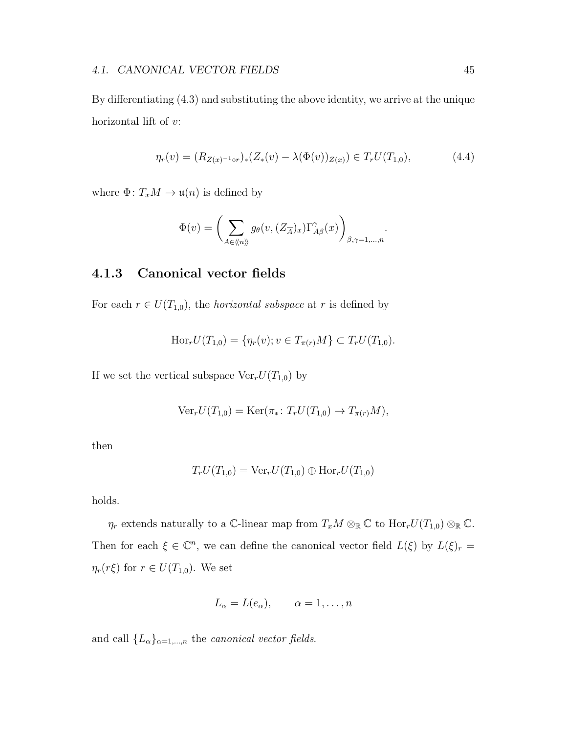By differentiating (4.3) and substituting the above identity, we arrive at the unique horizontal lift of $v$:

$$\eta_r(v) = (R_{Z(x)^{-1}\circ r})_*(Z_*(v) - \lambda(\Phi(v))_{Z(x)}) \in T_r U(T_{1,0}), \tag{4.4}$$

where $\Phi\colon T_x M \to \mathfrak{u}(n)$ is defined by

$$\Phi(v) = \left( \sum_{A \in \langle\langle n \rangle\rangle} g_\theta(v, (Z_{\overline{A}})_x) \Gamma^{\gamma}_{A\beta}(x) \right)_{\beta,\gamma=1,\ldots,n}.$$

### 4.1.3 Canonical vector fields

For each $r \in U(T_{1,0})$, the *horizontal subspace* at $r$ is defined by

$$\mathrm{Hor}_r U(T_{1,0}) = \{\eta_r(v); v \in T_{\pi(r)} M\} \subset T_r U(T_{1,0}).$$

If we set the vertical subspace $\mathrm{Ver}_r U(T_{1,0})$ by

$$\mathrm{Ver}_r U(T_{1,0}) = \mathrm{Ker}(\pi_*\colon T_r U(T_{1,0}) \to T_{\pi(r)} M),$$

then

$$T_r U(T_{1,0}) = \mathrm{Ver}_r U(T_{1,0}) \oplus \mathrm{Hor}_r U(T_{1,0})$$

holds.

$\eta_r$ extends naturally to a $\mathbb{C}$-linear map from $T_x M \otimes_{\mathbb{R}} \mathbb{C}$ to $\mathrm{Hor}_r U(T_{1,0}) \otimes_{\mathbb{R}} \mathbb{C}$. Then for each $\xi \in \mathbb{C}^n$, we can define the canonical vector field $L(\xi)$ by $L(\xi)_r = \eta_r(r\xi)$ for $r \in U(T_{1,0})$. We set

$$L_\alpha = L(e_\alpha), \qquad \alpha = 1, \ldots, n$$

and call $\{L_\alpha\}_{\alpha=1,\ldots,n}$ the *canonical vector fields*.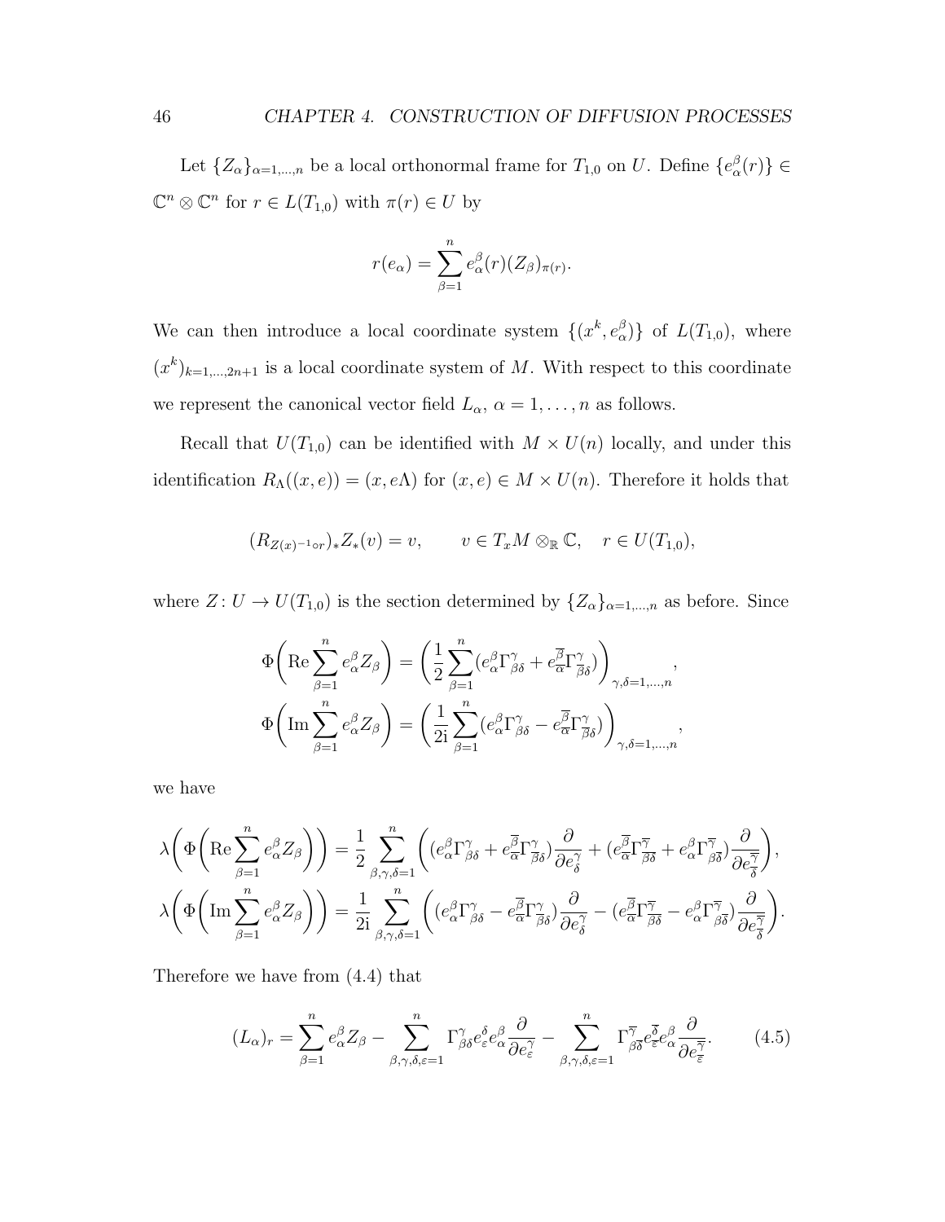Let $\{Z_\alpha\}_{\alpha=1,\dots,n}$ be a local orthonormal frame for $T_{1,0}$ on $U$. Define $\{e_\alpha^\beta(r)\} \in \mathbb{C}^n \otimes \mathbb{C}^n$ for $r \in L(T_{1,0})$ with $\pi(r) \in U$ by

$$r(e_\alpha) = \sum_{\beta=1}^n e_\alpha^\beta(r)(Z_\beta)_{\pi(r)}.$$

We can then introduce a local coordinate system $\{(x^k, e_\alpha^\beta)\}$ of $L(T_{1,0})$, where $(x^k)_{k=1,\dots,2n+1}$ is a local coordinate system of $M$. With respect to this coordinate we represent the canonical vector field $L_\alpha$, $\alpha = 1, \dots, n$ as follows.

Recall that $U(T_{1,0})$ can be identified with $M \times U(n)$ locally, and under this identification $R_\Lambda((x, e)) = (x, e\Lambda)$ for $(x, e) \in M \times U(n)$. Therefore it holds that

$$(R_{Z(x)^{-1}\circ r})_* Z_*(v) = v, \qquad v \in T_x M \otimes_{\mathbb{R}} \mathbb{C}, \quad r \in U(T_{1,0}),$$

where $Z\colon U \to U(T_{1,0})$ is the section determined by $\{Z_\alpha\}_{\alpha=1,\dots,n}$ as before. Since

$$\Phi\left(\operatorname{Re}\sum_{\beta=1}^n e_\alpha^\beta Z_\beta\right) = \left(\frac{1}{2}\sum_{\beta=1}^n (e_\alpha^\beta \Gamma_{\beta\delta}^\gamma + e_{\overline{\alpha}}^{\overline{\beta}} \Gamma_{\overline{\beta}\delta}^\gamma)\right)_{\gamma,\delta=1,\dots,n},$$

$$\Phi\left(\operatorname{Im}\sum_{\beta=1}^n e_\alpha^\beta Z_\beta\right) = \left(\frac{1}{2\mathrm{i}}\sum_{\beta=1}^n (e_\alpha^\beta \Gamma_{\beta\delta}^\gamma - e_{\overline{\alpha}}^{\overline{\beta}} \Gamma_{\overline{\beta}\delta}^\gamma)\right)_{\gamma,\delta=1,\dots,n},$$

we have

$$\lambda\left(\Phi\left(\operatorname{Re}\sum_{\beta=1}^n e_\alpha^\beta Z_\beta\right)\right) = \frac{1}{2}\sum_{\beta,\gamma,\delta=1}^n \left((e_\alpha^\beta \Gamma_{\beta\delta}^\gamma + e_{\overline{\alpha}}^{\overline{\beta}} \Gamma_{\overline{\beta}\delta}^\gamma)\frac{\partial}{\partial e_\delta^\gamma} + (e_{\overline{\alpha}}^{\overline{\beta}} \Gamma_{\overline{\beta}\overline{\delta}}^{\overline{\gamma}} + e_\alpha^\beta \Gamma_{\beta\overline{\delta}}^{\overline{\gamma}})\frac{\partial}{\partial e_{\overline{\delta}}^{\overline{\gamma}}}\right),$$

$$\lambda\left(\Phi\left(\operatorname{Im}\sum_{\beta=1}^n e_\alpha^\beta Z_\beta\right)\right) = \frac{1}{2\mathrm{i}}\sum_{\beta,\gamma,\delta=1}^n \left((e_\alpha^\beta \Gamma_{\beta\delta}^\gamma - e_{\overline{\alpha}}^{\overline{\beta}} \Gamma_{\overline{\beta}\delta}^\gamma)\frac{\partial}{\partial e_\delta^\gamma} - (e_{\overline{\alpha}}^{\overline{\beta}} \Gamma_{\overline{\beta}\overline{\delta}}^{\overline{\gamma}} - e_\alpha^\beta \Gamma_{\beta\overline{\delta}}^{\overline{\gamma}})\frac{\partial}{\partial e_{\overline{\delta}}^{\overline{\gamma}}}\right).$$

Therefore we have from (4.4) that

$$(L_\alpha)_r = \sum_{\beta=1}^n e_\alpha^\beta Z_\beta - \sum_{\beta,\gamma,\delta,\varepsilon=1}^n \Gamma_{\beta\delta}^\gamma e_\varepsilon^\delta e_\alpha^\beta \frac{\partial}{\partial e_\varepsilon^\gamma} - \sum_{\beta,\gamma,\delta,\varepsilon=1}^n \Gamma_{\beta\overline{\delta}}^{\overline{\gamma}} e_{\overline{\varepsilon}}^{\overline{\delta}} e_\alpha^\beta \frac{\partial}{\partial e_{\overline{\varepsilon}}^{\overline{\gamma}}}. \tag{4.5}$$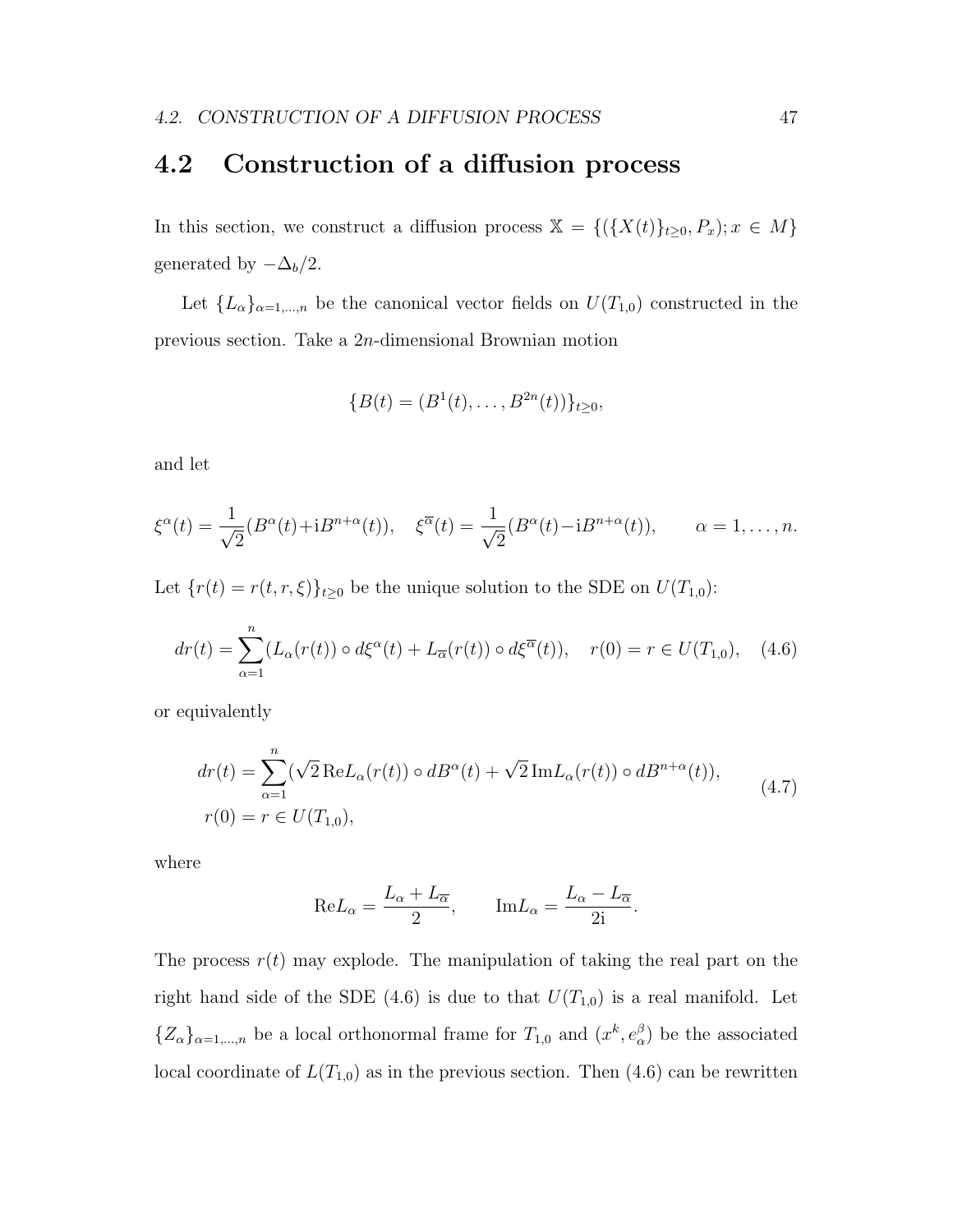## 4.2 Construction of a diffusion process

In this section, we construct a diffusion process $\mathbb{X} = \{(\{X(t)\}_{t\geq 0}, P_x); x \in M\}$ generated by $-\Delta_b/2$.

Let $\{L_\alpha\}_{\alpha=1,\dots,n}$ be the canonical vector fields on $U(T_{1,0})$ constructed in the previous section. Take a $2n$-dimensional Brownian motion

$$\{B(t) = (B^1(t), \dots, B^{2n}(t))\}_{t\geq 0},$$

and let

$$\xi^\alpha(t) = \frac{1}{\sqrt{2}}(B^\alpha(t) + \mathrm{i}B^{n+\alpha}(t)), \quad \xi^{\overline{\alpha}}(t) = \frac{1}{\sqrt{2}}(B^\alpha(t) - \mathrm{i}B^{n+\alpha}(t)), \qquad \alpha = 1, \dots, n.$$

Let $\{r(t) = r(t, r, \xi)\}_{t\geq 0}$ be the unique solution to the SDE on $U(T_{1,0})$:

$$dr(t) = \sum_{\alpha=1}^{n} (L_\alpha(r(t)) \circ d\xi^\alpha(t) + L_{\overline{\alpha}}(r(t)) \circ d\xi^{\overline{\alpha}}(t)), \quad r(0) = r \in U(T_{1,0}), \tag{4.6}$$

or equivalently

$$\begin{aligned} dr(t) &= \sum_{\alpha=1}^{n} (\sqrt{2}\,\mathrm{Re}L_\alpha(r(t)) \circ dB^\alpha(t) + \sqrt{2}\,\mathrm{Im}L_\alpha(r(t)) \circ dB^{n+\alpha}(t)), \\ r(0) &= r \in U(T_{1,0}), \end{aligned} \tag{4.7}$$

where

$$\mathrm{Re}L_\alpha = \frac{L_\alpha + L_{\overline{\alpha}}}{2}, \qquad \mathrm{Im}L_\alpha = \frac{L_\alpha - L_{\overline{\alpha}}}{2\mathrm{i}}.$$

The process $r(t)$ may explode. The manipulation of taking the real part on the right hand side of the SDE (4.6) is due to that $U(T_{1,0})$ is a real manifold. Let $\{Z_\alpha\}_{\alpha=1,\dots,n}$ be a local orthonormal frame for $T_{1,0}$ and $(x^k, e_\alpha^\beta)$ be the associated local coordinate of $L(T_{1,0})$ as in the previous section. Then (4.6) can be rewritten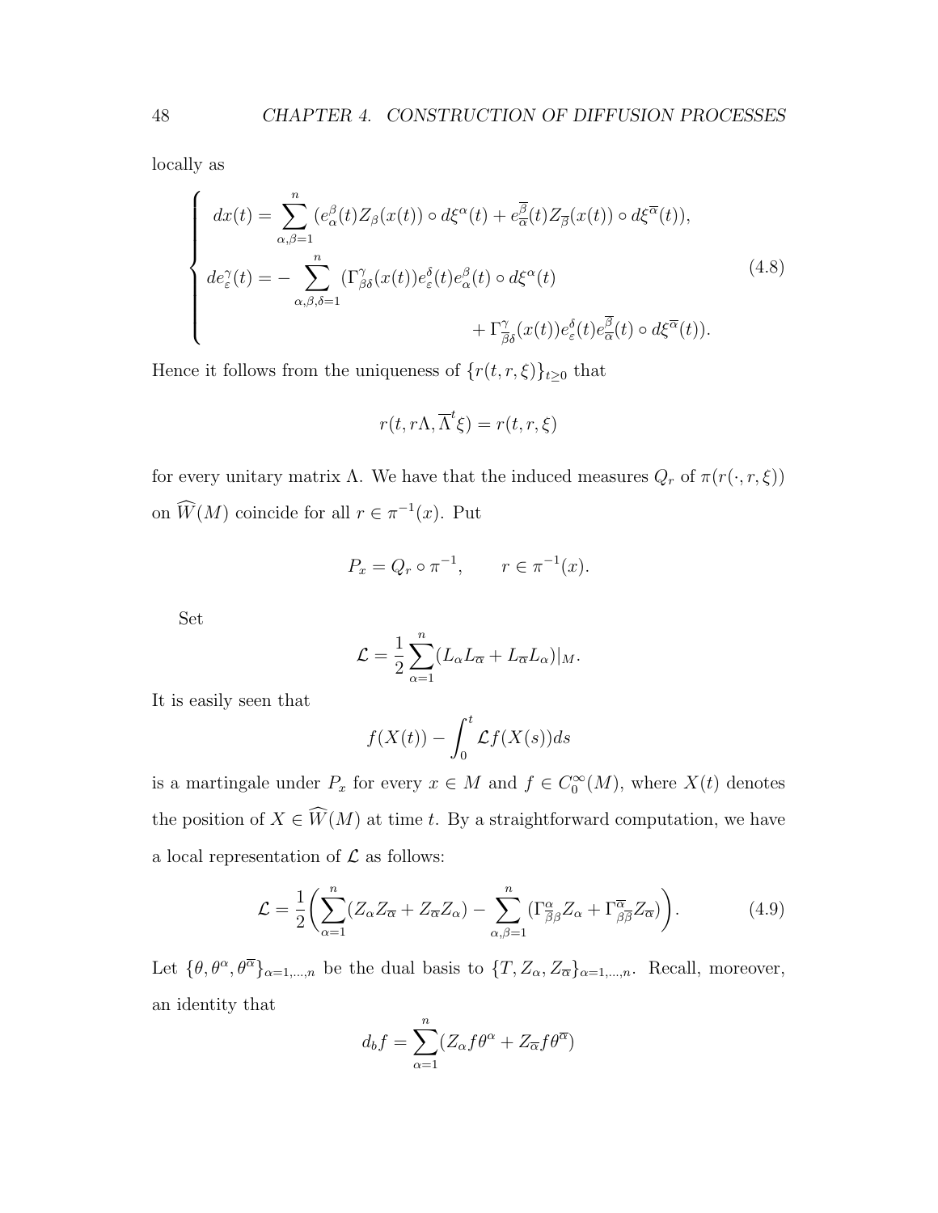locally as

$$
\left\{
\begin{aligned}
dx(t) &= \sum_{\alpha,\beta=1}^{n} (e_{\alpha}^{\beta}(t) Z_{\beta}(x(t)) \circ d\xi^{\alpha}(t) + e_{\overline{\alpha}}^{\overline{\beta}}(t) Z_{\overline{\beta}}(x(t)) \circ d\xi^{\overline{\alpha}}(t)), \\
de_{\varepsilon}^{\gamma}(t) &= -\sum_{\alpha,\beta,\delta=1}^{n} (\Gamma_{\beta\delta}^{\gamma}(x(t)) e_{\varepsilon}^{\delta}(t) e_{\alpha}^{\beta}(t) \circ d\xi^{\alpha}(t) \\
&\qquad\qquad + \Gamma_{\overline{\beta}\delta}^{\gamma}(x(t)) e_{\varepsilon}^{\delta}(t) e_{\overline{\alpha}}^{\overline{\beta}}(t) \circ d\xi^{\overline{\alpha}}(t)).
\end{aligned}
\right.
\tag{4.8}
$$

Hence it follows from the uniqueness of $\{r(t, r, \xi)\}_{t \geq 0}$ that

$$
r(t, r\Lambda, \overline{\Lambda}^{t}\xi) = r(t, r, \xi)
$$

for every unitary matrix $\Lambda$. We have that the induced measures $Q_r$ of $\pi(r(\cdot, r, \xi))$ on $\widehat{W}(M)$ coincide for all $r \in \pi^{-1}(x)$. Put

$$
P_x = Q_r \circ \pi^{-1}, \qquad r \in \pi^{-1}(x).
$$

Set

$$
\mathcal{L} = \frac{1}{2} \sum_{\alpha=1}^{n} (L_{\alpha} L_{\overline{\alpha}} + L_{\overline{\alpha}} L_{\alpha})|_{M}.
$$

It is easily seen that

$$
f(X(t)) - \int_0^t \mathcal{L} f(X(s)) ds
$$

is a martingale under $P_x$ for every $x \in M$ and $f \in C_0^{\infty}(M)$, where $X(t)$ denotes the position of $X \in \widehat{W}(M)$ at time $t$. By a straightforward computation, we have a local representation of $\mathcal{L}$ as follows:

$$
\mathcal{L} = \frac{1}{2} \left( \sum_{\alpha=1}^{n} (Z_{\alpha} Z_{\overline{\alpha}} + Z_{\overline{\alpha}} Z_{\alpha}) - \sum_{\alpha,\beta=1}^{n} (\Gamma_{\overline{\beta}\beta}^{\alpha} Z_{\alpha} + \Gamma_{\beta\overline{\beta}}^{\overline{\alpha}} Z_{\overline{\alpha}}) \right).
\tag{4.9}
$$

Let $\{\theta, \theta^{\alpha}, \theta^{\overline{\alpha}}\}_{\alpha=1,\ldots,n}$ be the dual basis to $\{T, Z_{\alpha}, Z_{\overline{\alpha}}\}_{\alpha=1,\ldots,n}$. Recall, moreover, an identity that

$$
d_b f = \sum_{\alpha=1}^{n} (Z_{\alpha} f \theta^{\alpha} + Z_{\overline{\alpha}} f \theta^{\overline{\alpha}})
$$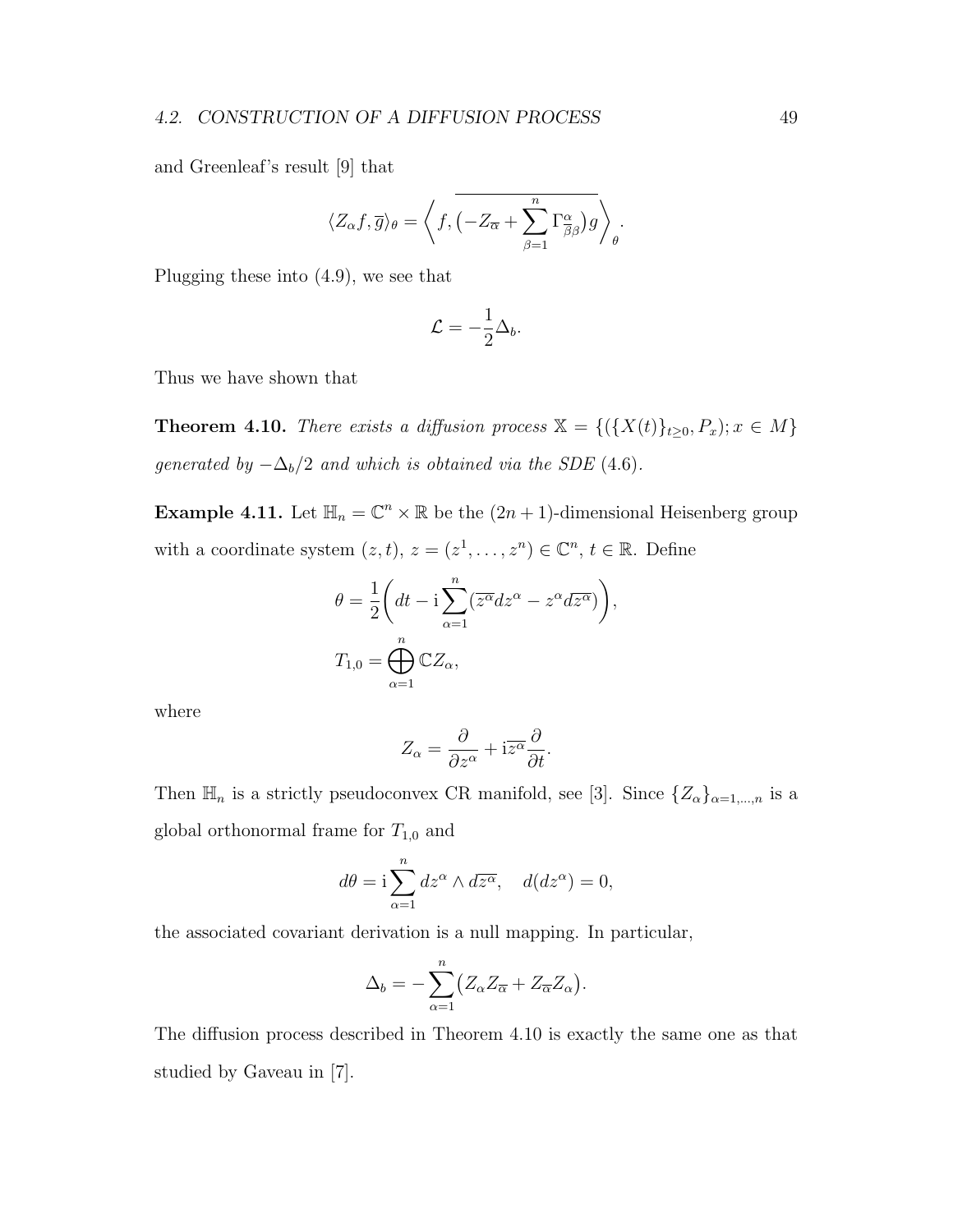and Greenleaf's result [9] that

$$\langle Z_\alpha f, \overline{g}\rangle_\theta = \left\langle f, \overline{\left(-Z_{\overline{\alpha}} + \sum_{\beta=1}^{n} \Gamma^{\alpha}_{\overline{\beta}\beta}\right) g} \right\rangle_\theta .$$

Plugging these into (4.9), we see that

$$\mathcal{L} = -\frac{1}{2}\Delta_b.$$

Thus we have shown that

**Theorem 4.10.** *There exists a diffusion process $\mathbb{X} = \{(\{X(t)\}_{t\geq 0}, P_x); x \in M\}$ generated by $-\Delta_b/2$ and which is obtained via the SDE* (4.6)*.*

**Example 4.11.** Let $\mathbb{H}_n = \mathbb{C}^n \times \mathbb{R}$ be the $(2n+1)$-dimensional Heisenberg group with a coordinate system $(z, t)$, $z = (z^1, \ldots, z^n) \in \mathbb{C}^n$, $t \in \mathbb{R}$. Define

$$\theta = \frac{1}{2}\left( dt - \mathrm{i}\sum_{\alpha=1}^{n} (\overline{z^\alpha} dz^\alpha - z^\alpha d\overline{z^\alpha}) \right),$$

$$T_{1,0} = \bigoplus_{\alpha=1}^{n} \mathbb{C} Z_\alpha,$$

where

$$Z_\alpha = \frac{\partial}{\partial z^\alpha} + \mathrm{i}\overline{z^\alpha}\frac{\partial}{\partial t}.$$

Then $\mathbb{H}_n$ is a strictly pseudoconvex CR manifold, see [3]. Since $\{Z_\alpha\}_{\alpha=1,\ldots,n}$ is a global orthonormal frame for $T_{1,0}$ and

$$d\theta = \mathrm{i}\sum_{\alpha=1}^{n} dz^\alpha \wedge d\overline{z^\alpha}, \quad d(dz^\alpha) = 0,$$

the associated covariant derivation is a null mapping. In particular,

$$\Delta_b = -\sum_{\alpha=1}^{n} \left( Z_\alpha Z_{\overline{\alpha}} + Z_{\overline{\alpha}} Z_\alpha \right).$$

The diffusion process described in Theorem 4.10 is exactly the same one as that studied by Gaveau in [7].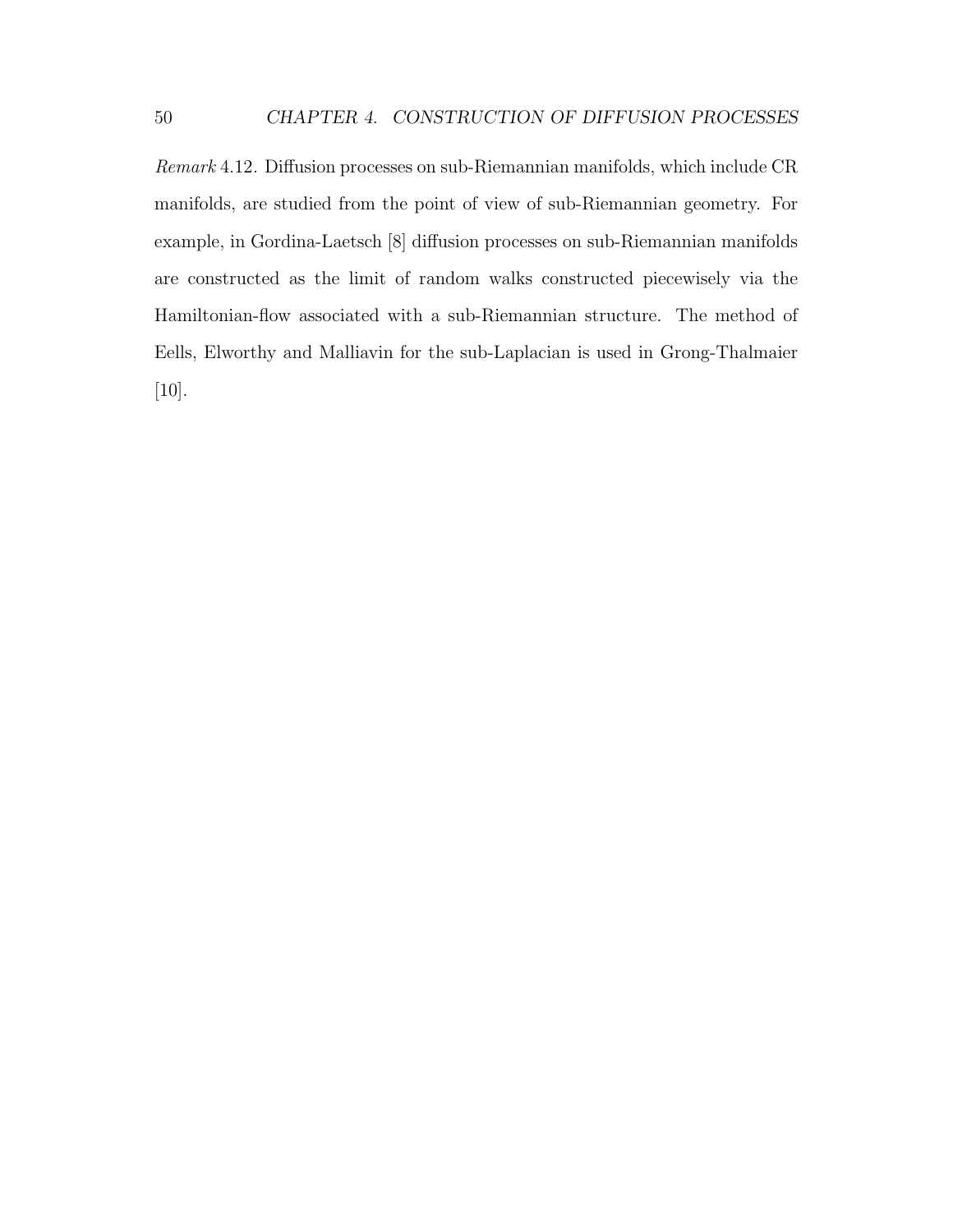*Remark* 4.12. Diffusion processes on sub-Riemannian manifolds, which include CR manifolds, are studied from the point of view of sub-Riemannian geometry. For example, in Gordina-Laetsch [8] diffusion processes on sub-Riemannian manifolds are constructed as the limit of random walks constructed piecewisely via the Hamiltonian-flow associated with a sub-Riemannian structure. The method of Eells, Elworthy and Malliavin for the sub-Laplacian is used in Grong-Thalmaier [10].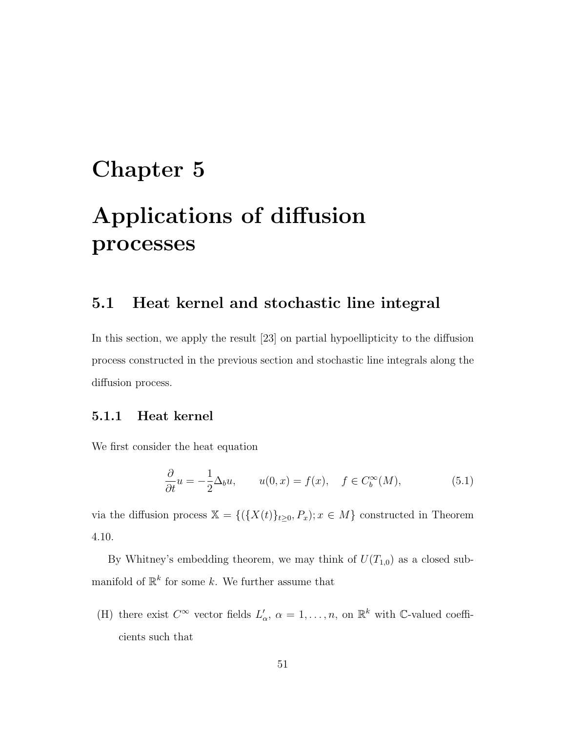# Chapter 5

# Applications of diffusion processes

## 5.1 Heat kernel and stochastic line integral

In this section, we apply the result [23] on partial hypoellipticity to the diffusion process constructed in the previous section and stochastic line integrals along the diffusion process.

### 5.1.1 Heat kernel

We first consider the heat equation

$$\frac{\partial}{\partial t}u = -\frac{1}{2}\Delta_b u, \qquad u(0,x) = f(x), \quad f \in C_b^\infty(M), \tag{5.1}$$

via the diffusion process $\mathbb{X} = \{(\{X(t)\}_{t\geq 0}, P_x); x \in M\}$ constructed in Theorem 4.10.

By Whitney's embedding theorem, we may think of $U(T_{1,0})$ as a closed submanifold of $\mathbb{R}^k$ for some $k$. We further assume that

(H) there exist $C^\infty$ vector fields $L'_\alpha$, $\alpha = 1, \ldots, n$, on $\mathbb{R}^k$ with $\mathbb{C}$-valued coefficients such that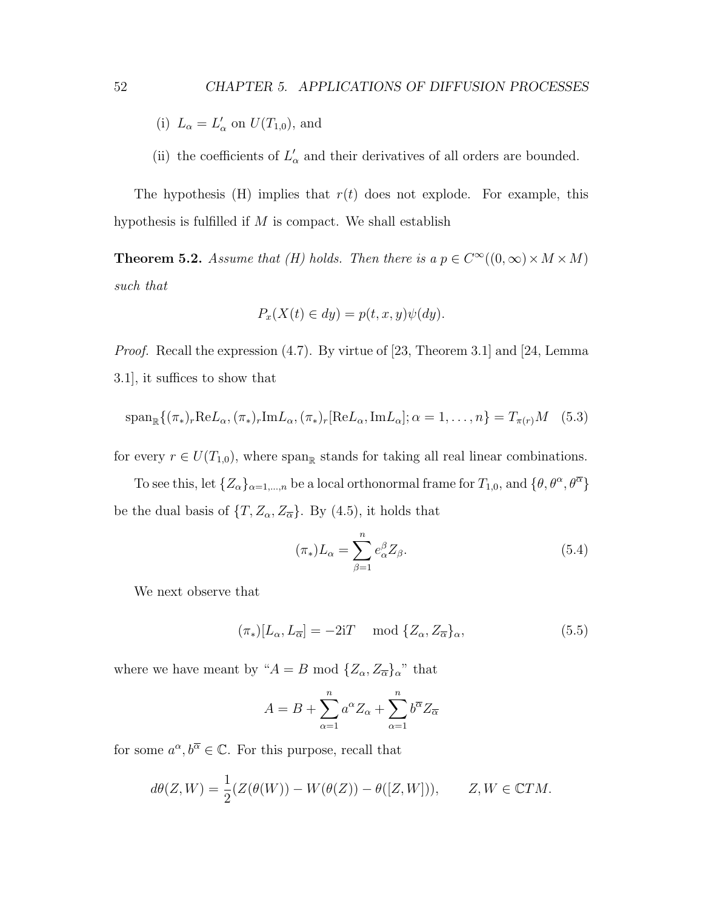(i) $L_\alpha = L'_\alpha$ on $U(T_{1,0})$, and

(ii) the coefficients of $L'_\alpha$ and their derivatives of all orders are bounded.

The hypothesis (H) implies that $r(t)$ does not explode. For example, this hypothesis is fulfilled if $M$ is compact. We shall establish

**Theorem 5.2.** *Assume that (H) holds. Then there is a $p \in C^\infty((0,\infty) \times M \times M)$ such that*

$$P_x(X(t) \in dy) = p(t,x,y)\psi(dy).$$

*Proof.* Recall the expression (4.7). By virtue of [23, Theorem 3.1] and [24, Lemma 3.1], it suffices to show that

$$\mathrm{span}_{\mathbb{R}}\{(\pi_*)_r \mathrm{Re}L_\alpha, (\pi_*)_r \mathrm{Im}L_\alpha, (\pi_*)_r [\mathrm{Re}L_\alpha, \mathrm{Im}L_\alpha]; \alpha = 1, \ldots, n\} = T_{\pi(r)}M \quad (5.3)$$

for every $r \in U(T_{1,0})$, where $\mathrm{span}_{\mathbb{R}}$ stands for taking all real linear combinations.

To see this, let $\{Z_\alpha\}_{\alpha=1,\ldots,n}$ be a local orthonormal frame for $T_{1,0}$, and $\{\theta, \theta^\alpha, \theta^{\overline{\alpha}}\}$ be the dual basis of $\{T, Z_\alpha, Z_{\overline{\alpha}}\}$. By (4.5), it holds that

$$(\pi_*)L_\alpha = \sum_{\beta=1}^n e_\alpha^\beta Z_\beta. \quad (5.4)$$

We next observe that

$$(\pi_*)[L_\alpha, L_{\overline{\alpha}}] = -2\mathrm{i}T \mod \{Z_\alpha, Z_{\overline{\alpha}}\}_\alpha, \quad (5.5)$$

where we have meant by "$A = B \mod \{Z_\alpha, Z_{\overline{\alpha}}\}_\alpha$" that

$$A = B + \sum_{\alpha=1}^n a^\alpha Z_\alpha + \sum_{\alpha=1}^n b^{\overline{\alpha}} Z_{\overline{\alpha}}$$

for some $a^\alpha, b^{\overline{\alpha}} \in \mathbb{C}$. For this purpose, recall that

$$d\theta(Z,W) = \frac{1}{2}(Z(\theta(W)) - W(\theta(Z)) - \theta([Z,W])), \qquad Z, W \in \mathbb{C}TM.$$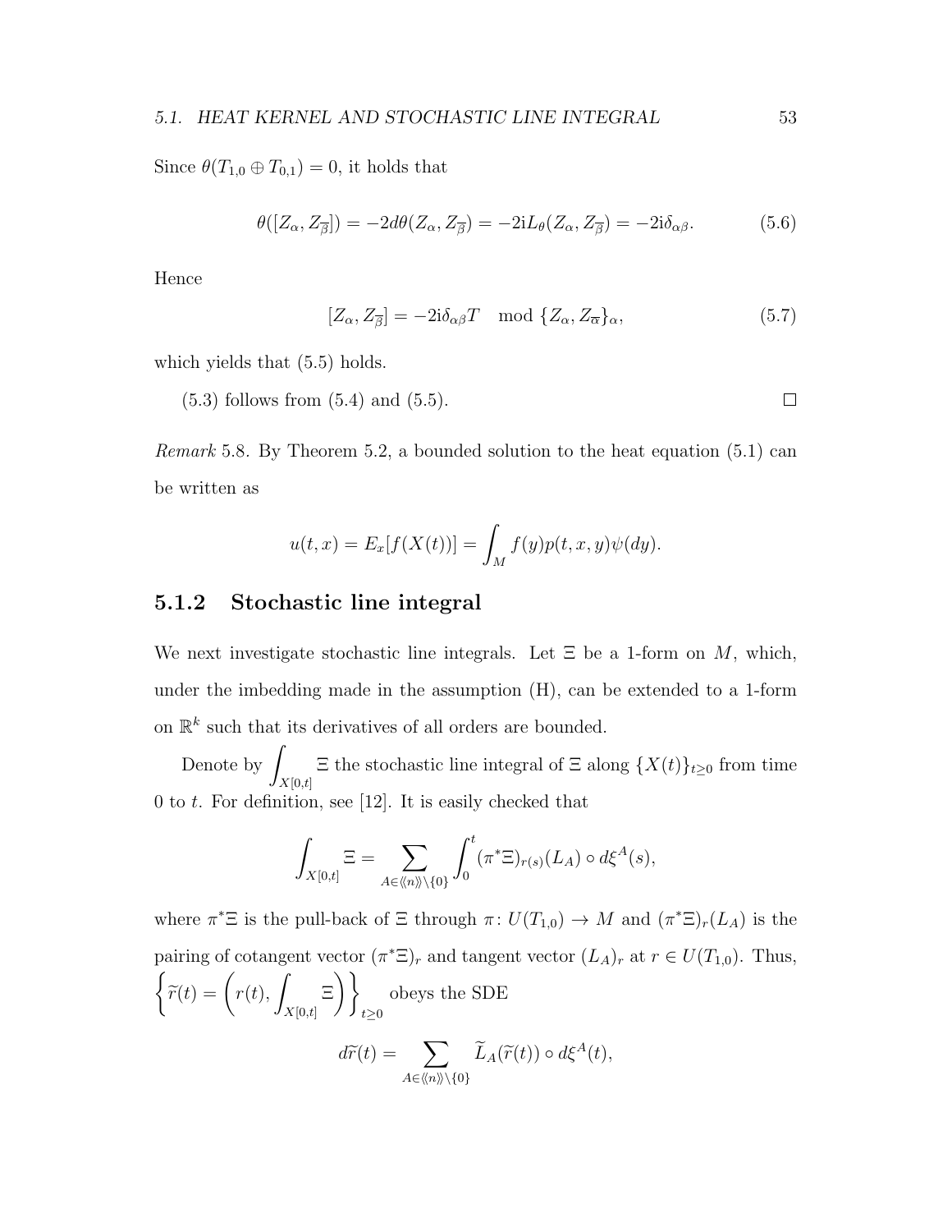Since $\theta(T_{1,0} \oplus T_{0,1}) = 0$, it holds that

$$\theta([Z_\alpha, Z_{\overline{\beta}}]) = -2d\theta(Z_\alpha, Z_{\overline{\beta}}) = -2\mathrm{i}L_\theta(Z_\alpha, Z_{\overline{\beta}}) = -2\mathrm{i}\delta_{\alpha\beta}. \tag{5.6}$$

Hence

$$[Z_\alpha, Z_{\overline{\beta}}] = -2\mathrm{i}\delta_{\alpha\beta}T \mod \{Z_\alpha, Z_{\overline{\alpha}}\}_\alpha, \tag{5.7}$$

which yields that (5.5) holds.

(5.3) follows from (5.4) and (5.5). □

*Remark* 5.8. By Theorem 5.2, a bounded solution to the heat equation (5.1) can be written as

$$u(t,x) = E_x[f(X(t))] = \int_M f(y)p(t,x,y)\psi(dy).$$

### 5.1.2 Stochastic line integral

We next investigate stochastic line integrals. Let $\Xi$ be a 1-form on $M$, which, under the imbedding made in the assumption (H), can be extended to a 1-form on $\mathbb{R}^k$ such that its derivatives of all orders are bounded.

Denote by $\displaystyle\int_{X[0,t]} \Xi$ the stochastic line integral of $\Xi$ along $\{X(t)\}_{t\geq 0}$ from time 0 to $t$. For definition, see [12]. It is easily checked that

$$\int_{X[0,t]} \Xi = \sum_{A \in \langle\!\langle n \rangle\!\rangle \setminus \{0\}} \int_0^t (\pi^*\Xi)_{r(s)}(L_A) \circ d\xi^A(s),$$

where $\pi^*\Xi$ is the pull-back of $\Xi$ through $\pi \colon U(T_{1,0}) \to M$ and $(\pi^*\Xi)_r(L_A)$ is the pairing of cotangent vector $(\pi^*\Xi)_r$ and tangent vector $(L_A)_r$ at $r \in U(T_{1,0})$. Thus, $\left\{\widetilde{r}(t) = \left(r(t), \displaystyle\int_{X[0,t]} \Xi\right)\right\}_{t\geq 0}$ obeys the SDE

$$d\widetilde{r}(t) = \sum_{A \in \langle\!\langle n \rangle\!\rangle \setminus \{0\}} \widetilde{L}_A(\widetilde{r}(t)) \circ d\xi^A(t),$$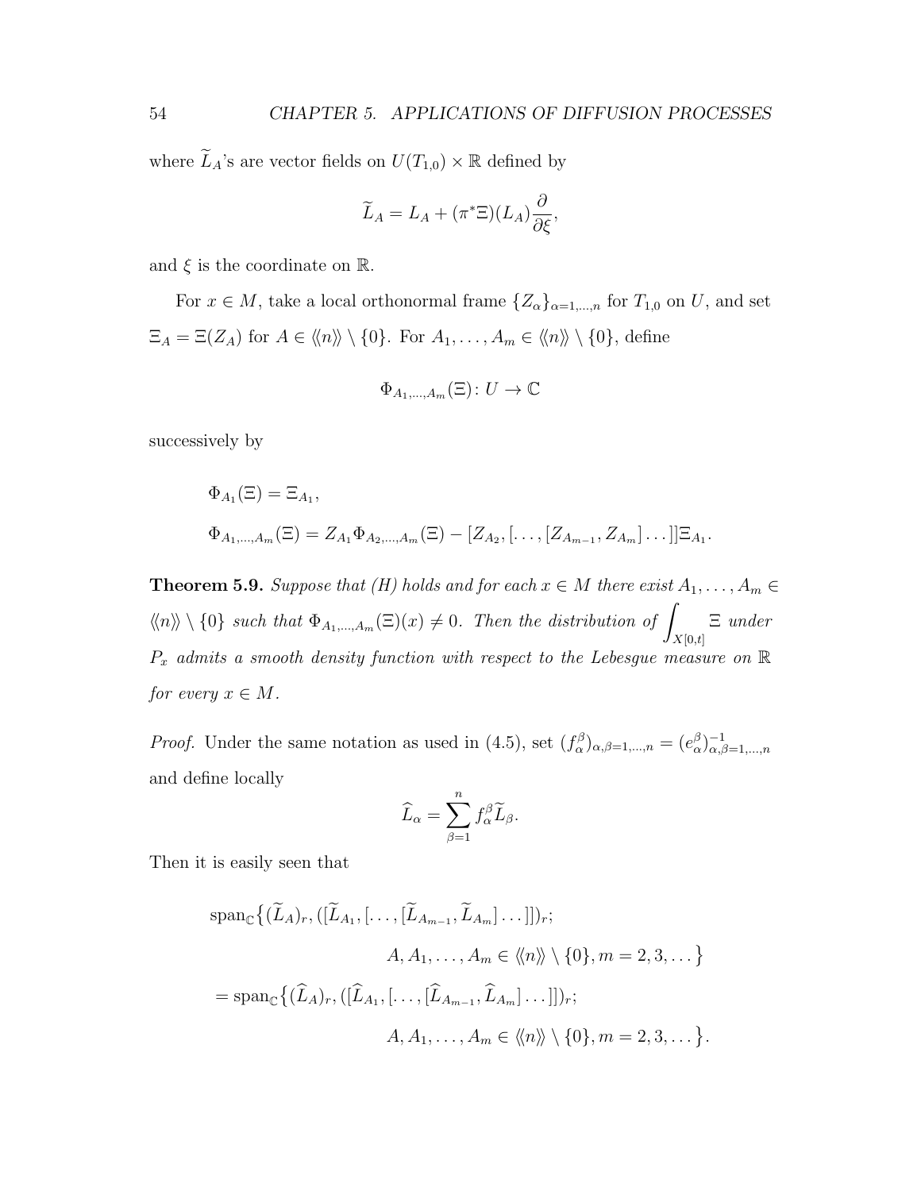where $\widetilde{L}_A$'s are vector fields on $U(T_{1,0}) \times \mathbb{R}$ defined by

$$\widetilde{L}_A = L_A + (\pi^* \Xi)(L_A) \frac{\partial}{\partial \xi},$$

and $\xi$ is the coordinate on $\mathbb{R}$.

For $x \in M$, take a local orthonormal frame $\{Z_\alpha\}_{\alpha=1,\dots,n}$ for $T_{1,0}$ on $U$, and set $\Xi_A = \Xi(Z_A)$ for $A \in \langle\langle n \rangle\rangle \setminus \{0\}$. For $A_1, \dots, A_m \in \langle\langle n \rangle\rangle \setminus \{0\}$, define

$$\Phi_{A_1,\dots,A_m}(\Xi) \colon U \to \mathbb{C}$$

successively by

$$\begin{aligned}
&\Phi_{A_1}(\Xi) = \Xi_{A_1}, \\
&\Phi_{A_1,\dots,A_m}(\Xi) = Z_{A_1} \Phi_{A_2,\dots,A_m}(\Xi) - [Z_{A_2}, [\dots, [Z_{A_{m-1}}, Z_{A_m}] \dots]] \Xi_{A_1}.
\end{aligned}$$

**Theorem 5.9.** *Suppose that (H) holds and for each $x \in M$ there exist $A_1, \dots, A_m \in \langle\langle n \rangle\rangle \setminus \{0\}$ such that $\Phi_{A_1,\dots,A_m}(\Xi)(x) \neq 0$. Then the distribution of $\int_{X[0,t]} \Xi$ under $P_x$ admits a smooth density function with respect to the Lebesgue measure on $\mathbb{R}$ for every $x \in M$.*

*Proof.* Under the same notation as used in (4.5), set $(f_\alpha^\beta)_{\alpha,\beta=1,\dots,n} = (e_\alpha^\beta)^{-1}_{\alpha,\beta=1,\dots,n}$ and define locally

$$\widehat{L}_\alpha = \sum_{\beta=1}^n f_\alpha^\beta \widetilde{L}_\beta.$$

Then it is easily seen that

$$\begin{aligned}
&\operatorname{span}_{\mathbb{C}} \big\{ (\widetilde{L}_A)_r, ([\widetilde{L}_{A_1}, [\dots, [\widetilde{L}_{A_{m-1}}, \widetilde{L}_{A_m}] \dots]])_r; \\
&\qquad\qquad\qquad A, A_1, \dots, A_m \in \langle\langle n \rangle\rangle \setminus \{0\}, m = 2, 3, \dots \big\} \\
&= \operatorname{span}_{\mathbb{C}} \big\{ (\widehat{L}_A)_r, ([\widehat{L}_{A_1}, [\dots, [\widehat{L}_{A_{m-1}}, \widehat{L}_{A_m}] \dots]])_r; \\
&\qquad\qquad\qquad A, A_1, \dots, A_m \in \langle\langle n \rangle\rangle \setminus \{0\}, m = 2, 3, \dots \big\}.
\end{aligned}$$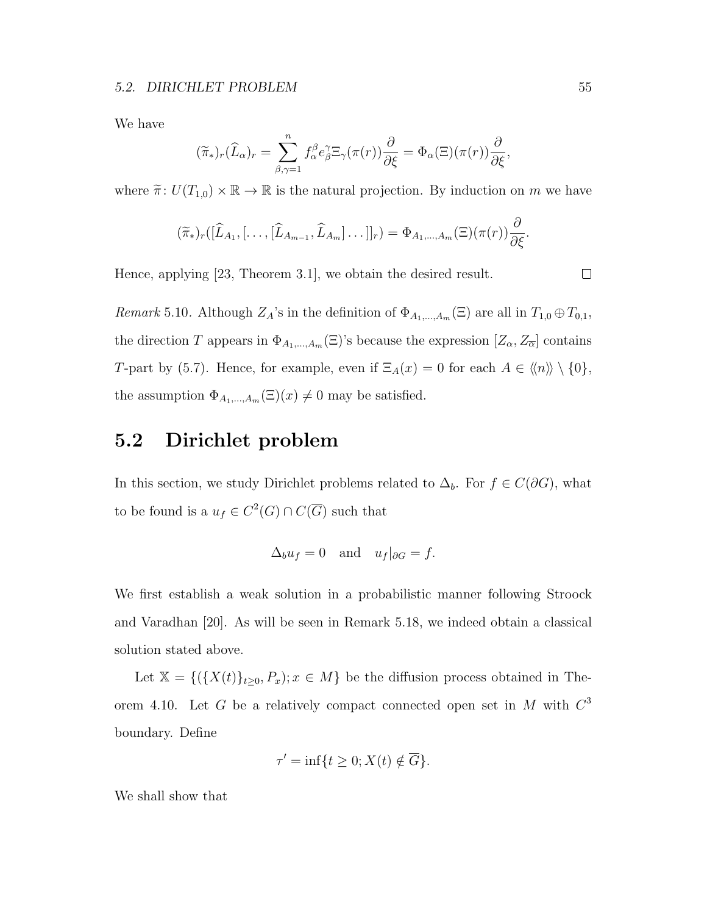We have

$$(\widetilde{\pi}_*)_r(\widehat{L}_\alpha)_r = \sum_{\beta,\gamma=1}^{n} f_\alpha^\beta e_\beta^\gamma \Xi_\gamma(\pi(r))\frac{\partial}{\partial \xi} = \Phi_\alpha(\Xi)(\pi(r))\frac{\partial}{\partial \xi},$$

where $\widetilde{\pi}\colon U(T_{1,0}) \times \mathbb{R} \to \mathbb{R}$ is the natural projection. By induction on $m$ we have

$$(\widetilde{\pi}_*)_r([\widehat{L}_{A_1}, [\dots, [\widehat{L}_{A_{m-1}}, \widehat{L}_{A_m}]\dots]]_r) = \Phi_{A_1,\dots,A_m}(\Xi)(\pi(r))\frac{\partial}{\partial \xi}.$$

Hence, applying [23, Theorem 3.1], we obtain the desired result. $\square$

*Remark* 5.10. Although $Z_A$'s in the definition of $\Phi_{A_1,\dots,A_m}(\Xi)$ are all in $T_{1,0} \oplus T_{0,1}$, the direction $T$ appears in $\Phi_{A_1,\dots,A_m}(\Xi)$'s because the expression $[Z_\alpha, Z_{\overline{\alpha}}]$ contains $T$-part by (5.7). Hence, for example, even if $\Xi_A(x) = 0$ for each $A \in \langle\langle n \rangle\rangle \setminus \{0\}$, the assumption $\Phi_{A_1,\dots,A_m}(\Xi)(x) \neq 0$ may be satisfied.

## 5.2 Dirichlet problem

In this section, we study Dirichlet problems related to $\Delta_b$. For $f \in C(\partial G)$, what to be found is a $u_f \in C^2(G) \cap C(\overline{G})$ such that

$$\Delta_b u_f = 0 \quad \text{and} \quad u_f|_{\partial G} = f.$$

We first establish a weak solution in a probabilistic manner following Stroock and Varadhan [20]. As will be seen in Remark 5.18, we indeed obtain a classical solution stated above.

Let $\mathbb{X} = \{(\{X(t)\}_{t \geq 0}, P_x); x \in M\}$ be the diffusion process obtained in Theorem 4.10. Let $G$ be a relatively compact connected open set in $M$ with $C^3$ boundary. Define

$$\tau' = \inf\{t \geq 0; X(t) \notin \overline{G}\}.$$

We shall show that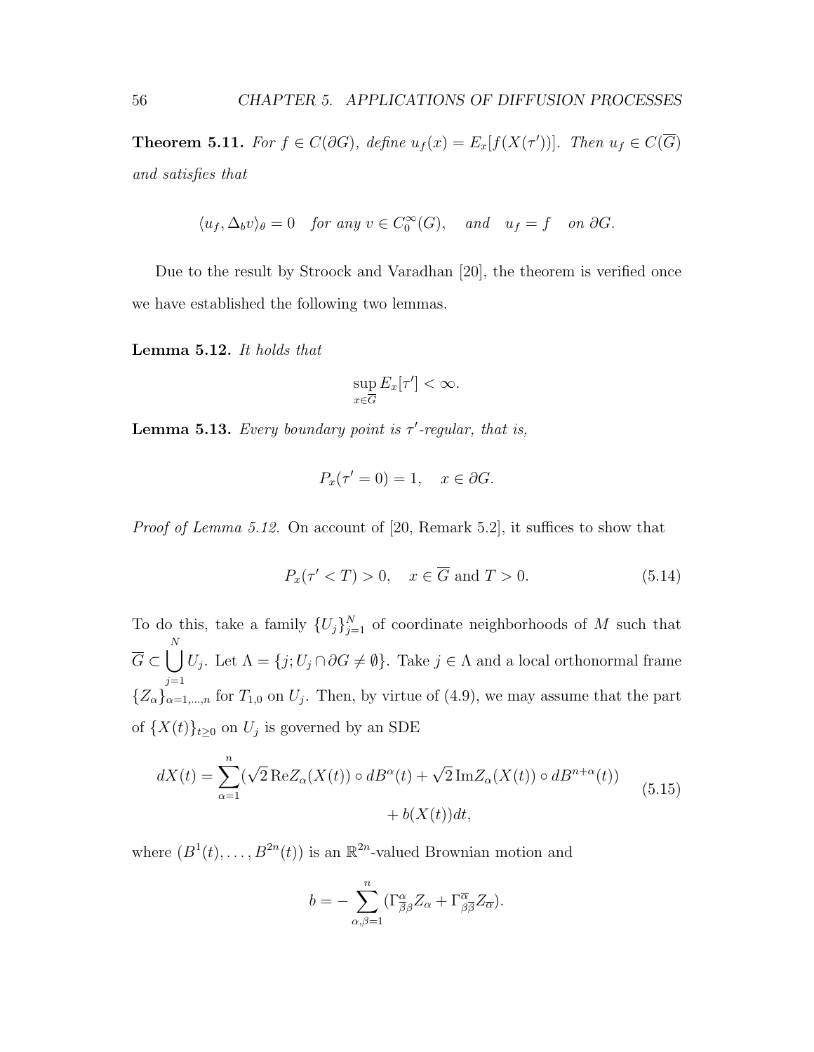**Theorem 5.11.** *For $f \in C(\partial G)$, define $u_f(x) = E_x[f(X(\tau'))]$. Then $u_f \in C(\overline{G})$ and satisfies that*

$$\langle u_f, \Delta_b v \rangle_\theta = 0 \quad \text{for any } v \in C_0^\infty(G), \quad \text{and} \quad u_f = f \quad \text{on } \partial G.$$

Due to the result by Stroock and Varadhan [20], the theorem is verified once we have established the following two lemmas.

**Lemma 5.12.** *It holds that*

$$\sup_{x \in \overline{G}} E_x[\tau'] < \infty.$$

**Lemma 5.13.** *Every boundary point is $\tau'$-regular, that is,*

$$P_x(\tau' = 0) = 1, \quad x \in \partial G.$$

*Proof of Lemma 5.12.* On account of [20, Remark 5.2], it suffices to show that

$$P_x(\tau' < T) > 0, \quad x \in \overline{G} \text{ and } T > 0. \tag{5.14}$$

To do this, take a family $\{U_j\}_{j=1}^N$ of coordinate neighborhoods of $M$ such that $\overline{G} \subset \bigcup_{j=1}^N U_j$. Let $\Lambda = \{j; U_j \cap \partial G \neq \emptyset\}$. Take $j \in \Lambda$ and a local orthonormal frame $\{Z_\alpha\}_{\alpha=1,\ldots,n}$ for $T_{1,0}$ on $U_j$. Then, by virtue of (4.9), we may assume that the part of $\{X(t)\}_{t \geq 0}$ on $U_j$ is governed by an SDE

$$\begin{aligned} dX(t) = \sum_{\alpha=1}^n (\sqrt{2}\,\mathrm{Re} Z_\alpha(X(t)) \circ dB^\alpha(t) + \sqrt{2}\,\mathrm{Im} Z_\alpha(X(t)) \circ dB^{n+\alpha}(t)) \\ + b(X(t))dt, \end{aligned} \tag{5.15}$$

where $(B^1(t), \ldots, B^{2n}(t))$ is an $\mathbb{R}^{2n}$-valued Brownian motion and

$$b = -\sum_{\alpha,\beta=1}^n (\Gamma_{\overline{\beta}\beta}^{\alpha} Z_\alpha + \Gamma_{\beta\overline{\beta}}^{\overline{\alpha}} Z_{\overline{\alpha}}).$$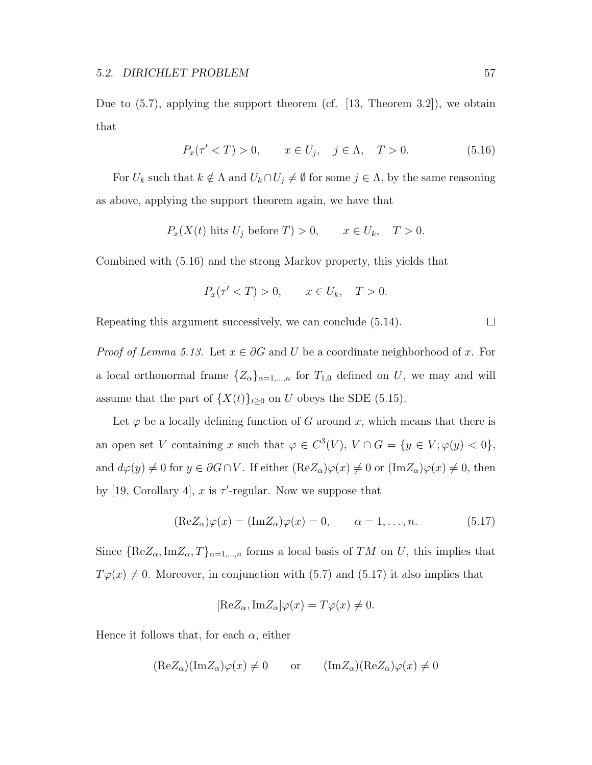Due to (5.7), applying the support theorem (cf. [13, Theorem 3.2]), we obtain that

$$P_x(\tau' < T) > 0, \qquad x \in U_j, \quad j \in \Lambda, \quad T > 0. \tag{5.16}$$

For $U_k$ such that $k \notin \Lambda$ and $U_k \cap U_j \neq \emptyset$ for some $j \in \Lambda$, by the same reasoning as above, applying the support theorem again, we have that

$$P_x(X(t) \text{ hits } U_j \text{ before } T) > 0, \qquad x \in U_k, \quad T > 0.$$

Combined with (5.16) and the strong Markov property, this yields that

$$P_x(\tau' < T) > 0, \qquad x \in U_k, \quad T > 0.$$

Repeating this argument successively, we can conclude (5.14). □

*Proof of Lemma 5.13.* Let $x \in \partial G$ and $U$ be a coordinate neighborhood of $x$. For a local orthonormal frame $\{Z_\alpha\}_{\alpha=1,\dots,n}$ for $T_{1,0}$ defined on $U$, we may and will assume that the part of $\{X(t)\}_{t\geq 0}$ on $U$ obeys the SDE (5.15).

Let $\varphi$ be a locally defining function of $G$ around $x$, which means that there is an open set $V$ containing $x$ such that $\varphi \in C^3(V)$, $V \cap G = \{y \in V; \varphi(y) < 0\}$, and $d\varphi(y) \neq 0$ for $y \in \partial G \cap V$. If either $(\mathrm{Re}Z_\alpha)\varphi(x) \neq 0$ or $(\mathrm{Im}Z_\alpha)\varphi(x) \neq 0$, then by [19, Corollary 4], $x$ is $\tau'$-regular. Now we suppose that

$$(\mathrm{Re}Z_\alpha)\varphi(x) = (\mathrm{Im}Z_\alpha)\varphi(x) = 0, \qquad \alpha = 1, \dots, n. \tag{5.17}$$

Since $\{\mathrm{Re}Z_\alpha, \mathrm{Im}Z_\alpha, T\}_{\alpha=1,\dots,n}$ forms a local basis of $TM$ on $U$, this implies that $T\varphi(x) \neq 0$. Moreover, in conjunction with (5.7) and (5.17) it also implies that

$$[\mathrm{Re}Z_\alpha, \mathrm{Im}Z_\alpha]\varphi(x) = T\varphi(x) \neq 0.$$

Hence it follows that, for each $\alpha$, either

$$(\mathrm{Re}Z_\alpha)(\mathrm{Im}Z_\alpha)\varphi(x) \neq 0 \qquad \text{or} \qquad (\mathrm{Im}Z_\alpha)(\mathrm{Re}Z_\alpha)\varphi(x) \neq 0$$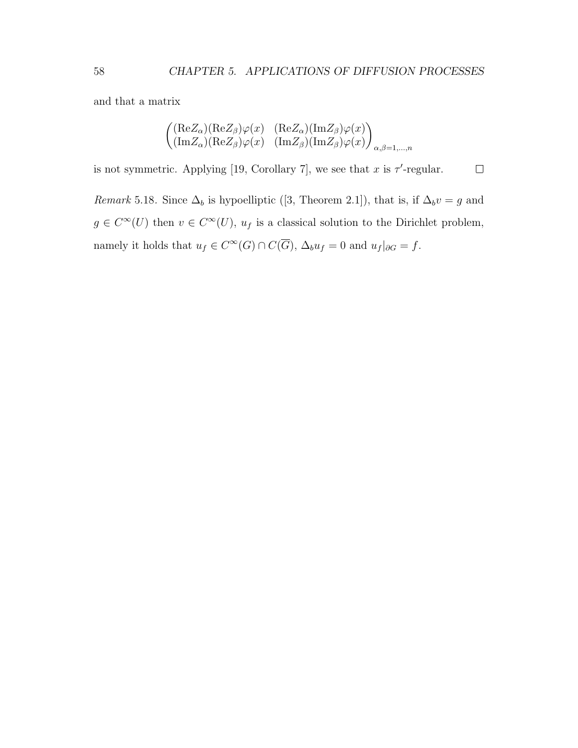and that a matrix

$$\begin{pmatrix} (\mathrm{Re}Z_\alpha)(\mathrm{Re}Z_\beta)\varphi(x) & (\mathrm{Re}Z_\alpha)(\mathrm{Im}Z_\beta)\varphi(x) \\ (\mathrm{Im}Z_\alpha)(\mathrm{Re}Z_\beta)\varphi(x) & (\mathrm{Im}Z_\beta)(\mathrm{Im}Z_\beta)\varphi(x) \end{pmatrix}_{\alpha,\beta=1,\ldots,n}$$

is not symmetric. Applying [19, Corollary 7], we see that $x$ is $\tau'$-regular. $\square$

*Remark* 5.18. Since $\Delta_b$ is hypoelliptic ([3, Theorem 2.1]), that is, if $\Delta_b v = g$ and $g \in C^\infty(U)$ then $v \in C^\infty(U)$, $u_f$ is a classical solution to the Dirichlet problem, namely it holds that $u_f \in C^\infty(G) \cap C(\overline{G})$, $\Delta_b u_f = 0$ and $u_f|_{\partial G} = f$.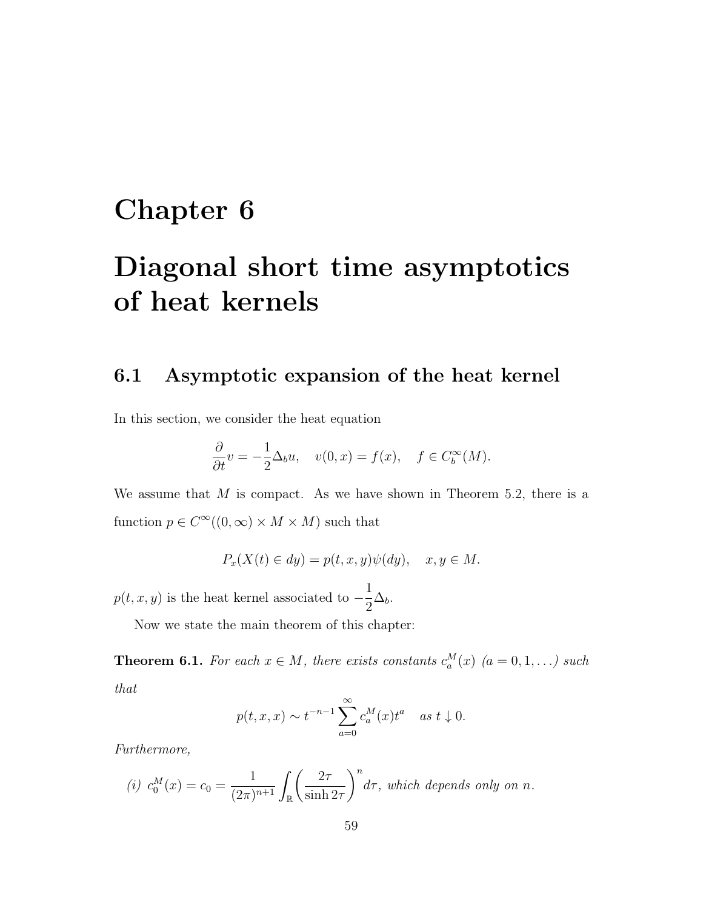# Chapter 6

# Diagonal short time asymptotics of heat kernels

## 6.1 Asymptotic expansion of the heat kernel

In this section, we consider the heat equation

$$\frac{\partial}{\partial t}v = -\frac{1}{2}\Delta_b u, \quad v(0,x) = f(x), \quad f \in C_b^\infty(M).$$

We assume that $M$ is compact. As we have shown in Theorem 5.2, there is a function $p \in C^\infty((0,\infty) \times M \times M)$ such that

$$P_x(X(t) \in dy) = p(t,x,y)\psi(dy), \quad x, y \in M.$$

$p(t,x,y)$ is the heat kernel associated to $-\dfrac{1}{2}\Delta_b$.

Now we state the main theorem of this chapter:

**Theorem 6.1.** *For each $x \in M$, there exists constants $c_a^M(x)$ $(a = 0, 1, \ldots)$ such that*

$$p(t,x,x) \sim t^{-n-1} \sum_{a=0}^{\infty} c_a^M(x) t^a \quad \text{as } t \downarrow 0.$$

*Furthermore,*

*(i)* $c_0^M(x) = c_0 = \dfrac{1}{(2\pi)^{n+1}} \displaystyle\int_{\mathbb{R}} \left(\frac{2\tau}{\sinh 2\tau}\right)^n d\tau$*, which depends only on $n$.*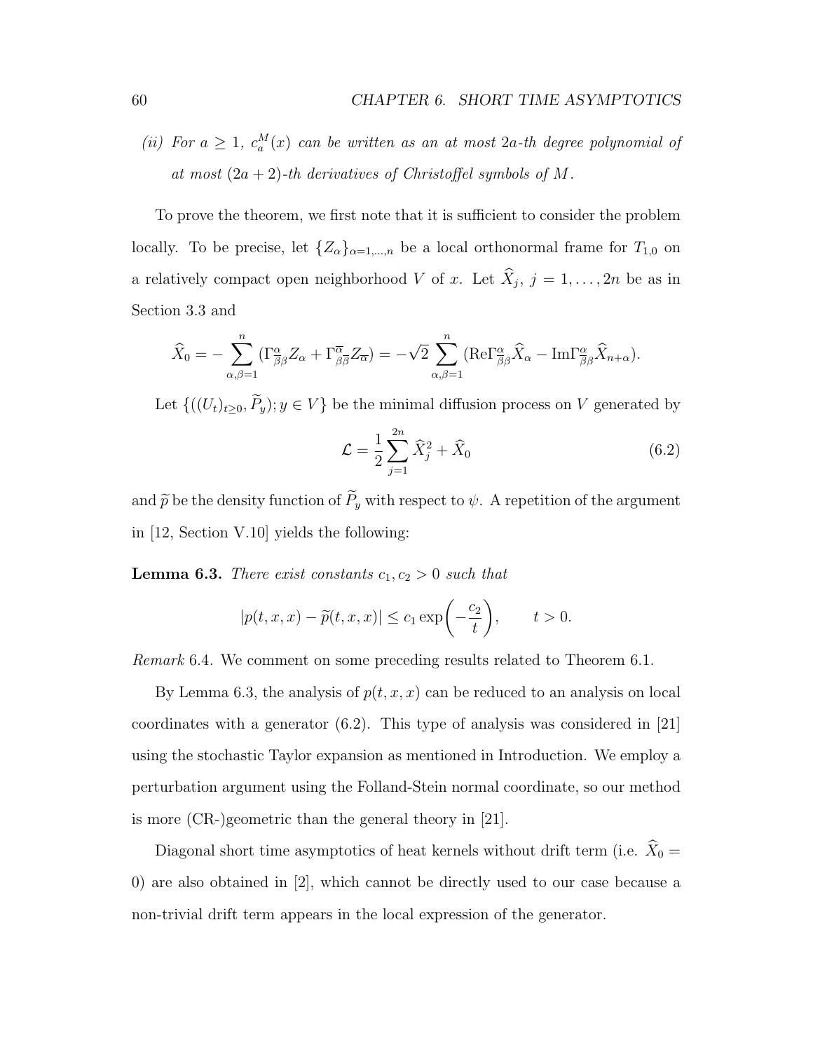*(ii) For $a \geq 1$, $c_a^M(x)$ can be written as an at most $2a$-th degree polynomial of at most $(2a+2)$-th derivatives of Christoffel symbols of $M$.*

To prove the theorem, we first note that it is sufficient to consider the problem locally. To be precise, let $\{Z_\alpha\}_{\alpha=1,\dots,n}$ be a local orthonormal frame for $T_{1,0}$ on a relatively compact open neighborhood $V$ of $x$. Let $\widehat{X}_j$, $j = 1, \dots, 2n$ be as in Section 3.3 and

$$\widehat{X}_0 = -\sum_{\alpha,\beta=1}^{n} (\Gamma^{\alpha}_{\overline{\beta}\beta} Z_\alpha + \Gamma^{\overline{\alpha}}_{\beta\overline{\beta}} Z_{\overline{\alpha}}) = -\sqrt{2} \sum_{\alpha,\beta=1}^{n} (\mathrm{Re}\Gamma^{\alpha}_{\overline{\beta}\beta} \widehat{X}_\alpha - \mathrm{Im}\Gamma^{\alpha}_{\overline{\beta}\beta} \widehat{X}_{n+\alpha}).$$

Let $\{((U_t)_{t\geq 0}, \widetilde{P}_y); y \in V\}$ be the minimal diffusion process on $V$ generated by

$$\mathcal{L} = \frac{1}{2} \sum_{j=1}^{2n} \widehat{X}_j^2 + \widehat{X}_0 \tag{6.2}$$

and $\widetilde{p}$ be the density function of $\widetilde{P}_y$ with respect to $\psi$. A repetition of the argument in [12, Section V.10] yields the following:

**Lemma 6.3.** *There exist constants $c_1, c_2 > 0$ such that*

$$|p(t,x,x) - \widetilde{p}(t,x,x)| \leq c_1 \exp\left(-\frac{c_2}{t}\right), \qquad t > 0.$$

*Remark* 6.4. We comment on some preceding results related to Theorem 6.1.

By Lemma 6.3, the analysis of $p(t,x,x)$ can be reduced to an analysis on local coordinates with a generator (6.2). This type of analysis was considered in [21] using the stochastic Taylor expansion as mentioned in Introduction. We employ a perturbation argument using the Folland-Stein normal coordinate, so our method is more (CR-)geometric than the general theory in [21].

Diagonal short time asymptotics of heat kernels without drift term (i.e. $\widehat{X}_0 = 0$) are also obtained in [2], which cannot be directly used to our case because a non-trivial drift term appears in the local expression of the generator.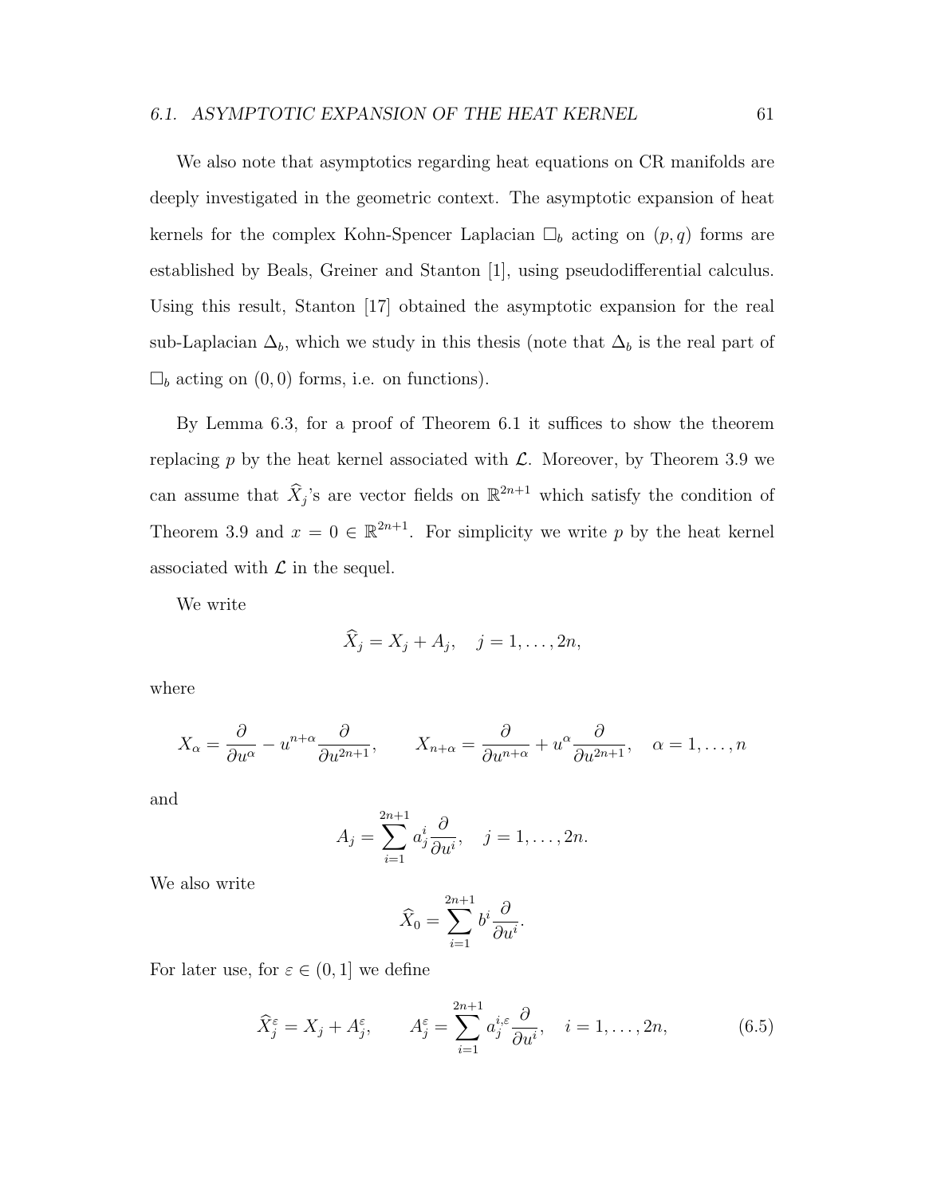We also note that asymptotics regarding heat equations on CR manifolds are deeply investigated in the geometric context. The asymptotic expansion of heat kernels for the complex Kohn-Spencer Laplacian $\Box_b$ acting on $(p,q)$ forms are established by Beals, Greiner and Stanton [1], using pseudodifferential calculus. Using this result, Stanton [17] obtained the asymptotic expansion for the real sub-Laplacian $\Delta_b$, which we study in this thesis (note that $\Delta_b$ is the real part of $\Box_b$ acting on $(0,0)$ forms, i.e. on functions).

By Lemma 6.3, for a proof of Theorem 6.1 it suffices to show the theorem replacing $p$ by the heat kernel associated with $\mathcal{L}$. Moreover, by Theorem 3.9 we can assume that $\widehat{X}_j$'s are vector fields on $\mathbb{R}^{2n+1}$ which satisfy the condition of Theorem 3.9 and $x = 0 \in \mathbb{R}^{2n+1}$. For simplicity we write $p$ by the heat kernel associated with $\mathcal{L}$ in the sequel.

We write

$$\widehat{X}_j = X_j + A_j, \quad j = 1, \dots, 2n,$$

where

$$X_\alpha = \frac{\partial}{\partial u^\alpha} - u^{n+\alpha}\frac{\partial}{\partial u^{2n+1}}, \qquad X_{n+\alpha} = \frac{\partial}{\partial u^{n+\alpha}} + u^\alpha \frac{\partial}{\partial u^{2n+1}}, \quad \alpha = 1, \dots, n$$

and

$$A_j = \sum_{i=1}^{2n+1} a_j^i \frac{\partial}{\partial u^i}, \quad j = 1, \dots, 2n.$$

We also write

$$\widehat{X}_0 = \sum_{i=1}^{2n+1} b^i \frac{\partial}{\partial u^i}.$$

For later use, for $\varepsilon \in (0,1]$ we define

$$\widehat{X}_j^\varepsilon = X_j + A_j^\varepsilon, \qquad A_j^\varepsilon = \sum_{i=1}^{2n+1} a_j^{i,\varepsilon} \frac{\partial}{\partial u^i}, \quad i = 1, \dots, 2n, \tag{6.5}$$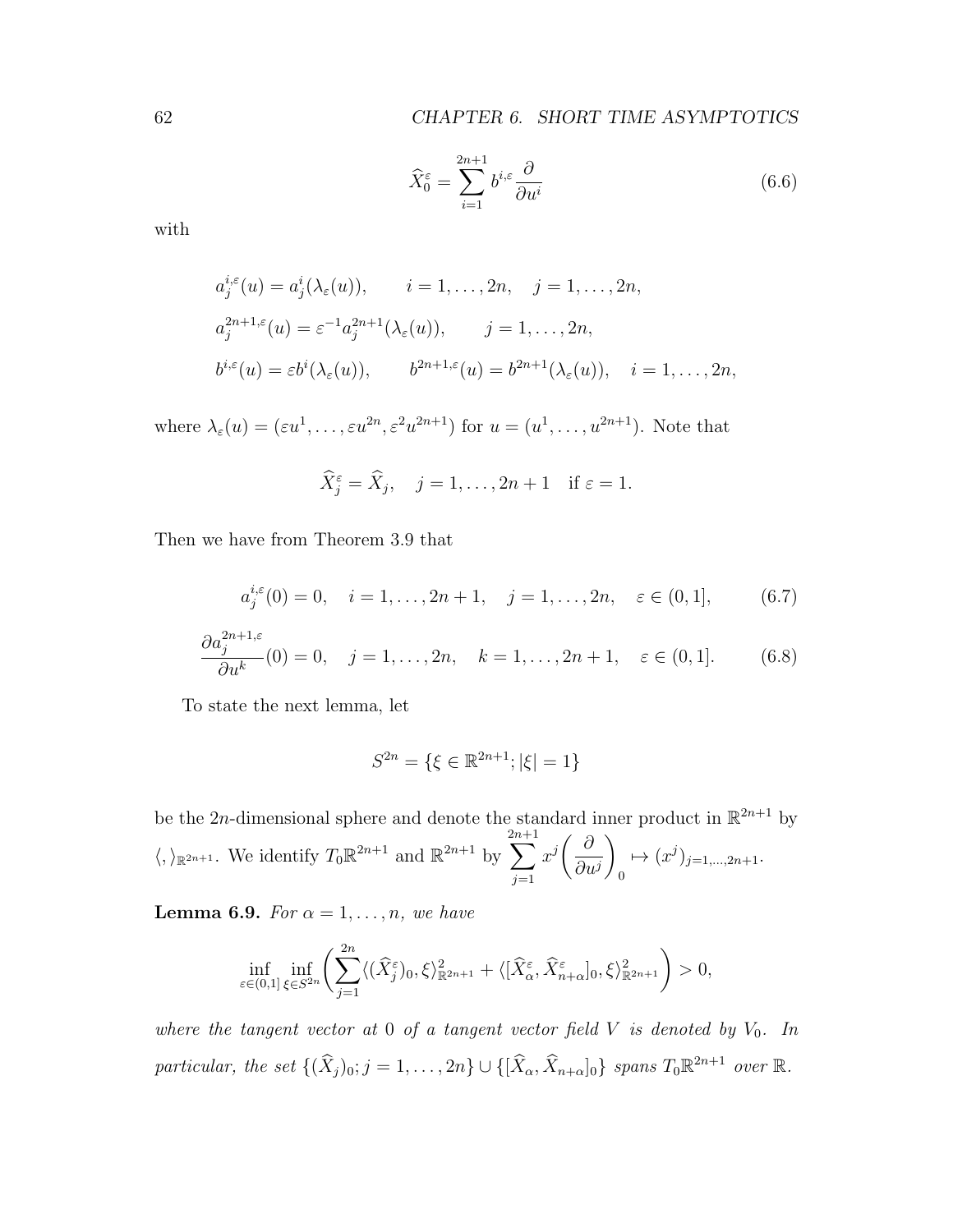$$\widehat{X}_0^\varepsilon = \sum_{i=1}^{2n+1} b^{i,\varepsilon} \frac{\partial}{\partial u^i} \tag{6.6}$$

with

$$\begin{aligned}
&a_j^{i,\varepsilon}(u) = a_j^i(\lambda_\varepsilon(u)), \qquad i = 1, \ldots, 2n, \quad j = 1, \ldots, 2n, \\
&a_j^{2n+1,\varepsilon}(u) = \varepsilon^{-1} a_j^{2n+1}(\lambda_\varepsilon(u)), \qquad j = 1, \ldots, 2n, \\
&b^{i,\varepsilon}(u) = \varepsilon b^i(\lambda_\varepsilon(u)), \qquad b^{2n+1,\varepsilon}(u) = b^{2n+1}(\lambda_\varepsilon(u)), \quad i = 1, \ldots, 2n,
\end{aligned}$$

where $\lambda_\varepsilon(u) = (\varepsilon u^1, \ldots, \varepsilon u^{2n}, \varepsilon^2 u^{2n+1})$ for $u = (u^1, \ldots, u^{2n+1})$. Note that

$$\widehat{X}_j^\varepsilon = \widehat{X}_j, \quad j = 1, \ldots, 2n+1 \quad \text{if } \varepsilon = 1.$$

Then we have from Theorem 3.9 that

$$a_j^{i,\varepsilon}(0) = 0, \quad i = 1, \ldots, 2n+1, \quad j = 1, \ldots, 2n, \quad \varepsilon \in (0, 1], \tag{6.7}$$

$$\frac{\partial a_j^{2n+1,\varepsilon}}{\partial u^k}(0) = 0, \quad j = 1, \ldots, 2n, \quad k = 1, \ldots, 2n+1, \quad \varepsilon \in (0, 1]. \tag{6.8}$$

To state the next lemma, let

$$S^{2n} = \{\xi \in \mathbb{R}^{2n+1}; |\xi| = 1\}$$

be the $2n$-dimensional sphere and denote the standard inner product in $\mathbb{R}^{2n+1}$ by $\langle , \rangle_{\mathbb{R}^{2n+1}}$. We identify $T_0\mathbb{R}^{2n+1}$ and $\mathbb{R}^{2n+1}$ by $\sum_{j=1}^{2n+1} x^j \left(\frac{\partial}{\partial u^j}\right)_0 \mapsto (x^j)_{j=1,\ldots,2n+1}$.

**Lemma 6.9.** *For $\alpha = 1, \ldots, n$, we have*

$$\inf_{\varepsilon \in (0,1]} \inf_{\xi \in S^{2n}} \left( \sum_{j=1}^{2n} \langle (\widehat{X}_j^\varepsilon)_0, \xi \rangle_{\mathbb{R}^{2n+1}}^2 + \langle [\widehat{X}_\alpha^\varepsilon, \widehat{X}_{n+\alpha}^\varepsilon]_0, \xi \rangle_{\mathbb{R}^{2n+1}}^2 \right) > 0,$$

*where the tangent vector at $0$ of a tangent vector field $V$ is denoted by $V_0$. In particular, the set $\{(\widehat{X}_j)_0; j = 1, \ldots, 2n\} \cup \{[\widehat{X}_\alpha, \widehat{X}_{n+\alpha}]_0\}$ spans $T_0\mathbb{R}^{2n+1}$ over $\mathbb{R}$.*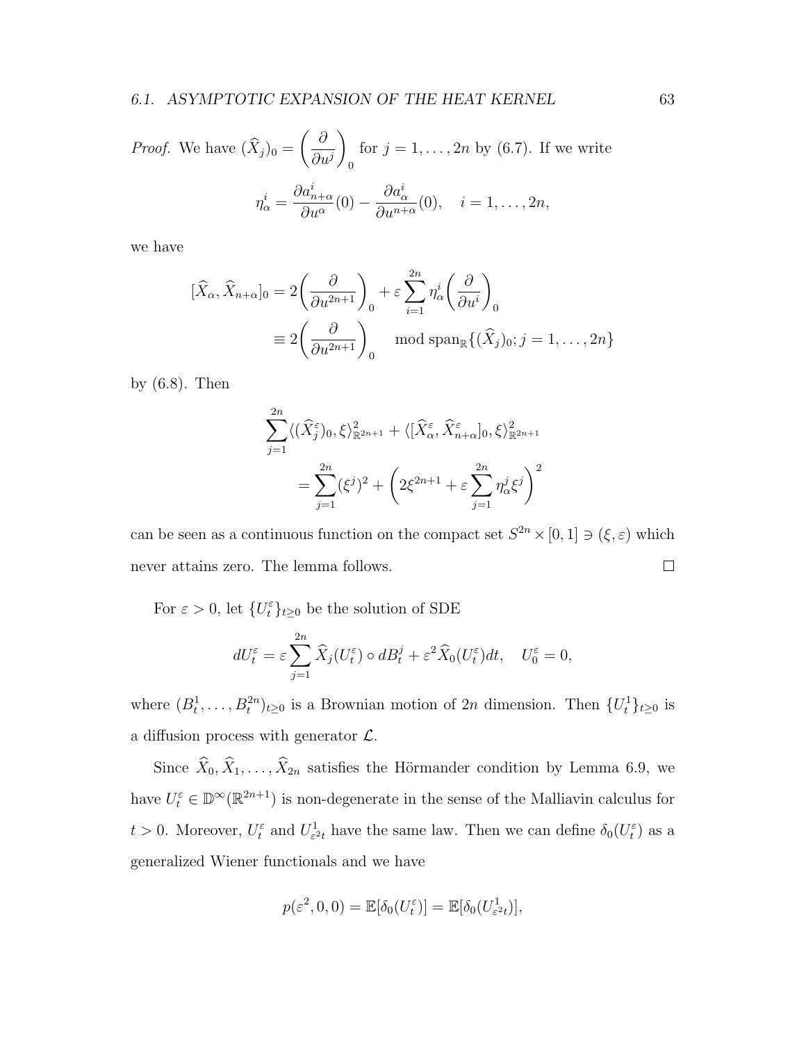*Proof.* We have $(\widehat{X}_j)_0 = \left(\dfrac{\partial}{\partial u^j}\right)_0$ for $j = 1, \ldots, 2n$ by (6.7). If we write

$$\eta^i_\alpha = \frac{\partial a^i_{n+\alpha}}{\partial u^\alpha}(0) - \frac{\partial a^i_\alpha}{\partial u^{n+\alpha}}(0), \quad i = 1, \ldots, 2n,$$

we have

$$\begin{aligned}
[\widehat{X}_\alpha, \widehat{X}_{n+\alpha}]_0 &= 2\left(\frac{\partial}{\partial u^{2n+1}}\right)_0 + \varepsilon \sum_{i=1}^{2n} \eta^i_\alpha \left(\frac{\partial}{\partial u^i}\right)_0 \\
&\equiv 2\left(\frac{\partial}{\partial u^{2n+1}}\right)_0 \quad \mathrm{mod\ span}_{\mathbb{R}}\{(\widehat{X}_j)_0; j = 1, \ldots, 2n\}
\end{aligned}$$

by (6.8). Then

$$\begin{aligned}
&\sum_{j=1}^{2n} \langle (\widehat{X}^\varepsilon_j)_0, \xi \rangle^2_{\mathbb{R}^{2n+1}} + \langle [\widehat{X}^\varepsilon_\alpha, \widehat{X}^\varepsilon_{n+\alpha}]_0, \xi \rangle^2_{\mathbb{R}^{2n+1}} \\
&\qquad = \sum_{j=1}^{2n} (\xi^j)^2 + \left(2\xi^{2n+1} + \varepsilon \sum_{j=1}^{2n} \eta^j_\alpha \xi^j\right)^2
\end{aligned}$$

can be seen as a continuous function on the compact set $S^{2n} \times [0,1] \ni (\xi, \varepsilon)$ which never attains zero. The lemma follows. □

For $\varepsilon > 0$, let $\{U^\varepsilon_t\}_{t \geq 0}$ be the solution of SDE

$$dU^\varepsilon_t = \varepsilon \sum_{j=1}^{2n} \widehat{X}_j(U^\varepsilon_t) \circ dB^j_t + \varepsilon^2 \widehat{X}_0(U^\varepsilon_t) dt, \quad U^\varepsilon_0 = 0,$$

where $(B^1_t, \ldots, B^{2n}_t)_{t \geq 0}$ is a Brownian motion of $2n$ dimension. Then $\{U^1_t\}_{t \geq 0}$ is a diffusion process with generator $\mathcal{L}$.

Since $\widehat{X}_0, \widehat{X}_1, \ldots, \widehat{X}_{2n}$ satisfies the Hörmander condition by Lemma 6.9, we have $U^\varepsilon_t \in \mathbb{D}^\infty(\mathbb{R}^{2n+1})$ is non-degenerate in the sense of the Malliavin calculus for $t > 0$. Moreover, $U^\varepsilon_t$ and $U^1_{\varepsilon^2 t}$ have the same law. Then we can define $\delta_0(U^\varepsilon_t)$ as a generalized Wiener functionals and we have

$$p(\varepsilon^2, 0, 0) = \mathbb{E}[\delta_0(U^\varepsilon_t)] = \mathbb{E}[\delta_0(U^1_{\varepsilon^2 t})],$$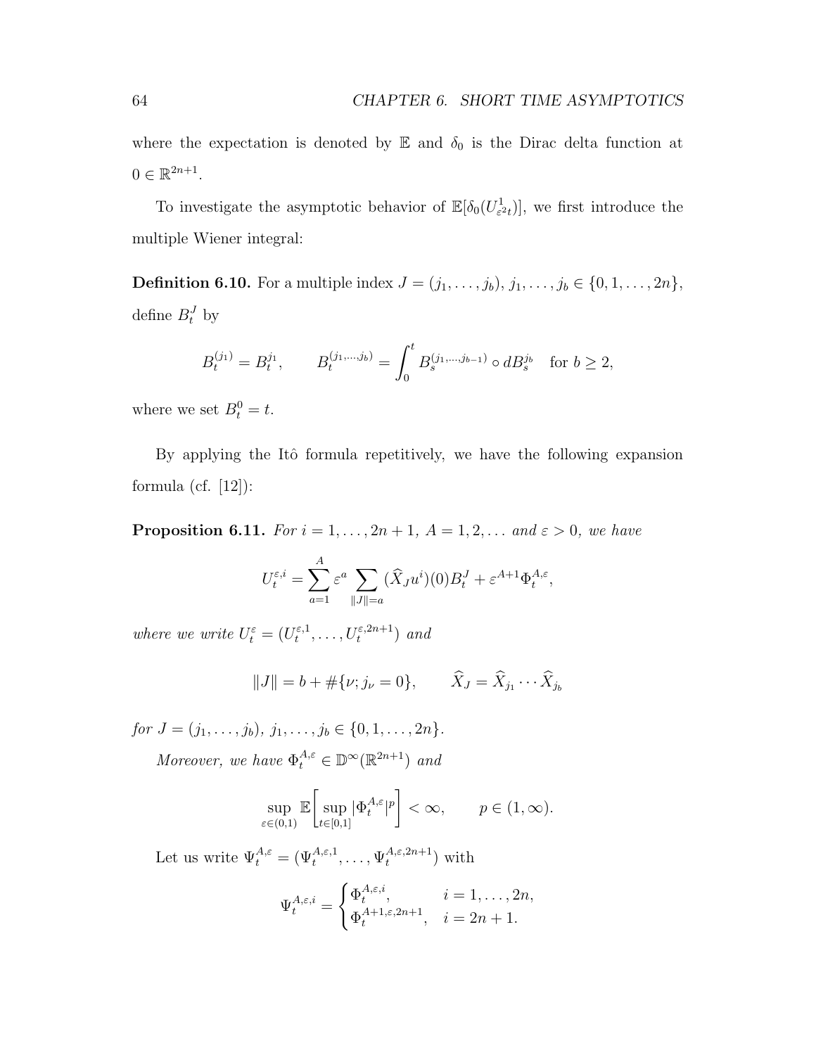where the expectation is denoted by $\mathbb{E}$ and $\delta_0$ is the Dirac delta function at $0 \in \mathbb{R}^{2n+1}$.

To investigate the asymptotic behavior of $\mathbb{E}[\delta_0(U^1_{\varepsilon^2 t})]$, we first introduce the multiple Wiener integral:

**Definition 6.10.** For a multiple index $J = (j_1, \ldots, j_b)$, $j_1, \ldots, j_b \in \{0, 1, \ldots, 2n\}$, define $B^J_t$ by

$$B^{(j_1)}_t = B^{j_1}_t, \qquad B^{(j_1,\ldots,j_b)}_t = \int_0^t B^{(j_1,\ldots,j_{b-1})}_s \circ dB^{j_b}_s \quad \text{for } b \geq 2,$$

where we set $B^0_t = t$.

By applying the Itô formula repetitively, we have the following expansion formula (cf. [12]):

**Proposition 6.11.** *For $i = 1, \ldots, 2n+1$, $A = 1, 2, \ldots$ and $\varepsilon > 0$, we have*

$$U^{\varepsilon,i}_t = \sum_{a=1}^{A} \varepsilon^a \sum_{\|J\|=a} (\widehat{X}_J u^i)(0) B^J_t + \varepsilon^{A+1} \Phi^{A,\varepsilon}_t,$$

*where we write $U^\varepsilon_t = (U^{\varepsilon,1}_t, \ldots, U^{\varepsilon,2n+1}_t)$ and*

$$\|J\| = b + \#\{\nu; j_\nu = 0\}, \qquad \widehat{X}_J = \widehat{X}_{j_1} \cdots \widehat{X}_{j_b}$$

*for $J = (j_1, \ldots, j_b)$, $j_1, \ldots, j_b \in \{0, 1, \ldots, 2n\}$.*

*Moreover, we have $\Phi^{A,\varepsilon}_t \in \mathbb{D}^\infty(\mathbb{R}^{2n+1})$ and*

$$\sup_{\varepsilon \in (0,1)} \mathbb{E}\left[\sup_{t \in [0,1]} |\Phi^{A,\varepsilon}_t|^p\right] < \infty, \qquad p \in (1, \infty).$$

Let us write $\Psi^{A,\varepsilon}_t = (\Psi^{A,\varepsilon,1}_t, \ldots, \Psi^{A,\varepsilon,2n+1}_t)$ with

$$\Psi^{A,\varepsilon,i}_t = \begin{cases} \Phi^{A,\varepsilon,i}_t, & i = 1, \ldots, 2n, \\ \Phi^{A+1,\varepsilon,2n+1}_t, & i = 2n+1. \end{cases}$$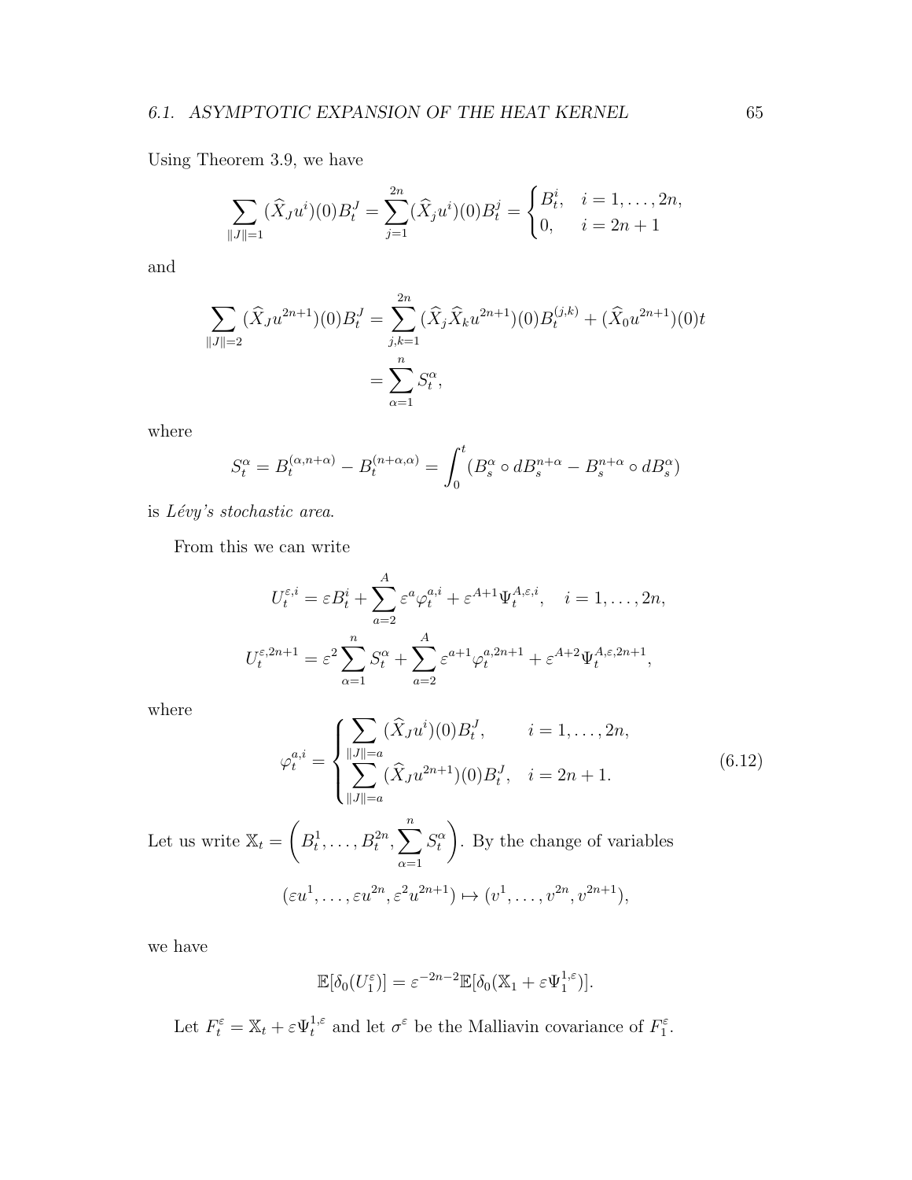Using Theorem 3.9, we have

$$\sum_{\|J\|=1} (\widehat{X}_J u^i)(0) B_t^J = \sum_{j=1}^{2n} (\widehat{X}_j u^i)(0) B_t^j = \begin{cases} B_t^i, & i = 1, \dots, 2n, \\ 0, & i = 2n+1 \end{cases}$$

and

$$\begin{aligned} \sum_{\|J\|=2} (\widehat{X}_J u^{2n+1})(0) B_t^J &= \sum_{j,k=1}^{2n} (\widehat{X}_j \widehat{X}_k u^{2n+1})(0) B_t^{(j,k)} + (\widehat{X}_0 u^{2n+1})(0) t \\ &= \sum_{\alpha=1}^{n} S_t^\alpha, \end{aligned}$$

where

$$S_t^\alpha = B_t^{(\alpha, n+\alpha)} - B_t^{(n+\alpha, \alpha)} = \int_0^t (B_s^\alpha \circ dB_s^{n+\alpha} - B_s^{n+\alpha} \circ dB_s^\alpha)$$

is *Lévy's stochastic area*.

From this we can write

$$\begin{aligned} U_t^{\varepsilon, i} &= \varepsilon B_t^i + \sum_{a=2}^{A} \varepsilon^a \varphi_t^{a,i} + \varepsilon^{A+1} \Psi_t^{A,\varepsilon,i}, \quad i = 1, \dots, 2n, \\ U_t^{\varepsilon, 2n+1} &= \varepsilon^2 \sum_{\alpha=1}^{n} S_t^\alpha + \sum_{a=2}^{A} \varepsilon^{a+1} \varphi_t^{a,2n+1} + \varepsilon^{A+2} \Psi_t^{A,\varepsilon,2n+1}, \end{aligned}$$

where

$$\varphi_t^{a,i} = \begin{cases} \displaystyle\sum_{\|J\|=a} (\widehat{X}_J u^i)(0) B_t^J, & i = 1, \dots, 2n, \\ \displaystyle\sum_{\|J\|=a} (\widehat{X}_J u^{2n+1})(0) B_t^J, & i = 2n+1. \end{cases} \tag{6.12}$$

Let us write $\mathbb{X}_t = \left( B_t^1, \dots, B_t^{2n}, \sum_{\alpha=1}^{n} S_t^\alpha \right)$. By the change of variables

$$(\varepsilon u^1, \dots, \varepsilon u^{2n}, \varepsilon^2 u^{2n+1}) \mapsto (v^1, \dots, v^{2n}, v^{2n+1}),$$

we have

$$\mathbb{E}[\delta_0(U_1^\varepsilon)] = \varepsilon^{-2n-2} \mathbb{E}[\delta_0(\mathbb{X}_1 + \varepsilon \Psi_1^{1,\varepsilon})].$$

Let $F_t^\varepsilon = \mathbb{X}_t + \varepsilon \Psi_t^{1,\varepsilon}$ and let $\sigma^\varepsilon$ be the Malliavin covariance of $F_1^\varepsilon$.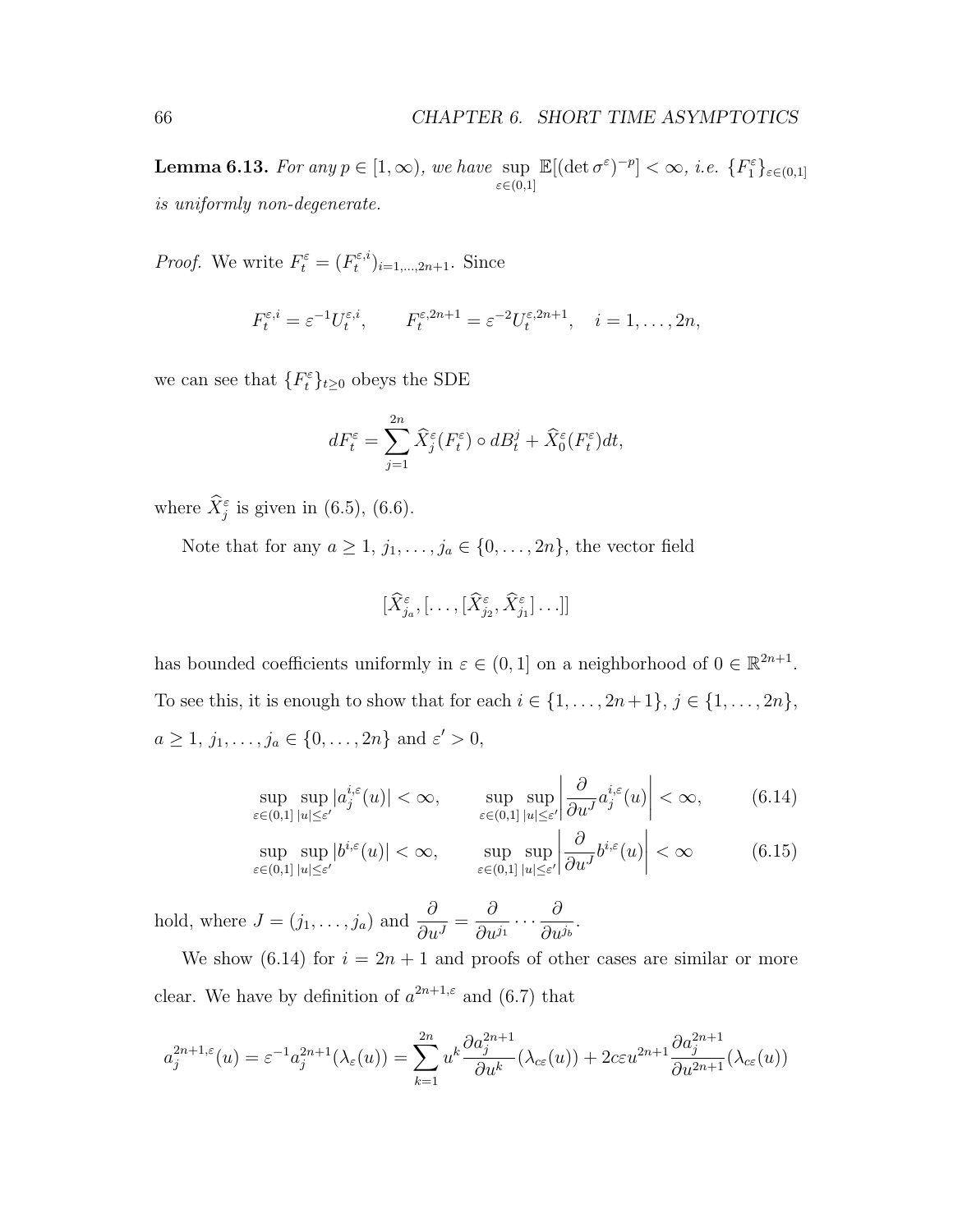**Lemma 6.13.** *For any $p \in [1, \infty)$, we have $\sup_{\varepsilon \in (0,1]} \mathbb{E}[(\det \sigma^\varepsilon)^{-p}] < \infty$, i.e. $\{F_1^\varepsilon\}_{\varepsilon \in (0,1]}$ is uniformly non-degenerate.*

*Proof.* We write $F_t^\varepsilon = (F_t^{\varepsilon,i})_{i=1,\ldots,2n+1}$. Since

$$F_t^{\varepsilon,i} = \varepsilon^{-1} U_t^{\varepsilon,i}, \qquad F_t^{\varepsilon,2n+1} = \varepsilon^{-2} U_t^{\varepsilon,2n+1}, \quad i = 1, \ldots, 2n,$$

we can see that $\{F_t^\varepsilon\}_{t \geq 0}$ obeys the SDE

$$dF_t^\varepsilon = \sum_{j=1}^{2n} \widehat{X}_j^\varepsilon(F_t^\varepsilon) \circ dB_t^j + \widehat{X}_0^\varepsilon(F_t^\varepsilon) dt,$$

where $\widehat{X}_j^\varepsilon$ is given in (6.5), (6.6).

Note that for any $a \geq 1$, $j_1, \ldots, j_a \in \{0, \ldots, 2n\}$, the vector field

$$[\widehat{X}_{j_a}^\varepsilon, [\ldots, [\widehat{X}_{j_2}^\varepsilon, \widehat{X}_{j_1}^\varepsilon] \ldots]]$$

has bounded coefficients uniformly in $\varepsilon \in (0,1]$ on a neighborhood of $0 \in \mathbb{R}^{2n+1}$. To see this, it is enough to show that for each $i \in \{1, \ldots, 2n+1\}$, $j \in \{1, \ldots, 2n\}$, $a \geq 1$, $j_1, \ldots, j_a \in \{0, \ldots, 2n\}$ and $\varepsilon' > 0$,

$$\sup_{\varepsilon \in (0,1]} \sup_{|u| \leq \varepsilon'} |a_j^{i,\varepsilon}(u)| < \infty, \qquad \sup_{\varepsilon \in (0,1]} \sup_{|u| \leq \varepsilon'} \left| \frac{\partial}{\partial u^J} a_j^{i,\varepsilon}(u) \right| < \infty, \tag{6.14}$$

$$\sup_{\varepsilon \in (0,1]} \sup_{|u| \leq \varepsilon'} |b^{i,\varepsilon}(u)| < \infty, \qquad \sup_{\varepsilon \in (0,1]} \sup_{|u| \leq \varepsilon'} \left| \frac{\partial}{\partial u^J} b^{i,\varepsilon}(u) \right| < \infty \tag{6.15}$$

hold, where $J = (j_1, \ldots, j_a)$ and $\dfrac{\partial}{\partial u^J} = \dfrac{\partial}{\partial u^{j_1}} \cdots \dfrac{\partial}{\partial u^{j_b}}$.

We show (6.14) for $i = 2n+1$ and proofs of other cases are similar or more clear. We have by definition of $a^{2n+1,\varepsilon}$ and (6.7) that

$$a_j^{2n+1,\varepsilon}(u) = \varepsilon^{-1} a_j^{2n+1}(\lambda_\varepsilon(u)) = \sum_{k=1}^{2n} u^k \frac{\partial a_j^{2n+1}}{\partial u^k}(\lambda_{c\varepsilon}(u)) + 2c\varepsilon u^{2n+1} \frac{\partial a_j^{2n+1}}{\partial u^{2n+1}}(\lambda_{c\varepsilon}(u))$$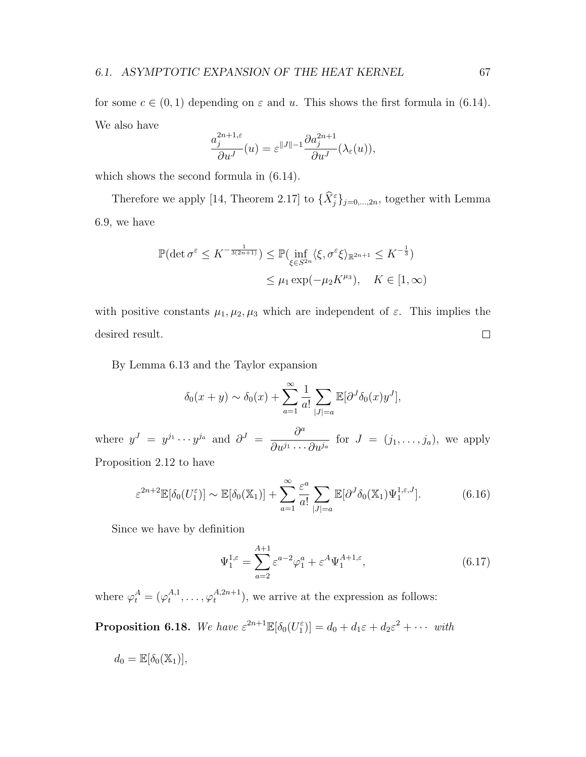for some $c \in (0,1)$ depending on $\varepsilon$ and $u$. This shows the first formula in (6.14). We also have

$$\frac{a_j^{2n+1,\varepsilon}}{\partial u^J}(u) = \varepsilon^{\|J\|-1} \frac{\partial a_j^{2n+1}}{\partial u^J}(\lambda_\varepsilon(u)),$$

which shows the second formula in (6.14).

Therefore we apply [14, Theorem 2.17] to $\{\widehat{X}_j^\varepsilon\}_{j=0,\dots,2n}$, together with Lemma 6.9, we have

$$\begin{aligned}
\mathbb{P}(\det \sigma^\varepsilon \le K^{-\frac{1}{3(2n+1)}}) &\le \mathbb{P}(\inf_{\xi \in S^{2n}} \langle \xi, \sigma^\varepsilon \xi \rangle_{\mathbb{R}^{2n+1}} \le K^{-\frac{1}{3}}) \\
&\le \mu_1 \exp(-\mu_2 K^{\mu_3}), \quad K \in [1, \infty)
\end{aligned}$$

with positive constants $\mu_1, \mu_2, \mu_3$ which are independent of $\varepsilon$. This implies the desired result. $\square$

By Lemma 6.13 and the Taylor expansion

$$\delta_0(x+y) \sim \delta_0(x) + \sum_{a=1}^{\infty} \frac{1}{a!} \sum_{|J|=a} \mathbb{E}[\partial^J \delta_0(x) y^J],$$

where $y^J = y^{j_1} \cdots y^{j_a}$ and $\partial^J = \dfrac{\partial^a}{\partial u^{j_1} \cdots \partial u^{j_a}}$ for $J = (j_1, \dots, j_a)$, we apply Proposition 2.12 to have

$$\varepsilon^{2n+2} \mathbb{E}[\delta_0(U_1^\varepsilon)] \sim \mathbb{E}[\delta_0(\mathbb{X}_1)] + \sum_{a=1}^{\infty} \frac{\varepsilon^a}{a!} \sum_{|J|=a} \mathbb{E}[\partial^J \delta_0(\mathbb{X}_1) \Psi_1^{1,\varepsilon,J}]. \tag{6.16}$$

Since we have by definition

$$\Psi_1^{1,\varepsilon} = \sum_{a=2}^{A+1} \varepsilon^{a-2} \varphi_1^a + \varepsilon^A \Psi_1^{A+1,\varepsilon}, \tag{6.17}$$

where $\varphi_t^A = (\varphi_t^{A,1}, \dots, \varphi_t^{A,2n+1})$, we arrive at the expression as follows:

**Proposition 6.18.** *We have* $\varepsilon^{2n+1} \mathbb{E}[\delta_0(U_1^\varepsilon)] = d_0 + d_1 \varepsilon + d_2 \varepsilon^2 + \cdots$ *with*

$$d_0 = \mathbb{E}[\delta_0(\mathbb{X}_1)],$$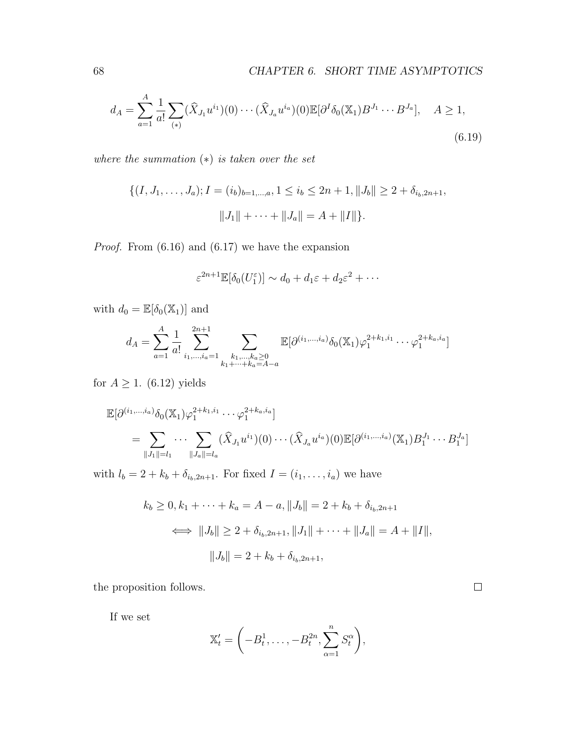$$d_A = \sum_{a=1}^{A} \frac{1}{a!} \sum_{(*)} (\widehat{X}_{J_1} u^{i_1})(0) \cdots (\widehat{X}_{J_a} u^{i_a})(0) \mathbb{E}[\partial^I \delta_0(\mathbb{X}_1) B^{J_1} \cdots B^{J_a}], \quad A \geq 1, \tag{6.19}$$

*where the summation $(*)$ is taken over the set*

$$\{(I, J_1, \ldots, J_a); I = (i_b)_{b=1,\ldots,a}, 1 \leq i_b \leq 2n+1, \|J_b\| \geq 2 + \delta_{i_b,2n+1},$$
$$\|J_1\| + \cdots + \|J_a\| = A + \|I\|\}.$$

*Proof.* From (6.16) and (6.17) we have the expansion

$$\varepsilon^{2n+1} \mathbb{E}[\delta_0(U_1^\varepsilon)] \sim d_0 + d_1 \varepsilon + d_2 \varepsilon^2 + \cdots$$

with $d_0 = \mathbb{E}[\delta_0(\mathbb{X}_1)]$ and

$$d_A = \sum_{a=1}^{A} \frac{1}{a!} \sum_{i_1,\ldots,i_a=1}^{2n+1} \sum_{\substack{k_1,\ldots,k_a \geq 0 \\ k_1+\cdots+k_a = A-a}} \mathbb{E}[\partial^{(i_1,\ldots,i_a)} \delta_0(\mathbb{X}_1) \varphi_1^{2+k_1,i_1} \cdots \varphi_1^{2+k_a,i_a}]$$

for $A \geq 1$. (6.12) yields

$$\begin{aligned}
&\mathbb{E}[\partial^{(i_1,\ldots,i_a)} \delta_0(\mathbb{X}_1) \varphi_1^{2+k_1,i_1} \cdots \varphi_1^{2+k_a,i_a}] \\
&\quad = \sum_{\|J_1\|=l_1} \cdots \sum_{\|J_a\|=l_a} (\widehat{X}_{J_1} u^{i_1})(0) \cdots (\widehat{X}_{J_a} u^{i_a})(0) \mathbb{E}[\partial^{(i_1,\ldots,i_a)}(\mathbb{X}_1) B_1^{J_1} \cdots B_1^{J_a}]
\end{aligned}$$

with $l_b = 2 + k_b + \delta_{i_b,2n+1}$. For fixed $I = (i_1, \ldots, i_a)$ we have

$$\begin{aligned}
&k_b \geq 0, k_1 + \cdots + k_a = A - a, \|J_b\| = 2 + k_b + \delta_{i_b,2n+1} \\
&\iff \|J_b\| \geq 2 + \delta_{i_b,2n+1}, \|J_1\| + \cdots + \|J_a\| = A + \|I\|, \\
&\qquad \|J_b\| = 2 + k_b + \delta_{i_b,2n+1},
\end{aligned}$$

the proposition follows. $\square$

If we set

$$\mathbb{X}'_t = \left( -B_t^1, \ldots, -B_t^{2n}, \sum_{\alpha=1}^{n} S_t^\alpha \right),$$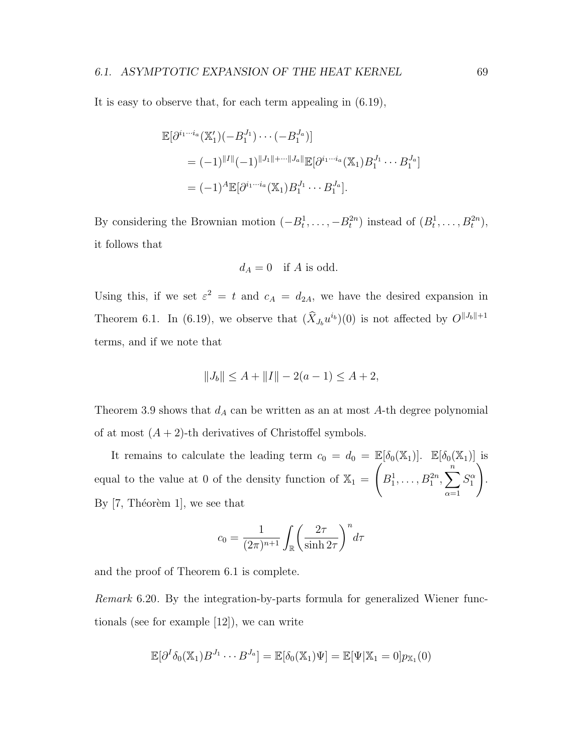It is easy to observe that, for each term appealing in (6.19),

$$
\begin{aligned}
&\mathbb{E}[\partial^{i_1\cdots i_a}(\mathbb{X}_1')(-B_1^{J_1})\cdots(-B_1^{J_a})] \\
&\quad = (-1)^{\|I\|}(-1)^{\|J_1\|+\cdots\|J_a\|}\mathbb{E}[\partial^{i_1\cdots i_a}(\mathbb{X}_1)B_1^{J_1}\cdots B_1^{J_a}] \\
&\quad = (-1)^{A}\mathbb{E}[\partial^{i_1\cdots i_a}(\mathbb{X}_1)B_1^{J_1}\cdots B_1^{J_a}].
\end{aligned}
$$

By considering the Brownian motion $(-B_t^1, \ldots, -B_t^{2n})$ instead of $(B_t^1, \ldots, B_t^{2n})$, it follows that

$$
d_A = 0 \quad \text{if } A \text{ is odd.}
$$

Using this, if we set $\varepsilon^2 = t$ and $c_A = d_{2A}$, we have the desired expansion in Theorem 6.1. In (6.19), we observe that $(\widehat{X}_{J_b}u^{i_b})(0)$ is not affected by $O^{\|J_b\|+1}$ terms, and if we note that

$$
\|J_b\| \leq A + \|I\| - 2(a-1) \leq A + 2,
$$

Theorem 3.9 shows that $d_A$ can be written as an at most $A$-th degree polynomial of at most $(A+2)$-th derivatives of Christoffel symbols.

It remains to calculate the leading term $c_0 = d_0 = \mathbb{E}[\delta_0(\mathbb{X}_1)]$. $\mathbb{E}[\delta_0(\mathbb{X}_1)]$ is equal to the value at 0 of the density function of $\mathbb{X}_1 = \left(B_1^1, \ldots, B_1^{2n}, \sum_{\alpha=1}^{n} S_1^{\alpha}\right)$. By [7, Théorèm 1], we see that

$$
c_0 = \frac{1}{(2\pi)^{n+1}} \int_{\mathbb{R}} \left(\frac{2\tau}{\sinh 2\tau}\right)^n d\tau
$$

and the proof of Theorem 6.1 is complete.

*Remark* 6.20. By the integration-by-parts formula for generalized Wiener functionals (see for example [12]), we can write

$$
\mathbb{E}[\partial^I \delta_0(\mathbb{X}_1)B^{J_1}\cdots B^{J_a}] = \mathbb{E}[\delta_0(\mathbb{X}_1)\Psi] = \mathbb{E}[\Psi|\mathbb{X}_1 = 0]p_{\mathbb{X}_1}(0)
$$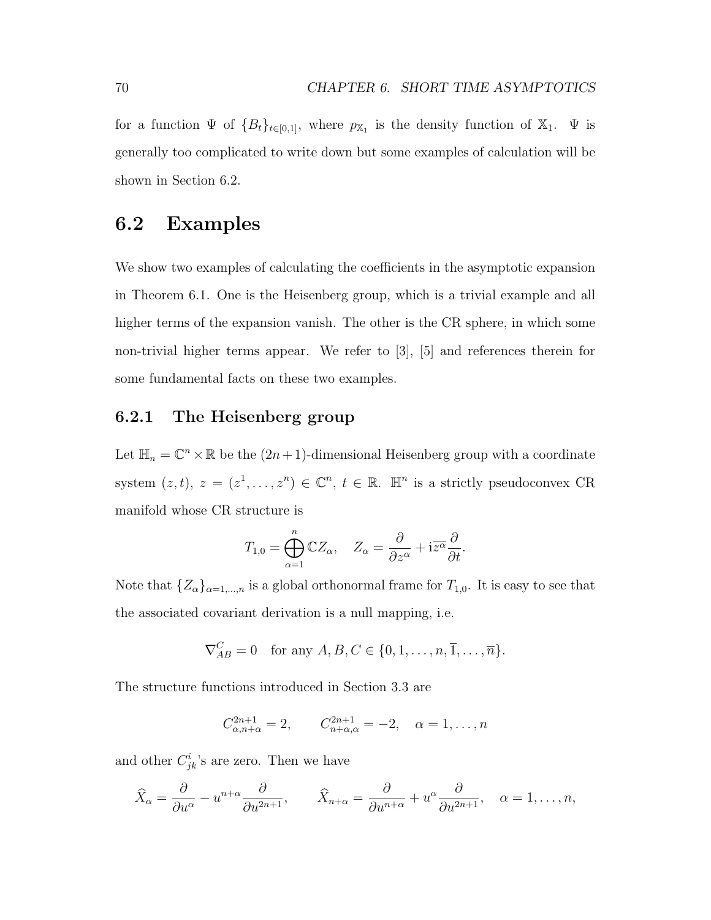for a function $\Psi$ of $\{B_t\}_{t\in[0,1]}$, where $p_{\mathbb{X}_1}$ is the density function of $\mathbb{X}_1$. $\Psi$ is generally too complicated to write down but some examples of calculation will be shown in Section 6.2.

## 6.2 Examples

We show two examples of calculating the coefficients in the asymptotic expansion in Theorem 6.1. One is the Heisenberg group, which is a trivial example and all higher terms of the expansion vanish. The other is the CR sphere, in which some non-trivial higher terms appear. We refer to [3], [5] and references therein for some fundamental facts on these two examples.

### 6.2.1 The Heisenberg group

Let $\mathbb{H}_n = \mathbb{C}^n \times \mathbb{R}$ be the $(2n+1)$-dimensional Heisenberg group with a coordinate system $(z, t)$, $z = (z^1, \dots, z^n) \in \mathbb{C}^n$, $t \in \mathbb{R}$. $\mathbb{H}^n$ is a strictly pseudoconvex CR manifold whose CR structure is

$$T_{1,0} = \bigoplus_{\alpha=1}^{n} \mathbb{C} Z_\alpha, \quad Z_\alpha = \frac{\partial}{\partial z^\alpha} + \mathrm{i}\overline{z^\alpha}\frac{\partial}{\partial t}.$$

Note that $\{Z_\alpha\}_{\alpha=1,\dots,n}$ is a global orthonormal frame for $T_{1,0}$. It is easy to see that the associated covariant derivation is a null mapping, i.e.

$$\nabla^C_{AB} = 0 \quad \text{for any } A, B, C \in \{0, 1, \dots, n, \overline{1}, \dots, \overline{n}\}.$$

The structure functions introduced in Section 3.3 are

$$C^{2n+1}_{\alpha,n+\alpha} = 2, \qquad C^{2n+1}_{n+\alpha,\alpha} = -2, \quad \alpha = 1, \dots, n$$

and other $C^i_{jk}$'s are zero. Then we have

$$\widehat{X}_\alpha = \frac{\partial}{\partial u^\alpha} - u^{n+\alpha}\frac{\partial}{\partial u^{2n+1}}, \qquad \widehat{X}_{n+\alpha} = \frac{\partial}{\partial u^{n+\alpha}} + u^\alpha \frac{\partial}{\partial u^{2n+1}}, \quad \alpha = 1, \dots, n,$$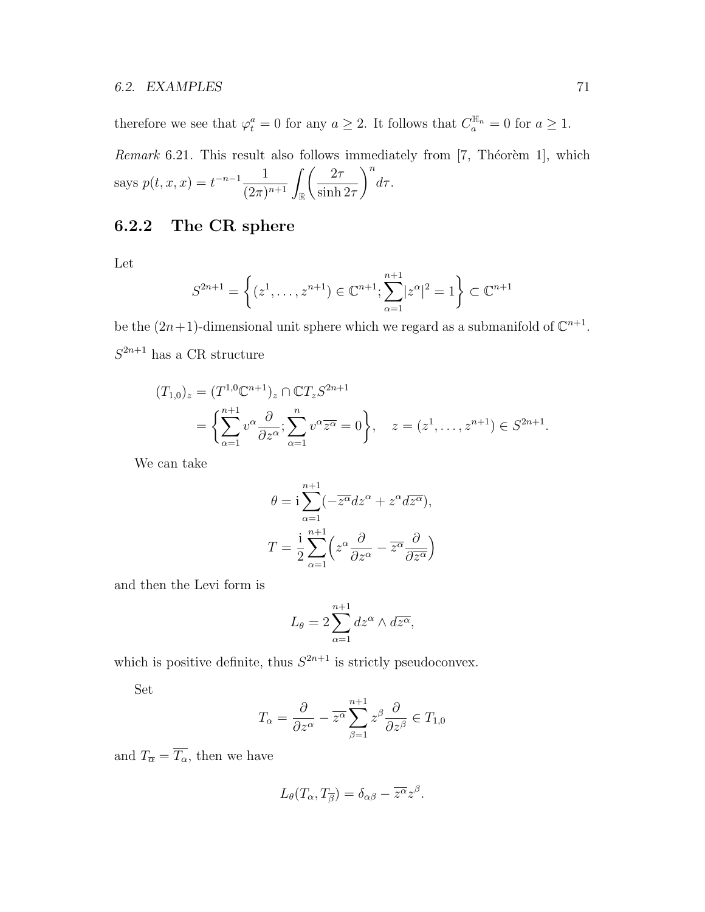therefore we see that $\varphi_t^a = 0$ for any $a \geq 2$. It follows that $C_a^{\mathbb{H}_n} = 0$ for $a \geq 1$.

*Remark* 6.21. This result also follows immediately from [7, Théorèm 1], which says $p(t,x,x) = t^{-n-1}\dfrac{1}{(2\pi)^{n+1}}\displaystyle\int_{\mathbb{R}}\left(\frac{2\tau}{\sinh 2\tau}\right)^n d\tau$.

### 6.2.2 The CR sphere

Let

$$S^{2n+1} = \left\{(z^1, \ldots, z^{n+1}) \in \mathbb{C}^{n+1}; \sum_{\alpha=1}^{n+1} |z^\alpha|^2 = 1\right\} \subset \mathbb{C}^{n+1}$$

be the $(2n+1)$-dimensional unit sphere which we regard as a submanifold of $\mathbb{C}^{n+1}$. $S^{2n+1}$ has a CR structure

$$\begin{aligned}
(T_{1,0})_z &= (T^{1,0}\mathbb{C}^{n+1})_z \cap \mathbb{C}T_z S^{2n+1} \\
&= \left\{\sum_{\alpha=1}^{n+1} v^\alpha \frac{\partial}{\partial z^\alpha}; \sum_{\alpha=1}^{n} v^\alpha \overline{z^\alpha} = 0\right\}, \quad z = (z^1, \ldots, z^{n+1}) \in S^{2n+1}.
\end{aligned}$$

We can take

$$\theta = \mathrm{i}\sum_{\alpha=1}^{n+1}(-\overline{z^\alpha}dz^\alpha + z^\alpha d\overline{z^\alpha}),$$

$$T = \frac{\mathrm{i}}{2}\sum_{\alpha=1}^{n+1}\Big(z^\alpha \frac{\partial}{\partial z^\alpha} - \overline{z^\alpha}\frac{\partial}{\partial \overline{z^\alpha}}\Big)$$

and then the Levi form is

$$L_\theta = 2\sum_{\alpha=1}^{n+1} dz^\alpha \wedge d\overline{z^\alpha},$$

which is positive definite, thus $S^{2n+1}$ is strictly pseudoconvex.

Set

$$T_\alpha = \frac{\partial}{\partial z^\alpha} - \overline{z^\alpha}\sum_{\beta=1}^{n+1} z^\beta \frac{\partial}{\partial z^\beta} \in T_{1,0}$$

and $T_{\overline{\alpha}} = \overline{T_\alpha}$, then we have

$$L_\theta(T_\alpha, T_{\overline{\beta}}) = \delta_{\alpha\beta} - \overline{z^\alpha}z^\beta.$$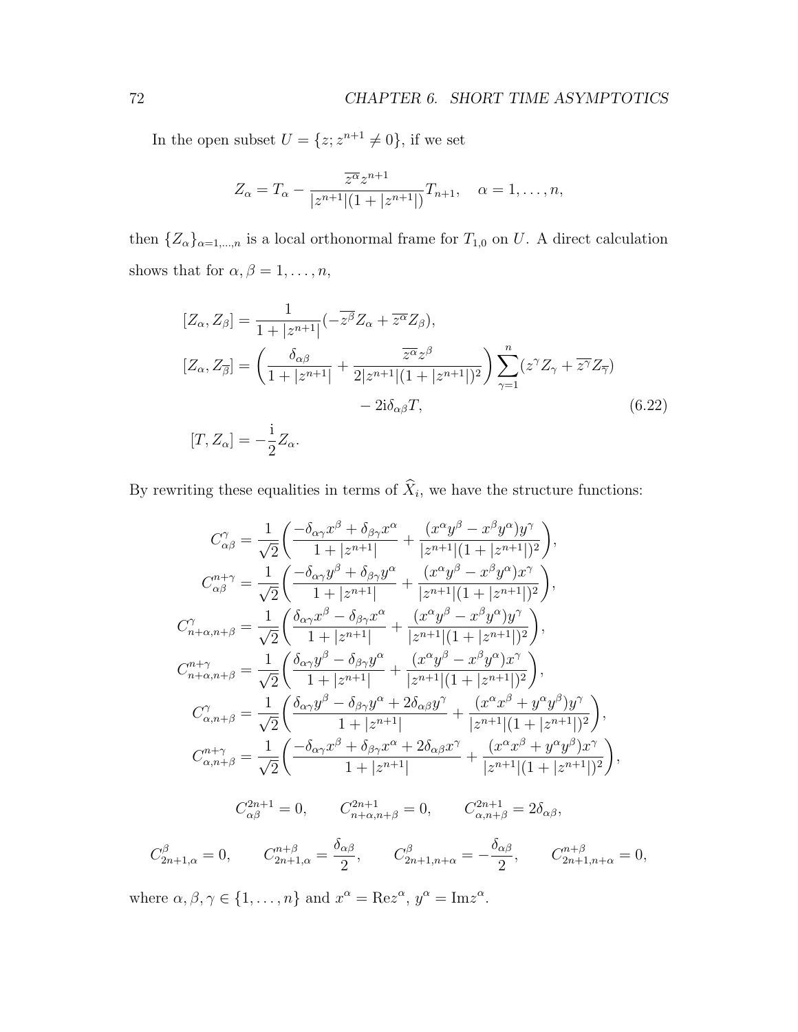In the open subset $U = \{z; z^{n+1} \neq 0\}$, if we set

$$Z_\alpha = T_\alpha - \frac{\overline{z^\alpha} z^{n+1}}{|z^{n+1}|(1+|z^{n+1}|)} T_{n+1}, \quad \alpha = 1, \ldots, n,$$

then $\{Z_\alpha\}_{\alpha=1,\ldots,n}$ is a local orthonormal frame for $T_{1,0}$ on $U$. A direct calculation shows that for $\alpha, \beta = 1, \ldots, n$,

$$\begin{aligned}
[Z_\alpha, Z_\beta] &= \frac{1}{1+|z^{n+1}|}(-\overline{z^\beta} Z_\alpha + \overline{z^\alpha} Z_\beta), \\
[Z_\alpha, Z_{\overline{\beta}}] &= \left( \frac{\delta_{\alpha\beta}}{1+|z^{n+1}|} + \frac{\overline{z^\alpha} z^\beta}{2|z^{n+1}|(1+|z^{n+1}|)^2} \right) \sum_{\gamma=1}^{n} (z^\gamma Z_\gamma + \overline{z^\gamma} Z_{\overline{\gamma}}) \\
&\qquad - 2\mathrm{i}\delta_{\alpha\beta} T, \\
[T, Z_\alpha] &= -\frac{\mathrm{i}}{2} Z_\alpha.
\end{aligned} \tag{6.22}$$

By rewriting these equalities in terms of $\widehat{X}_i$, we have the structure functions:

$$\begin{aligned}
C_{\alpha\beta}^{\gamma} &= \frac{1}{\sqrt{2}} \left( \frac{-\delta_{\alpha\gamma} x^\beta + \delta_{\beta\gamma} x^\alpha}{1+|z^{n+1}|} + \frac{(x^\alpha y^\beta - x^\beta y^\alpha) y^\gamma}{|z^{n+1}|(1+|z^{n+1}|)^2} \right), \\
C_{\alpha\beta}^{n+\gamma} &= \frac{1}{\sqrt{2}} \left( \frac{-\delta_{\alpha\gamma} y^\beta + \delta_{\beta\gamma} y^\alpha}{1+|z^{n+1}|} + \frac{(x^\alpha y^\beta - x^\beta y^\alpha) x^\gamma}{|z^{n+1}|(1+|z^{n+1}|)^2} \right), \\
C_{n+\alpha,n+\beta}^{\gamma} &= \frac{1}{\sqrt{2}} \left( \frac{\delta_{\alpha\gamma} x^\beta - \delta_{\beta\gamma} x^\alpha}{1+|z^{n+1}|} + \frac{(x^\alpha y^\beta - x^\beta y^\alpha) y^\gamma}{|z^{n+1}|(1+|z^{n+1}|)^2} \right), \\
C_{n+\alpha,n+\beta}^{n+\gamma} &= \frac{1}{\sqrt{2}} \left( \frac{\delta_{\alpha\gamma} y^\beta - \delta_{\beta\gamma} y^\alpha}{1+|z^{n+1}|} + \frac{(x^\alpha y^\beta - x^\beta y^\alpha) x^\gamma}{|z^{n+1}|(1+|z^{n+1}|)^2} \right), \\
C_{\alpha,n+\beta}^{\gamma} &= \frac{1}{\sqrt{2}} \left( \frac{\delta_{\alpha\gamma} y^\beta - \delta_{\beta\gamma} y^\alpha + 2\delta_{\alpha\beta} y^\gamma}{1+|z^{n+1}|} + \frac{(x^\alpha x^\beta + y^\alpha y^\beta) y^\gamma}{|z^{n+1}|(1+|z^{n+1}|)^2} \right), \\
C_{\alpha,n+\beta}^{n+\gamma} &= \frac{1}{\sqrt{2}} \left( \frac{-\delta_{\alpha\gamma} x^\beta + \delta_{\beta\gamma} x^\alpha + 2\delta_{\alpha\beta} x^\gamma}{1+|z^{n+1}|} + \frac{(x^\alpha x^\beta + y^\alpha y^\beta) x^\gamma}{|z^{n+1}|(1+|z^{n+1}|)^2} \right),
\end{aligned}$$

$$C_{\alpha\beta}^{2n+1} = 0, \qquad C_{n+\alpha,n+\beta}^{2n+1} = 0, \qquad C_{\alpha,n+\beta}^{2n+1} = 2\delta_{\alpha\beta},$$

$$C_{2n+1,\alpha}^{\beta} = 0, \qquad C_{2n+1,\alpha}^{n+\beta} = \frac{\delta_{\alpha\beta}}{2}, \qquad C_{2n+1,n+\alpha}^{\beta} = -\frac{\delta_{\alpha\beta}}{2}, \qquad C_{2n+1,n+\alpha}^{n+\beta} = 0,$$

where $\alpha, \beta, \gamma \in \{1, \ldots, n\}$ and $x^\alpha = \mathrm{Re} z^\alpha$, $y^\alpha = \mathrm{Im} z^\alpha$.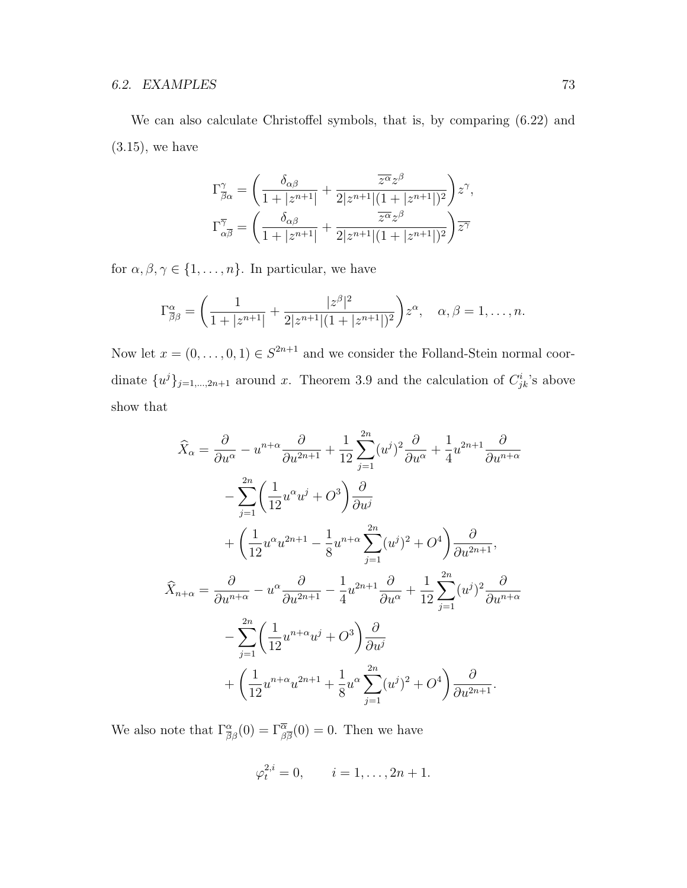We can also calculate Christoffel symbols, that is, by comparing (6.22) and (3.15), we have

$$
\begin{aligned}
\Gamma^{\gamma}_{\overline{\beta}\alpha} &= \left( \frac{\delta_{\alpha\beta}}{1+|z^{n+1}|} + \frac{\overline{z^{\alpha}} z^{\beta}}{2|z^{n+1}|(1+|z^{n+1}|)^2} \right) z^{\gamma}, \\
\Gamma^{\overline{\gamma}}_{\alpha\overline{\beta}} &= \left( \frac{\delta_{\alpha\beta}}{1+|z^{n+1}|} + \frac{\overline{z^{\alpha}} z^{\beta}}{2|z^{n+1}|(1+|z^{n+1}|)^2} \right) \overline{z^{\gamma}}
\end{aligned}
$$

for $\alpha, \beta, \gamma \in \{1, \ldots, n\}$. In particular, we have

$$
\Gamma^{\alpha}_{\overline{\beta}\beta} = \left( \frac{1}{1+|z^{n+1}|} + \frac{|z^{\beta}|^2}{2|z^{n+1}|(1+|z^{n+1}|)^2} \right) z^{\alpha}, \quad \alpha, \beta = 1, \ldots, n.
$$

Now let $x = (0, \ldots, 0, 1) \in S^{2n+1}$ and we consider the Folland-Stein normal coordinate $\{u^j\}_{j=1,\ldots,2n+1}$ around $x$. Theorem 3.9 and the calculation of $C^i_{jk}$'s above show that

$$
\begin{aligned}
\widehat{X}_{\alpha} &= \frac{\partial}{\partial u^{\alpha}} - u^{n+\alpha} \frac{\partial}{\partial u^{2n+1}} + \frac{1}{12} \sum_{j=1}^{2n} (u^j)^2 \frac{\partial}{\partial u^{\alpha}} + \frac{1}{4} u^{2n+1} \frac{\partial}{\partial u^{n+\alpha}} \\
&\quad - \sum_{j=1}^{2n} \left( \frac{1}{12} u^{\alpha} u^j + O^3 \right) \frac{\partial}{\partial u^j} \\
&\quad + \left( \frac{1}{12} u^{\alpha} u^{2n+1} - \frac{1}{8} u^{n+\alpha} \sum_{j=1}^{2n} (u^j)^2 + O^4 \right) \frac{\partial}{\partial u^{2n+1}}, \\
\widehat{X}_{n+\alpha} &= \frac{\partial}{\partial u^{n+\alpha}} - u^{\alpha} \frac{\partial}{\partial u^{2n+1}} - \frac{1}{4} u^{2n+1} \frac{\partial}{\partial u^{\alpha}} + \frac{1}{12} \sum_{j=1}^{2n} (u^j)^2 \frac{\partial}{\partial u^{n+\alpha}} \\
&\quad - \sum_{j=1}^{2n} \left( \frac{1}{12} u^{n+\alpha} u^j + O^3 \right) \frac{\partial}{\partial u^j} \\
&\quad + \left( \frac{1}{12} u^{n+\alpha} u^{2n+1} + \frac{1}{8} u^{\alpha} \sum_{j=1}^{2n} (u^j)^2 + O^4 \right) \frac{\partial}{\partial u^{2n+1}}.
\end{aligned}
$$

We also note that $\Gamma^{\alpha}_{\overline{\beta}\beta}(0) = \Gamma^{\overline{\alpha}}_{\beta\overline{\beta}}(0) = 0$. Then we have

$$
\varphi^{2,i}_t = 0, \qquad i = 1, \ldots, 2n+1.
$$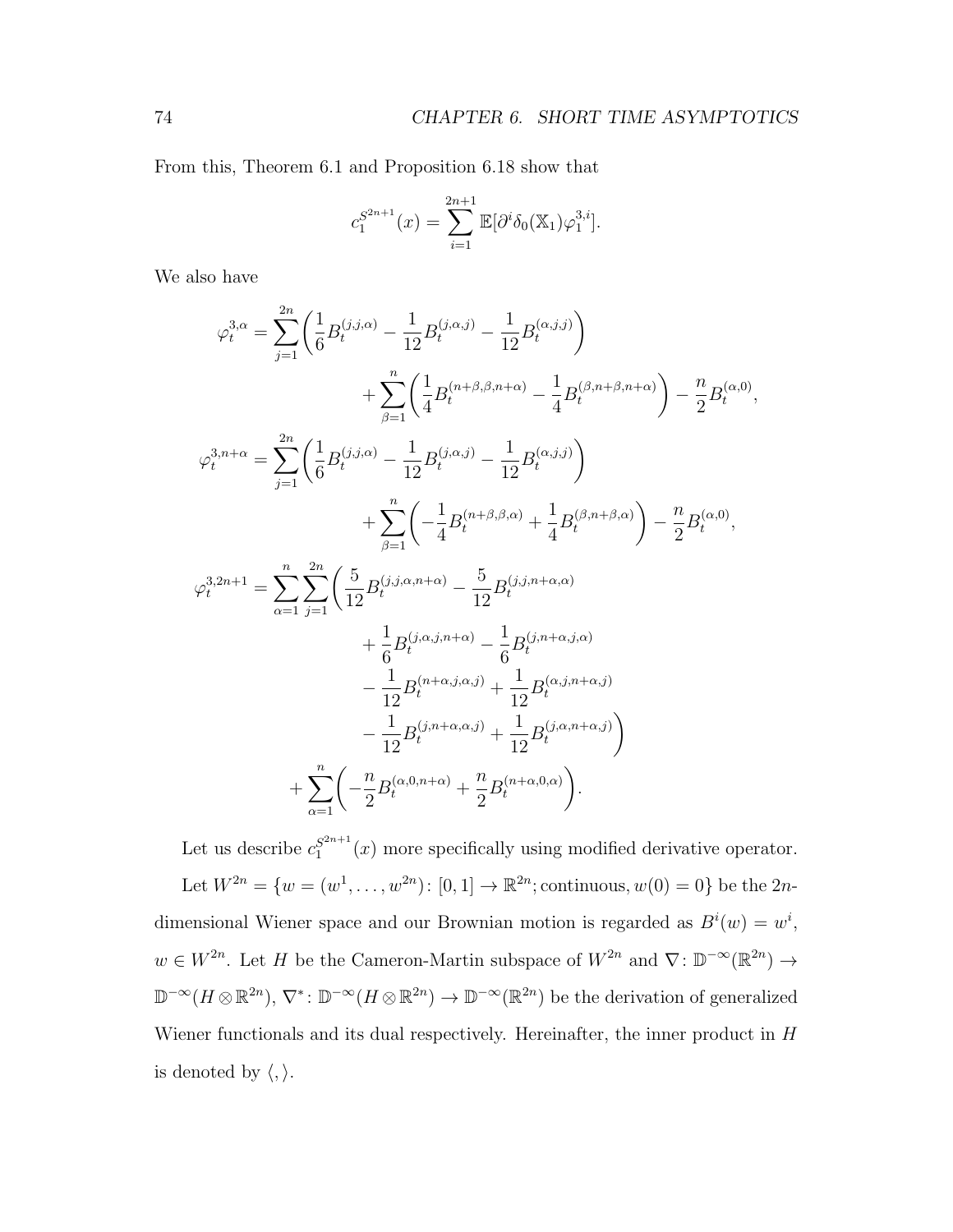From this, Theorem 6.1 and Proposition 6.18 show that

$$c_1^{S^{2n+1}}(x) = \sum_{i=1}^{2n+1} \mathbb{E}[\partial^i \delta_0(\mathbb{X}_1)\varphi_1^{3,i}].$$

We also have

$$\begin{aligned}
\varphi_t^{3,\alpha} &= \sum_{j=1}^{2n} \bigg( \frac{1}{6} B_t^{(j,j,\alpha)} - \frac{1}{12} B_t^{(j,\alpha,j)} - \frac{1}{12} B_t^{(\alpha,j,j)} \bigg) \\
&\qquad\qquad + \sum_{\beta=1}^{n} \bigg( \frac{1}{4} B_t^{(n+\beta,\beta,n+\alpha)} - \frac{1}{4} B_t^{(\beta,n+\beta,n+\alpha)} \bigg) - \frac{n}{2} B_t^{(\alpha,0)}, \\
\varphi_t^{3,n+\alpha} &= \sum_{j=1}^{2n} \bigg( \frac{1}{6} B_t^{(j,j,\alpha)} - \frac{1}{12} B_t^{(j,\alpha,j)} - \frac{1}{12} B_t^{(\alpha,j,j)} \bigg) \\
&\qquad\qquad + \sum_{\beta=1}^{n} \bigg( -\frac{1}{4} B_t^{(n+\beta,\beta,\alpha)} + \frac{1}{4} B_t^{(\beta,n+\beta,\alpha)} \bigg) - \frac{n}{2} B_t^{(\alpha,0)}, \\
\varphi_t^{3,2n+1} &= \sum_{\alpha=1}^{n} \sum_{j=1}^{2n} \bigg( \frac{5}{12} B_t^{(j,j,\alpha,n+\alpha)} - \frac{5}{12} B_t^{(j,j,n+\alpha,\alpha)} \\
&\qquad\qquad + \frac{1}{6} B_t^{(j,\alpha,j,n+\alpha)} - \frac{1}{6} B_t^{(j,n+\alpha,j,\alpha)} \\
&\qquad\qquad - \frac{1}{12} B_t^{(n+\alpha,j,\alpha,j)} + \frac{1}{12} B_t^{(\alpha,j,n+\alpha,j)} \\
&\qquad\qquad - \frac{1}{12} B_t^{(j,n+\alpha,\alpha,j)} + \frac{1}{12} B_t^{(j,\alpha,n+\alpha,j)} \bigg) \\
&\quad + \sum_{\alpha=1}^{n} \bigg( -\frac{n}{2} B_t^{(\alpha,0,n+\alpha)} + \frac{n}{2} B_t^{(n+\alpha,0,\alpha)} \bigg).
\end{aligned}$$

Let us describe $c_1^{S^{2n+1}}(x)$ more specifically using modified derivative operator.

Let $W^{2n} = \{w = (w^1, \ldots, w^{2n}) \colon [0,1] \to \mathbb{R}^{2n}; \text{continuous}, w(0) = 0\}$ be the $2n$-dimensional Wiener space and our Brownian motion is regarded as $B^i(w) = w^i$, $w \in W^{2n}$. Let $H$ be the Cameron-Martin subspace of $W^{2n}$ and $\nabla \colon \mathbb{D}^{-\infty}(\mathbb{R}^{2n}) \to \mathbb{D}^{-\infty}(H \otimes \mathbb{R}^{2n})$, $\nabla^* \colon \mathbb{D}^{-\infty}(H \otimes \mathbb{R}^{2n}) \to \mathbb{D}^{-\infty}(\mathbb{R}^{2n})$ be the derivation of generalized Wiener functionals and its dual respectively. Hereinafter, the inner product in $H$ is denoted by $\langle , \rangle$.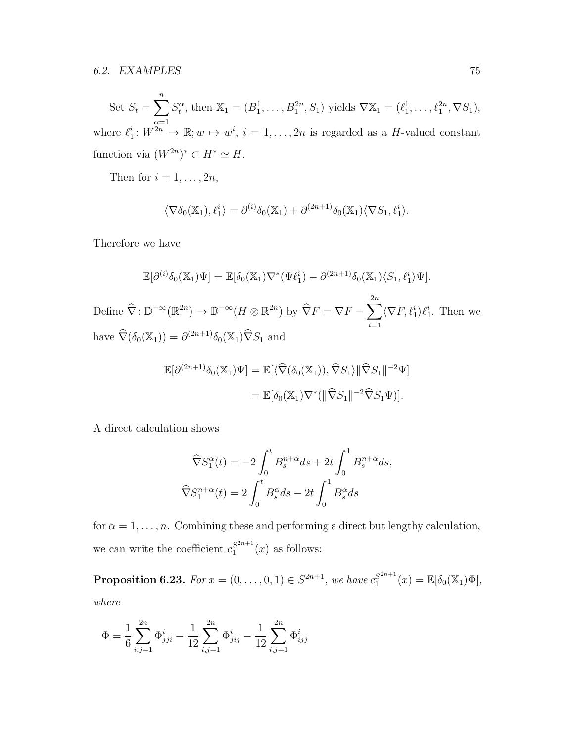Set $S_t = \sum_{\alpha=1}^{n} S_t^\alpha$, then $\mathbb{X}_1 = (B_1^1, \ldots, B_1^{2n}, S_1)$ yields $\nabla \mathbb{X}_1 = (\ell_1^1, \ldots, \ell_1^{2n}, \nabla S_1)$, where $\ell_1^i \colon W^{2n} \to \mathbb{R}; w \mapsto w^i$, $i = 1, \ldots, 2n$ is regarded as a $H$-valued constant function via $(W^{2n})^* \subset H^* \simeq H$.

Then for $i = 1, \ldots, 2n$,

$$\langle \nabla \delta_0(\mathbb{X}_1), \ell_1^i \rangle = \partial^{(i)} \delta_0(\mathbb{X}_1) + \partial^{(2n+1)} \delta_0(\mathbb{X}_1) \langle \nabla S_1, \ell_1^i \rangle.$$

Therefore we have

$$\mathbb{E}[\partial^{(i)} \delta_0(\mathbb{X}_1) \Psi] = \mathbb{E}[\delta_0(\mathbb{X}_1) \nabla^*(\Psi \ell_1^i) - \partial^{(2n+1)} \delta_0(\mathbb{X}_1) \langle S_1, \ell_1^i \rangle \Psi].$$

Define $\widehat{\nabla} \colon \mathbb{D}^{-\infty}(\mathbb{R}^{2n}) \to \mathbb{D}^{-\infty}(H \otimes \mathbb{R}^{2n})$ by $\widehat{\nabla} F = \nabla F - \sum_{i=1}^{2n} \langle \nabla F, \ell_1^i \rangle \ell_1^i$. Then we have $\widehat{\nabla}(\delta_0(\mathbb{X}_1)) = \partial^{(2n+1)} \delta_0(\mathbb{X}_1) \widehat{\nabla} S_1$ and

$$\begin{aligned}
\mathbb{E}[\partial^{(2n+1)} \delta_0(\mathbb{X}_1) \Psi] &= \mathbb{E}[\langle \widehat{\nabla}(\delta_0(\mathbb{X}_1)), \widehat{\nabla} S_1 \rangle \| \widehat{\nabla} S_1 \|^{-2} \Psi] \\
&= \mathbb{E}[\delta_0(\mathbb{X}_1) \nabla^*(\| \widehat{\nabla} S_1 \|^{-2} \widehat{\nabla} S_1 \Psi)].
\end{aligned}$$

A direct calculation shows

$$\begin{aligned}
\widehat{\nabla} S_1^\alpha(t) &= -2 \int_0^t B_s^{n+\alpha} ds + 2t \int_0^1 B_s^{n+\alpha} ds, \\
\widehat{\nabla} S_1^{n+\alpha}(t) &= 2 \int_0^t B_s^\alpha ds - 2t \int_0^1 B_s^\alpha ds
\end{aligned}$$

for $\alpha = 1, \ldots, n$. Combining these and performing a direct but lengthy calculation, we can write the coefficient $c_1^{S^{2n+1}}(x)$ as follows:

**Proposition 6.23.** *For $x = (0, \ldots, 0, 1) \in S^{2n+1}$, we have $c_1^{S^{2n+1}}(x) = \mathbb{E}[\delta_0(\mathbb{X}_1)\Phi]$, where*

$$\Phi = \frac{1}{6} \sum_{i,j=1}^{2n} \Phi_{jji}^i - \frac{1}{12} \sum_{i,j=1}^{2n} \Phi_{jij}^i - \frac{1}{12} \sum_{i,j=1}^{2n} \Phi_{ijj}^i$$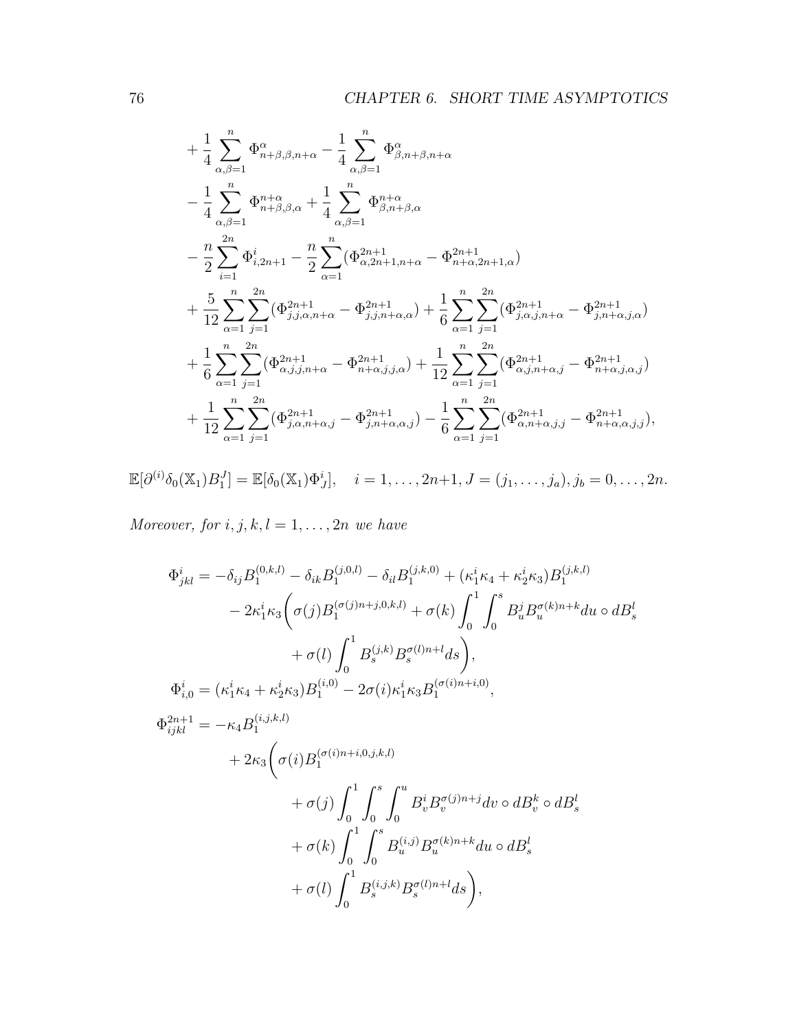$$
\begin{aligned}
&+ \frac{1}{4}\sum_{\alpha,\beta=1}^{n} \Phi^{\alpha}_{n+\beta,\beta,n+\alpha} - \frac{1}{4}\sum_{\alpha,\beta=1}^{n} \Phi^{\alpha}_{\beta,n+\beta,n+\alpha} \\
&- \frac{1}{4}\sum_{\alpha,\beta=1}^{n} \Phi^{n+\alpha}_{n+\beta,\beta,\alpha} + \frac{1}{4}\sum_{\alpha,\beta=1}^{n} \Phi^{n+\alpha}_{\beta,n+\beta,\alpha} \\
&- \frac{n}{2}\sum_{i=1}^{2n} \Phi^{i}_{i,2n+1} - \frac{n}{2}\sum_{\alpha=1}^{n} (\Phi^{2n+1}_{\alpha,2n+1,n+\alpha} - \Phi^{2n+1}_{n+\alpha,2n+1,\alpha}) \\
&+ \frac{5}{12}\sum_{\alpha=1}^{n}\sum_{j=1}^{2n} (\Phi^{2n+1}_{j,j,\alpha,n+\alpha} - \Phi^{2n+1}_{j,j,n+\alpha,\alpha}) + \frac{1}{6}\sum_{\alpha=1}^{n}\sum_{j=1}^{2n} (\Phi^{2n+1}_{j,\alpha,j,n+\alpha} - \Phi^{2n+1}_{j,n+\alpha,j,\alpha}) \\
&+ \frac{1}{6}\sum_{\alpha=1}^{n}\sum_{j=1}^{2n} (\Phi^{2n+1}_{\alpha,j,j,n+\alpha} - \Phi^{2n+1}_{n+\alpha,j,j,\alpha}) + \frac{1}{12}\sum_{\alpha=1}^{n}\sum_{j=1}^{2n} (\Phi^{2n+1}_{\alpha,j,n+\alpha,j} - \Phi^{2n+1}_{n+\alpha,j,\alpha,j}) \\
&+ \frac{1}{12}\sum_{\alpha=1}^{n}\sum_{j=1}^{2n} (\Phi^{2n+1}_{j,\alpha,n+\alpha,j} - \Phi^{2n+1}_{j,n+\alpha,\alpha,j}) - \frac{1}{6}\sum_{\alpha=1}^{n}\sum_{j=1}^{2n} (\Phi^{2n+1}_{\alpha,n+\alpha,j,j} - \Phi^{2n+1}_{n+\alpha,\alpha,j,j}),
\end{aligned}
$$

$$
\mathbb{E}[\partial^{(i)}\delta_0(\mathbb{X}_1)B^J_1] = \mathbb{E}[\delta_0(\mathbb{X}_1)\Phi^i_J], \quad i = 1,\ldots,2n+1, J = (j_1,\ldots,j_a), j_b = 0,\ldots,2n.
$$

*Moreover, for* $i,j,k,l = 1,\ldots,2n$ *we have*

$$
\begin{aligned}
\Phi^i_{jkl} &= -\delta_{ij}B_1^{(0,k,l)} - \delta_{ik}B_1^{(j,0,l)} - \delta_{il}B_1^{(j,k,0)} + (\kappa^i_1\kappa_4 + \kappa^i_2\kappa_3)B_1^{(j,k,l)} \\
&\quad - 2\kappa^i_1\kappa_3\bigg(\sigma(j)B_1^{(\sigma(j)n+j,0,k,l)} + \sigma(k)\int_0^1\int_0^s B^j_u B_u^{\sigma(k)n+k}du \circ dB^l_s \\
&\qquad + \sigma(l)\int_0^1 B_s^{(j,k)}B_s^{\sigma(l)n+l}ds\bigg), \\
\Phi^i_{i,0} &= (\kappa^i_1\kappa_4 + \kappa^i_2\kappa_3)B_1^{(i,0)} - 2\sigma(i)\kappa^i_1\kappa_3 B_1^{(\sigma(i)n+i,0)}, \\
\Phi^{2n+1}_{ijkl} &= -\kappa_4 B_1^{(i,j,k,l)} \\
&\quad + 2\kappa_3\bigg(\sigma(i)B_1^{(\sigma(i)n+i,0,j,k,l)} \\
&\qquad + \sigma(j)\int_0^1\int_0^s\int_0^u B^i_v B_v^{\sigma(j)n+j}dv \circ dB^k_v \circ dB^l_s \\
&\qquad + \sigma(k)\int_0^1\int_0^s B_u^{(i,j)}B_u^{\sigma(k)n+k}du \circ dB^l_s \\
&\qquad + \sigma(l)\int_0^1 B_s^{(i,j,k)}B_s^{\sigma(l)n+l}ds\bigg),
\end{aligned}
$$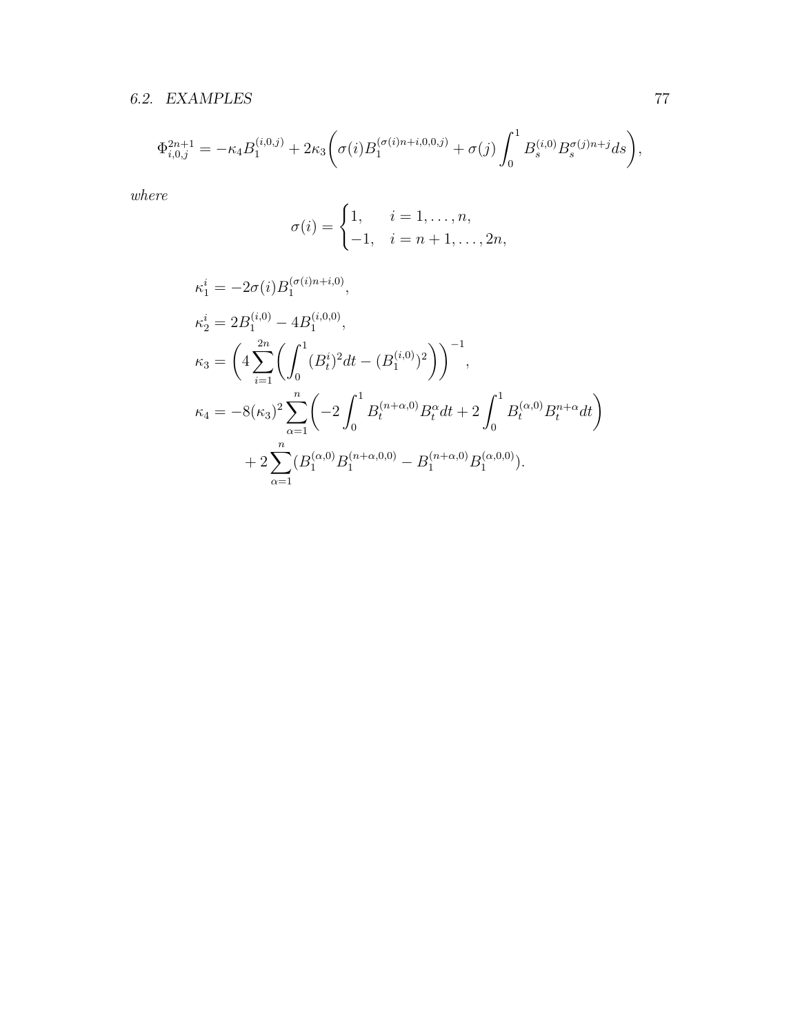$$\Phi^{2n+1}_{i,0,j} = -\kappa_4 B_1^{(i,0,j)} + 2\kappa_3\bigg(\sigma(i)B_1^{(\sigma(i)n+i,0,0,j)} + \sigma(j)\int_0^1 B_s^{(i,0)} B_s^{\sigma(j)n+j} ds\bigg),$$

*where*

$$\sigma(i) = \begin{cases} 1, & i = 1, \dots, n, \\ -1, & i = n+1, \dots, 2n, \end{cases}$$

$$\begin{aligned}
\kappa_1^i &= -2\sigma(i)B_1^{(\sigma(i)n+i,0)}, \\
\kappa_2^i &= 2B_1^{(i,0)} - 4B_1^{(i,0,0)}, \\
\kappa_3 &= \bigg(4\sum_{i=1}^{2n}\bigg(\int_0^1 (B_t^i)^2 dt - (B_1^{(i,0)})^2\bigg)\bigg)^{-1}, \\
\kappa_4 &= -8(\kappa_3)^2 \sum_{\alpha=1}^{n}\bigg(-2\int_0^1 B_t^{(n+\alpha,0)} B_t^{\alpha} dt + 2\int_0^1 B_t^{(\alpha,0)} B_t^{n+\alpha} dt\bigg) \\
&\quad + 2\sum_{\alpha=1}^{n}(B_1^{(\alpha,0)} B_1^{(n+\alpha,0,0)} - B_1^{(n+\alpha,0)} B_1^{(\alpha,0,0)}).
\end{aligned}$$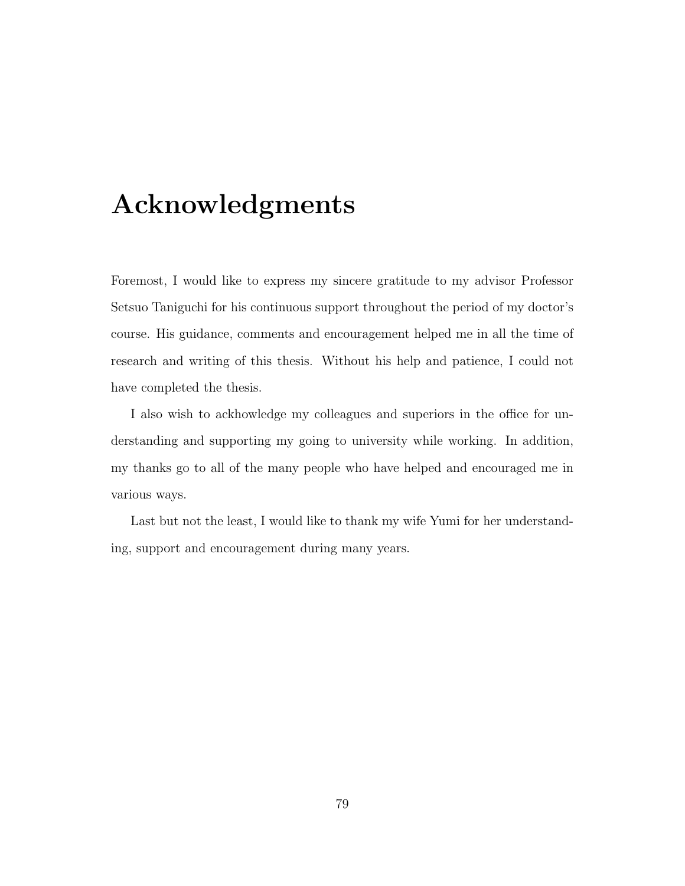# Acknowledgments

Foremost, I would like to express my sincere gratitude to my advisor Professor Setsuo Taniguchi for his continuous support throughout the period of my doctor's course. His guidance, comments and encouragement helped me in all the time of research and writing of this thesis. Without his help and patience, I could not have completed the thesis.

I also wish to ackhowledge my colleagues and superiors in the office for understanding and supporting my going to university while working. In addition, my thanks go to all of the many people who have helped and encouraged me in various ways.

Last but not the least, I would like to thank my wife Yumi for her understanding, support and encouragement during many years.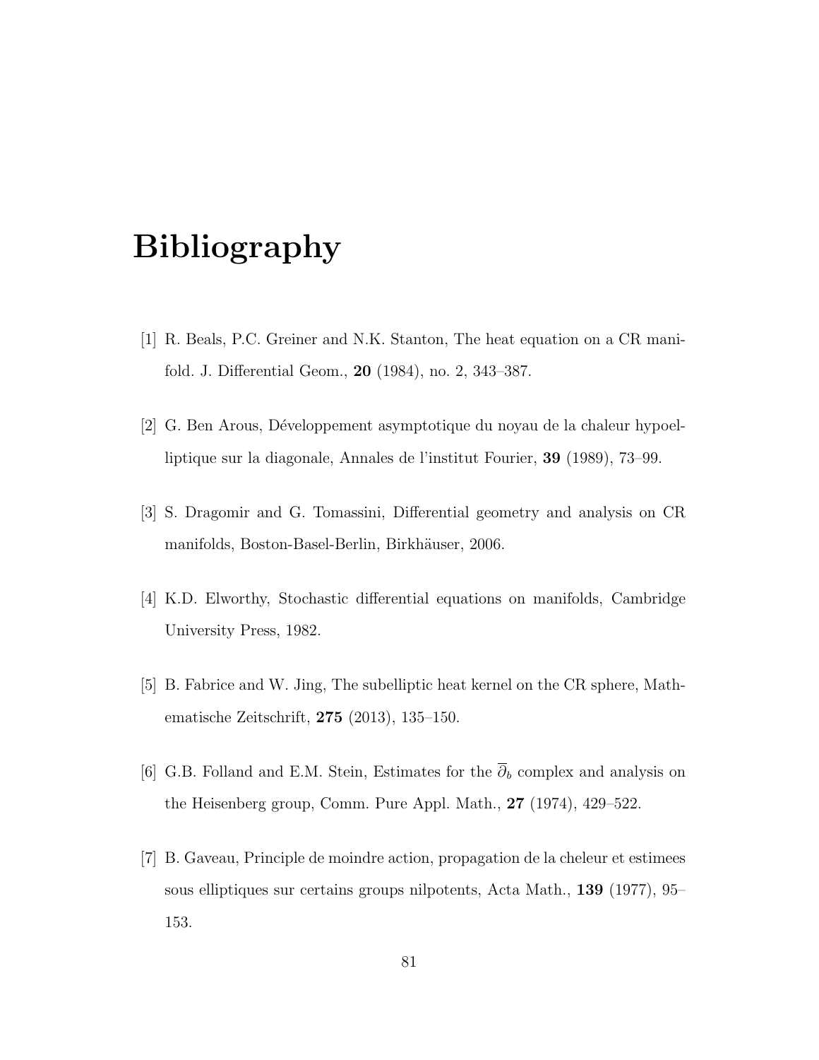# Bibliography

[1] R. Beals, P.C. Greiner and N.K. Stanton, The heat equation on a CR manifold. J. Differential Geom., **20** (1984), no. 2, 343–387.

[2] G. Ben Arous, Développement asymptotique du noyau de la chaleur hypoelliptique sur la diagonale, Annales de l'institut Fourier, **39** (1989), 73–99.

[3] S. Dragomir and G. Tomassini, Differential geometry and analysis on CR manifolds, Boston-Basel-Berlin, Birkhäuser, 2006.

[4] K.D. Elworthy, Stochastic differential equations on manifolds, Cambridge University Press, 1982.

[5] B. Fabrice and W. Jing, The subelliptic heat kernel on the CR sphere, Mathematische Zeitschrift, **275** (2013), 135–150.

[6] G.B. Folland and E.M. Stein, Estimates for the $\overline{\partial}_b$ complex and analysis on the Heisenberg group, Comm. Pure Appl. Math., **27** (1974), 429–522.

[7] B. Gaveau, Principle de moindre action, propagation de la cheleur et estimees sous elliptiques sur certains groups nilpotents, Acta Math., **139** (1977), 95–153.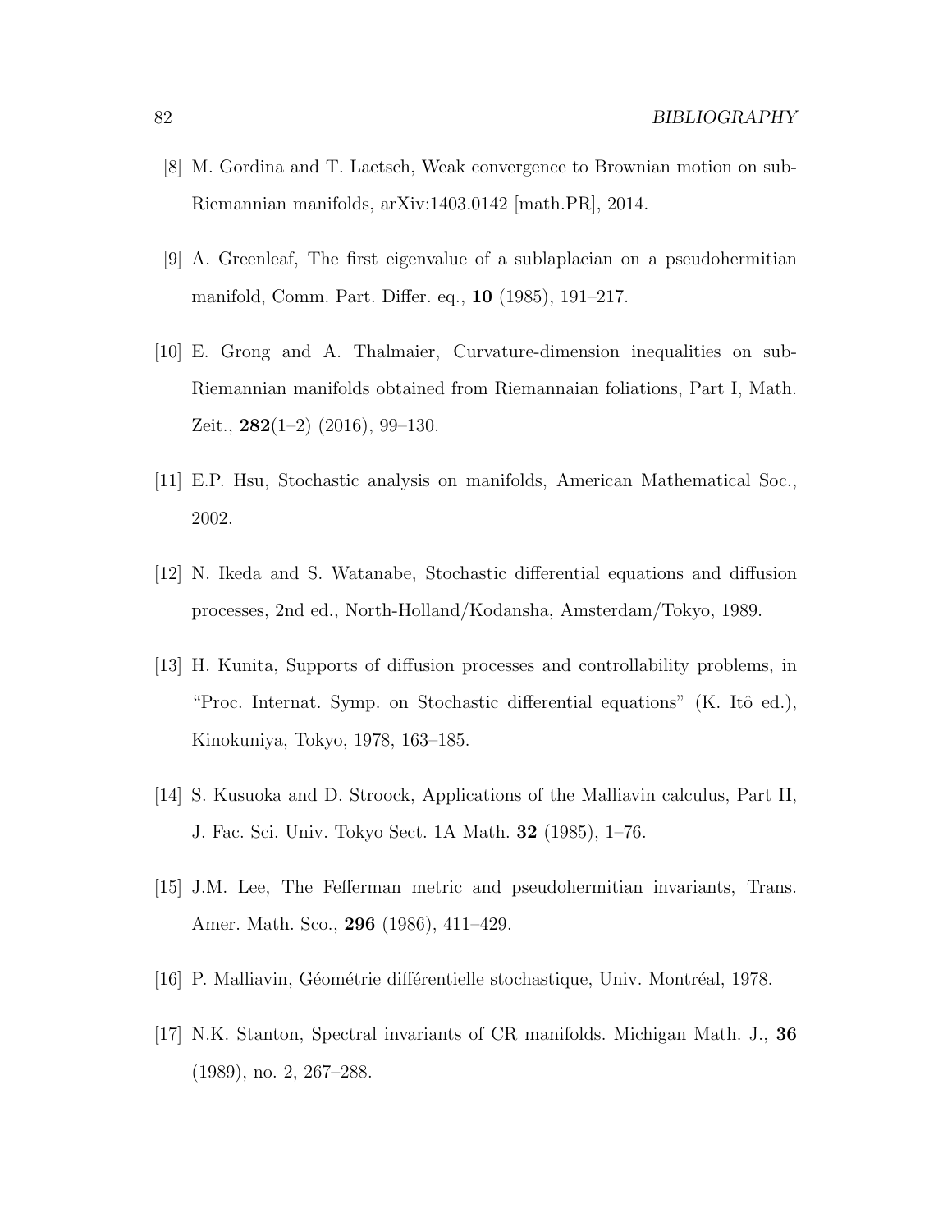[8] M. Gordina and T. Laetsch, Weak convergence to Brownian motion on sub-Riemannian manifolds, arXiv:1403.0142 [math.PR], 2014.

[9] A. Greenleaf, The first eigenvalue of a sublaplacian on a pseudohermitian manifold, Comm. Part. Differ. eq., **10** (1985), 191–217.

[10] E. Grong and A. Thalmaier, Curvature-dimension inequalities on sub-Riemannian manifolds obtained from Riemannaian foliations, Part I, Math. Zeit., **282**(1–2) (2016), 99–130.

[11] E.P. Hsu, Stochastic analysis on manifolds, American Mathematical Soc., 2002.

[12] N. Ikeda and S. Watanabe, Stochastic differential equations and diffusion processes, 2nd ed., North-Holland/Kodansha, Amsterdam/Tokyo, 1989.

[13] H. Kunita, Supports of diffusion processes and controllability problems, in "Proc. Internat. Symp. on Stochastic differential equations" (K. Itô ed.), Kinokuniya, Tokyo, 1978, 163–185.

[14] S. Kusuoka and D. Stroock, Applications of the Malliavin calculus, Part II, J. Fac. Sci. Univ. Tokyo Sect. 1A Math. **32** (1985), 1–76.

[15] J.M. Lee, The Fefferman metric and pseudohermitian invariants, Trans. Amer. Math. Sco., **296** (1986), 411–429.

[16] P. Malliavin, Géométrie différentielle stochastique, Univ. Montréal, 1978.

[17] N.K. Stanton, Spectral invariants of CR manifolds. Michigan Math. J., **36** (1989), no. 2, 267–288.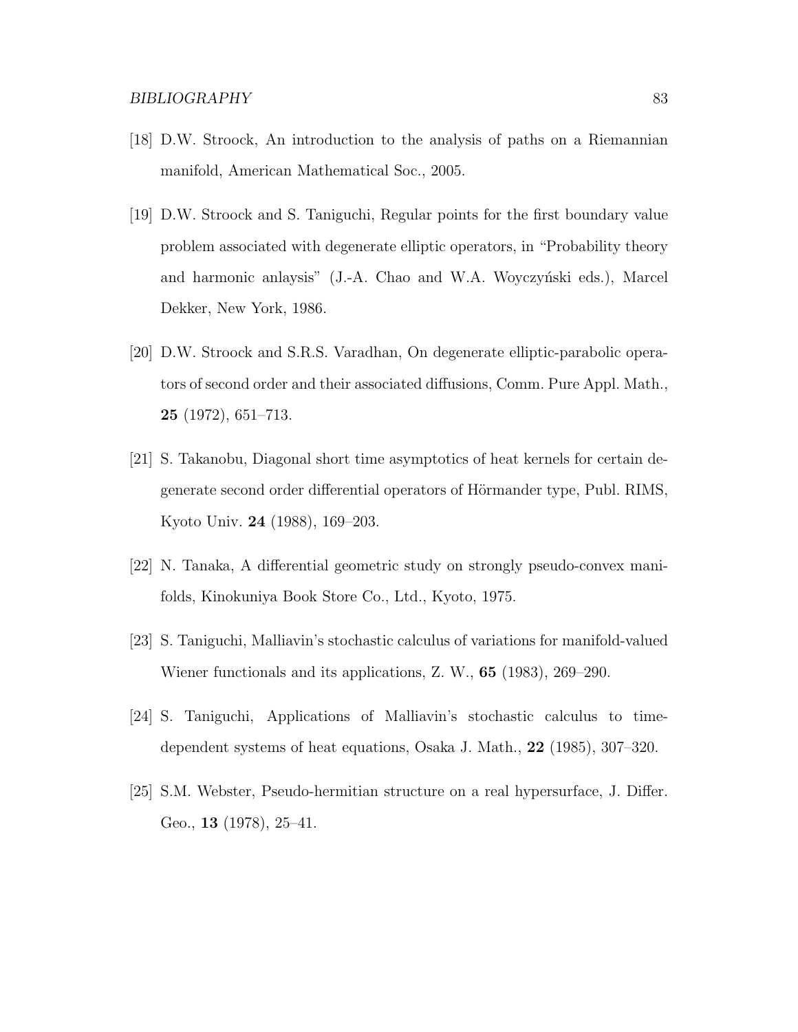[18] D.W. Stroock, An introduction to the analysis of paths on a Riemannian manifold, American Mathematical Soc., 2005.

[19] D.W. Stroock and S. Taniguchi, Regular points for the first boundary value problem associated with degenerate elliptic operators, in "Probability theory and harmonic anlaysis" (J.-A. Chao and W.A. Woyczyński eds.), Marcel Dekker, New York, 1986.

[20] D.W. Stroock and S.R.S. Varadhan, On degenerate elliptic-parabolic operators of second order and their associated diffusions, Comm. Pure Appl. Math., **25** (1972), 651–713.

[21] S. Takanobu, Diagonal short time asymptotics of heat kernels for certain degenerate second order differential operators of Hörmander type, Publ. RIMS, Kyoto Univ. **24** (1988), 169–203.

[22] N. Tanaka, A differential geometric study on strongly pseudo-convex manifolds, Kinokuniya Book Store Co., Ltd., Kyoto, 1975.

[23] S. Taniguchi, Malliavin's stochastic calculus of variations for manifold-valued Wiener functionals and its applications, Z. W., **65** (1983), 269–290.

[24] S. Taniguchi, Applications of Malliavin's stochastic calculus to time-dependent systems of heat equations, Osaka J. Math., **22** (1985), 307–320.

[25] S.M. Webster, Pseudo-hermitian structure on a real hypersurface, J. Differ. Geo., **13** (1978), 25–41.